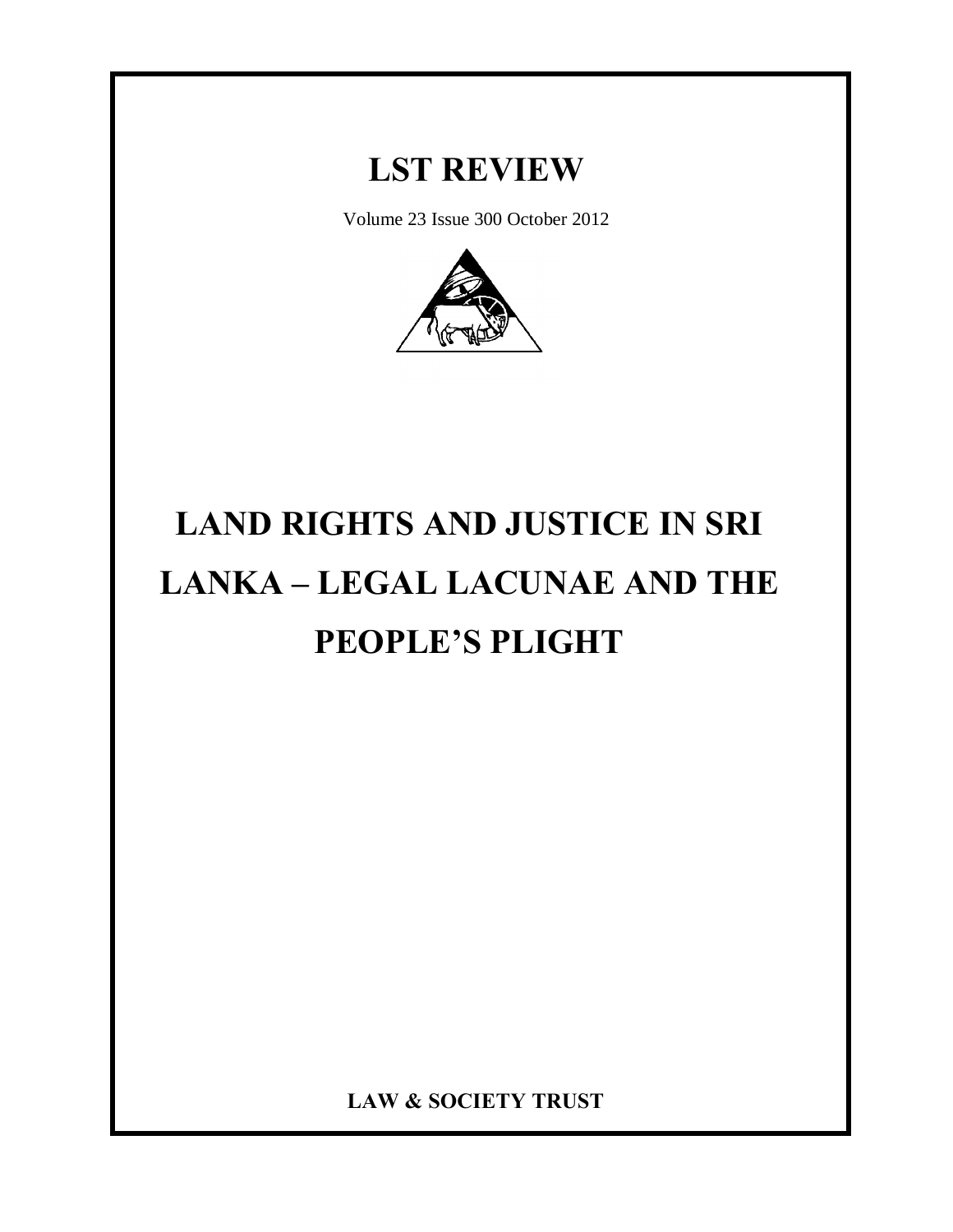# LST REVIEW

Volume 23 Issue 300 October 2012

# LAND RIGHTS AND JUSTICE IN SRI LANKA – LEGAL LACUNAE AND THE PEOPLE'S PLIGHT

**LAW & SOCIETY TRUST**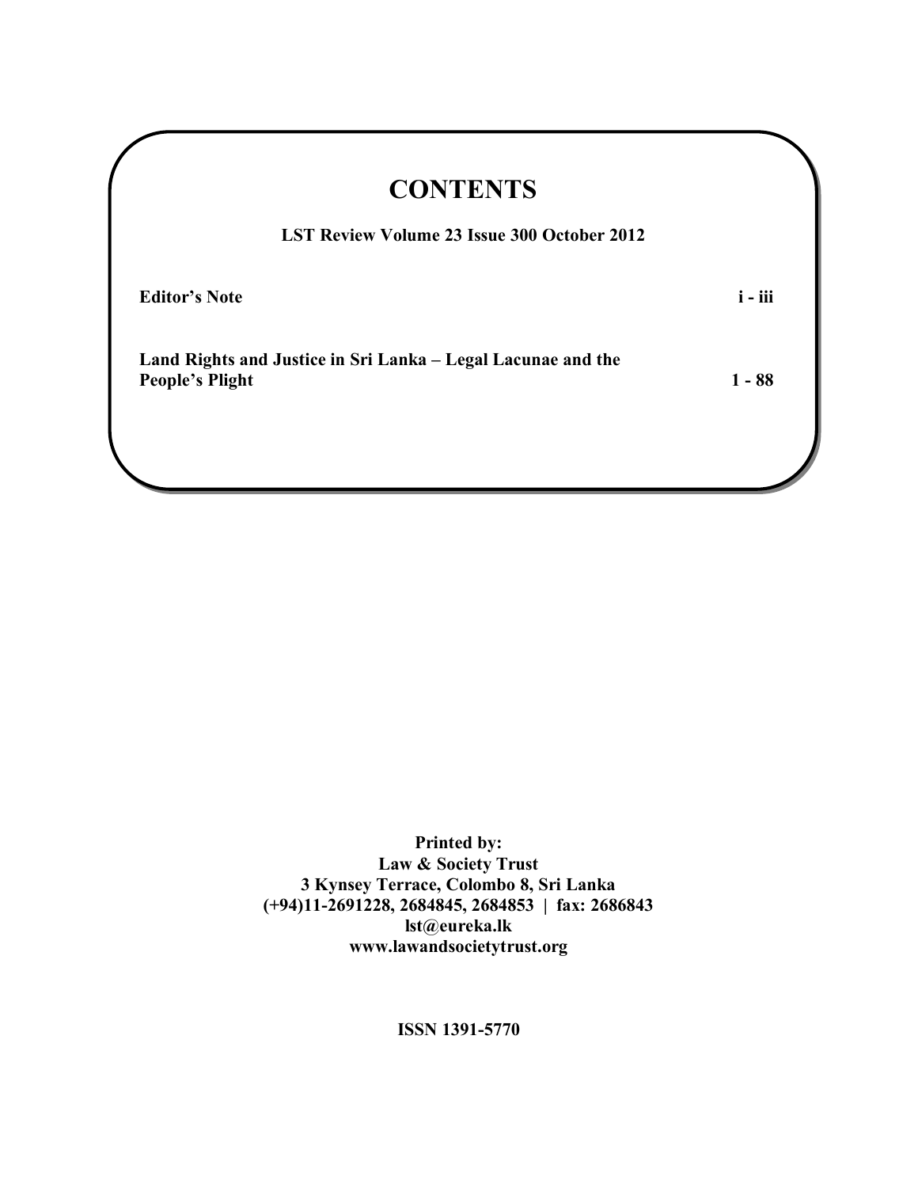# CONTENTS

**LST Review Volume 23 Issue 300 October 2012**

| | |
|---|---|
| **Editor's Note** | **i - iii** |
| **Land Rights and Justice in Sri Lanka – Legal Lacunae and the People's Plight** | **1 - 88** |

**Printed by:**
**Law & Society Trust**
**3 Kynsey Terrace, Colombo 8, Sri Lanka**
**(+94)11-2691228, 2684845, 2684853 | fax: 2686843**
**lst@eureka.lk**
**www.lawandsocietytrust.org**

**ISSN 1391-5770**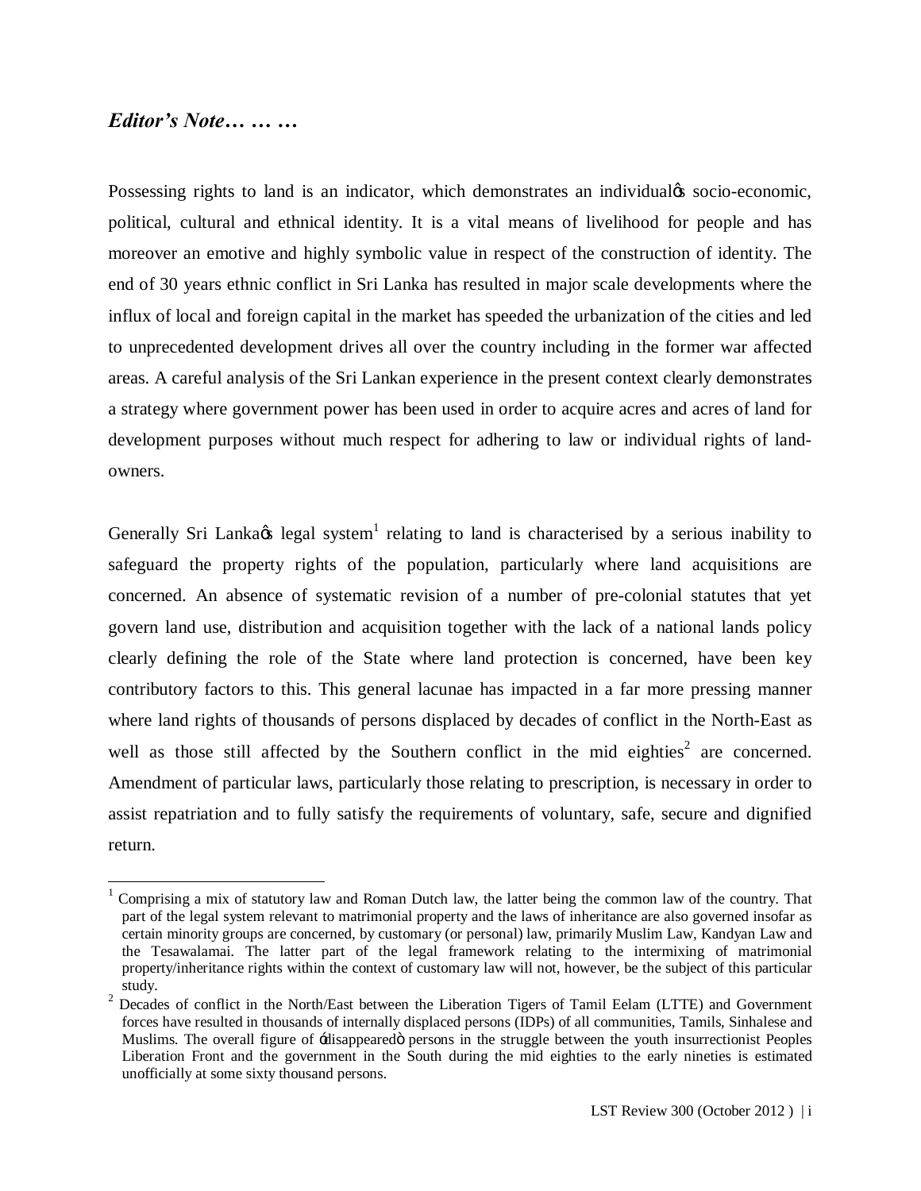## *Editor's Note… … …*

Possessing rights to land is an indicator, which demonstrates an individual's socio-economic, political, cultural and ethnical identity. It is a vital means of livelihood for people and has moreover an emotive and highly symbolic value in respect of the construction of identity. The end of 30 years ethnic conflict in Sri Lanka has resulted in major scale developments where the influx of local and foreign capital in the market has speeded the urbanization of the cities and led to unprecedented development drives all over the country including in the former war affected areas. A careful analysis of the Sri Lankan experience in the present context clearly demonstrates a strategy where government power has been used in order to acquire acres and acres of land for development purposes without much respect for adhering to law or individual rights of land-owners.

Generally Sri Lanka's legal system[1] relating to land is characterised by a serious inability to safeguard the property rights of the population, particularly where land acquisitions are concerned. An absence of systematic revision of a number of pre-colonial statutes that yet govern land use, distribution and acquisition together with the lack of a national lands policy clearly defining the role of the State where land protection is concerned, have been key contributory factors to this. This general lacunae has impacted in a far more pressing manner where land rights of thousands of persons displaced by decades of conflict in the North-East as well as those still affected by the Southern conflict in the mid eighties[2] are concerned. Amendment of particular laws, particularly those relating to prescription, is necessary in order to assist repatriation and to fully satisfy the requirements of voluntary, safe, secure and dignified return.

---

[1] Comprising a mix of statutory law and Roman Dutch law, the latter being the common law of the country. That part of the legal system relevant to matrimonial property and the laws of inheritance are also governed insofar as certain minority groups are concerned, by customary (or personal) law, primarily Muslim Law, Kandyan Law and the Tesawalamai. The latter part of the legal framework relating to the intermixing of matrimonial property/inheritance rights within the context of customary law will not, however, be the subject of this particular study.

[2] Decades of conflict in the North/East between the Liberation Tigers of Tamil Eelam (LTTE) and Government forces have resulted in thousands of internally displaced persons (IDPs) of all communities, Tamils, Sinhalese and Muslims. The overall figure of 'disappeared' persons in the struggle between the youth insurrectionist Peoples Liberation Front and the government in the South during the mid eighties to the early nineties is estimated unofficially at some sixty thousand persons.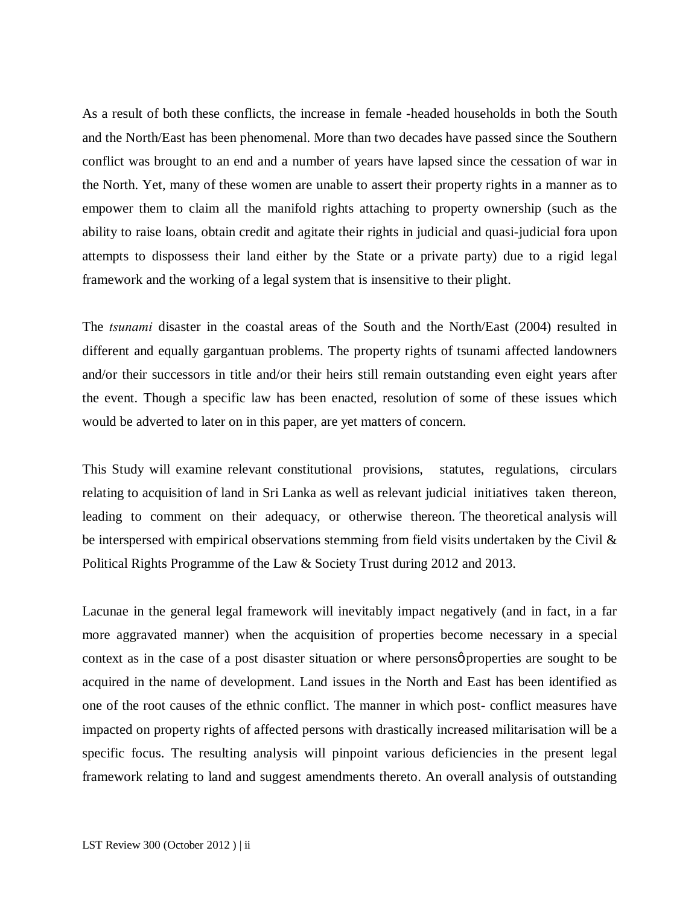As a result of both these conflicts, the increase in female -headed households in both the South and the North/East has been phenomenal. More than two decades have passed since the Southern conflict was brought to an end and a number of years have lapsed since the cessation of war in the North. Yet, many of these women are unable to assert their property rights in a manner as to empower them to claim all the manifold rights attaching to property ownership (such as the ability to raise loans, obtain credit and agitate their rights in judicial and quasi-judicial fora upon attempts to dispossess their land either by the State or a private party) due to a rigid legal framework and the working of a legal system that is insensitive to their plight.

The *tsunami* disaster in the coastal areas of the South and the North/East (2004) resulted in different and equally gargantuan problems. The property rights of tsunami affected landowners and/or their successors in title and/or their heirs still remain outstanding even eight years after the event. Though a specific law has been enacted, resolution of some of these issues which would be adverted to later on in this paper, are yet matters of concern.

This Study will examine relevant constitutional provisions, statutes, regulations, circulars relating to acquisition of land in Sri Lanka as well as relevant judicial initiatives taken thereon, leading to comment on their adequacy, or otherwise thereon. The theoretical analysis will be interspersed with empirical observations stemming from field visits undertaken by the Civil & Political Rights Programme of the Law & Society Trust during 2012 and 2013.

Lacunae in the general legal framework will inevitably impact negatively (and in fact, in a far more aggravated manner) when the acquisition of properties become necessary in a special context as in the case of a post disaster situation or where personsφ properties are sought to be acquired in the name of development. Land issues in the North and East has been identified as one of the root causes of the ethnic conflict. The manner in which post- conflict measures have impacted on property rights of affected persons with drastically increased militarisation will be a specific focus. The resulting analysis will pinpoint various deficiencies in the present legal framework relating to land and suggest amendments thereto. An overall analysis of outstanding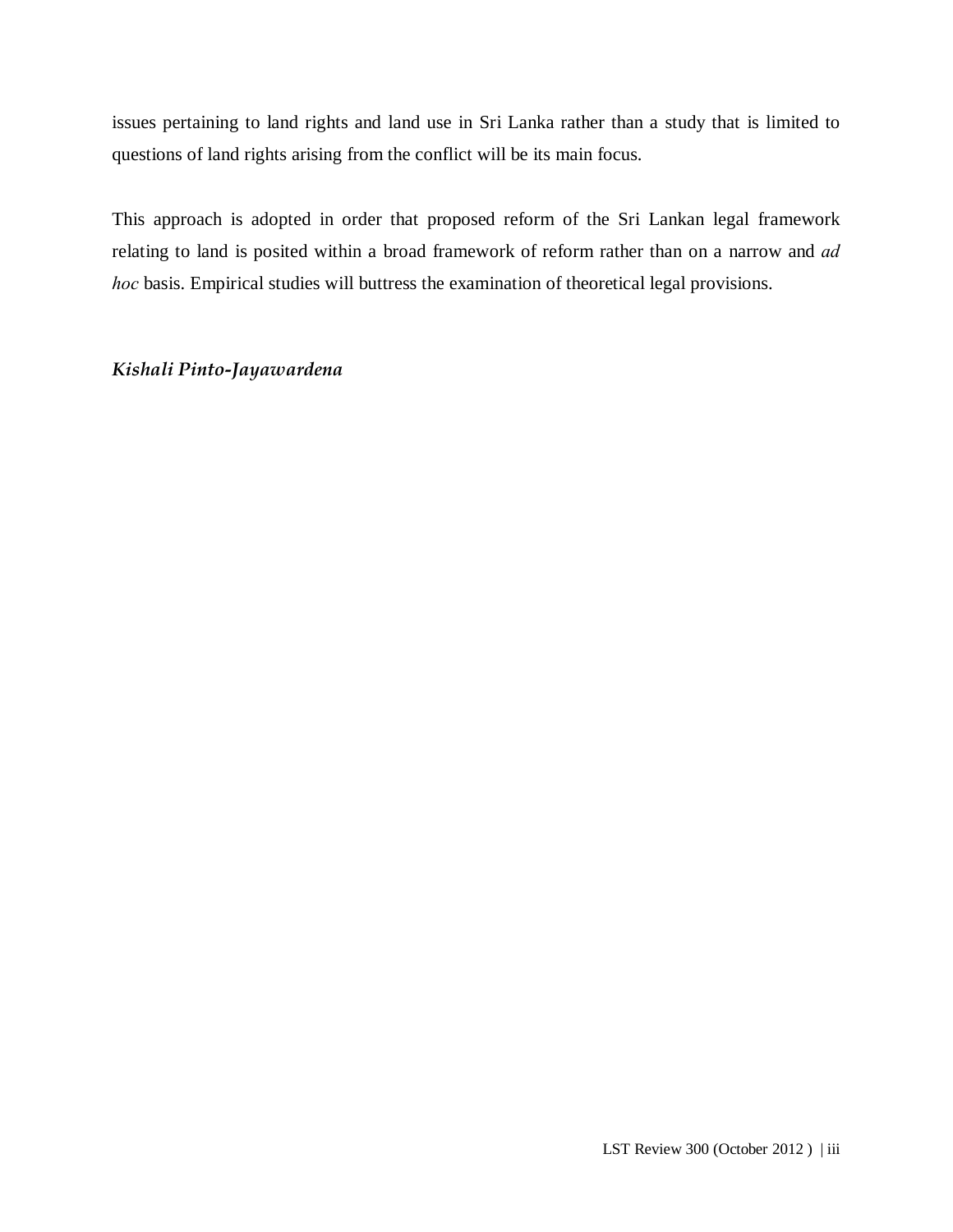issues pertaining to land rights and land use in Sri Lanka rather than a study that is limited to questions of land rights arising from the conflict will be its main focus.

This approach is adopted in order that proposed reform of the Sri Lankan legal framework relating to land is posited within a broad framework of reform rather than on a narrow and *ad hoc* basis. Empirical studies will buttress the examination of theoretical legal provisions.

***Kishali Pinto-Jayawardena***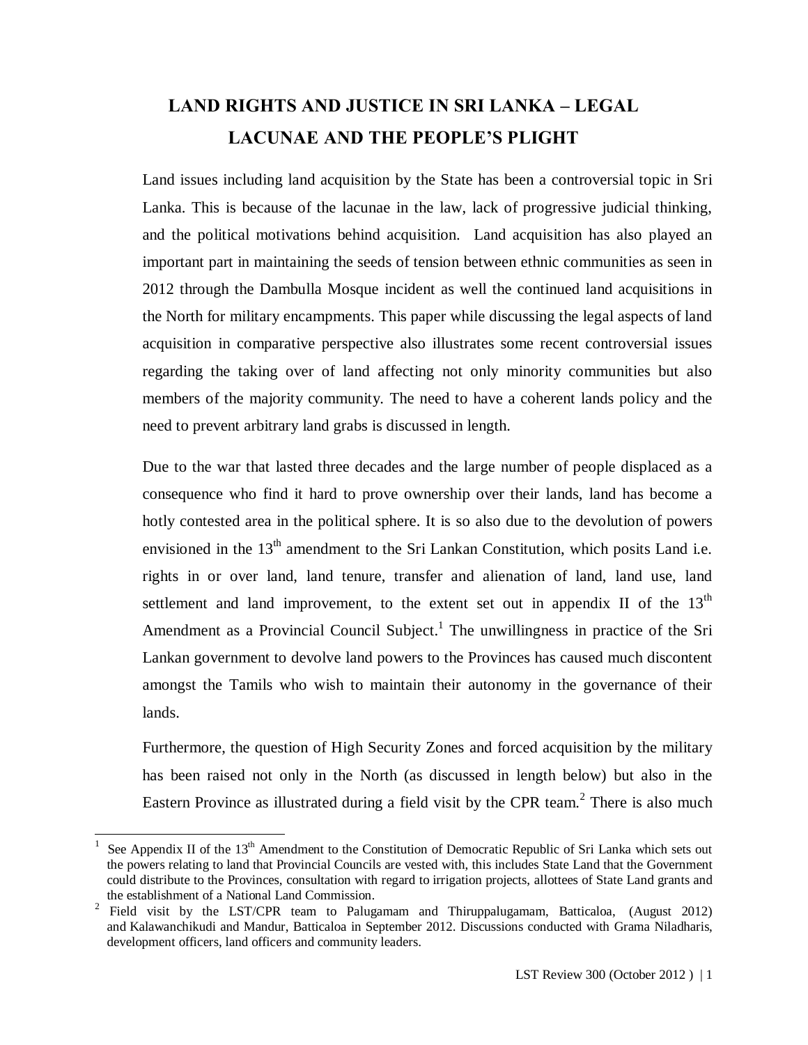# LAND RIGHTS AND JUSTICE IN SRI LANKA – LEGAL LACUNAE AND THE PEOPLE'S PLIGHT

Land issues including land acquisition by the State has been a controversial topic in Sri Lanka. This is because of the lacunae in the law, lack of progressive judicial thinking, and the political motivations behind acquisition. Land acquisition has also played an important part in maintaining the seeds of tension between ethnic communities as seen in 2012 through the Dambulla Mosque incident as well the continued land acquisitions in the North for military encampments. This paper while discussing the legal aspects of land acquisition in comparative perspective also illustrates some recent controversial issues regarding the taking over of land affecting not only minority communities but also members of the majority community. The need to have a coherent lands policy and the need to prevent arbitrary land grabs is discussed in length.

Due to the war that lasted three decades and the large number of people displaced as a consequence who find it hard to prove ownership over their lands, land has become a hotly contested area in the political sphere. It is so also due to the devolution of powers envisioned in the 13th amendment to the Sri Lankan Constitution, which posits Land i.e. rights in or over land, land tenure, transfer and alienation of land, land use, land settlement and land improvement, to the extent set out in appendix II of the 13th Amendment as a Provincial Council Subject.[1] The unwillingness in practice of the Sri Lankan government to devolve land powers to the Provinces has caused much discontent amongst the Tamils who wish to maintain their autonomy in the governance of their lands.

Furthermore, the question of High Security Zones and forced acquisition by the military has been raised not only in the North (as discussed in length below) but also in the Eastern Province as illustrated during a field visit by the CPR team.[2] There is also much

---

[1] See Appendix II of the 13th Amendment to the Constitution of Democratic Republic of Sri Lanka which sets out the powers relating to land that Provincial Councils are vested with, this includes State Land that the Government could distribute to the Provinces, consultation with regard to irrigation projects, allottees of State Land grants and the establishment of a National Land Commission.

[2] Field visit by the LST/CPR team to Palugamam and Thiruppalugamam, Batticaloa, (August 2012) and Kalawanchikudi and Mandur, Batticaloa in September 2012. Discussions conducted with Grama Niladharis, development officers, land officers and community leaders.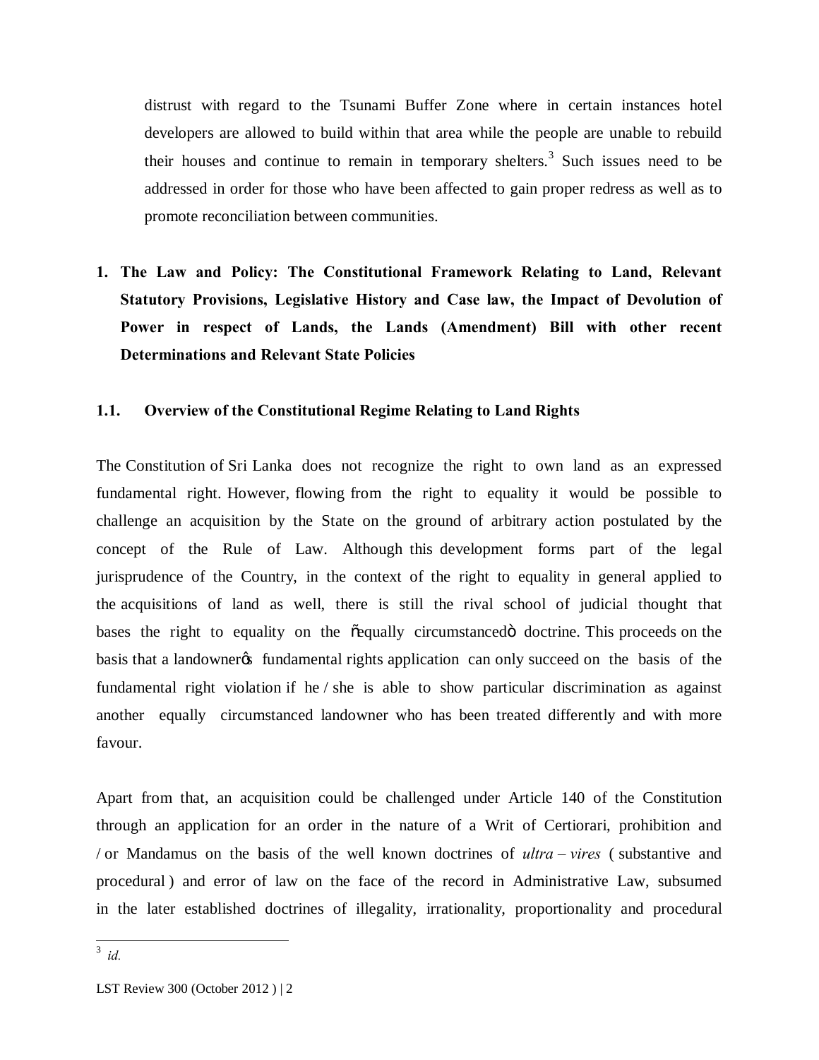distrust with regard to the Tsunami Buffer Zone where in certain instances hotel developers are allowed to build within that area while the people are unable to rebuild their houses and continue to remain in temporary shelters.[3] Such issues need to be addressed in order for those who have been affected to gain proper redress as well as to promote reconciliation between communities.

## 1. The Law and Policy: The Constitutional Framework Relating to Land, Relevant Statutory Provisions, Legislative History and Case law, the Impact of Devolution of Power in respect of Lands, the Lands (Amendment) Bill with other recent Determinations and Relevant State Policies

### 1.1. Overview of the Constitutional Regime Relating to Land Rights

The Constitution of Sri Lanka does not recognize the right to own land as an expressed fundamental right. However, flowing from the right to equality it would be possible to challenge an acquisition by the State on the ground of arbitrary action postulated by the concept of the Rule of Law. Although this development forms part of the legal jurisprudence of the Country, in the context of the right to equality in general applied to the acquisitions of land as well, there is still the rival school of judicial thought that bases the right to equality on the "equally circumstanced" doctrine. This proceeds on the basis that a landowner's fundamental rights application can only succeed on the basis of the fundamental right violation if he / she is able to show particular discrimination as against another equally circumstanced landowner who has been treated differently and with more favour.

Apart from that, an acquisition could be challenged under Article 140 of the Constitution through an application for an order in the nature of a Writ of Certiorari, prohibition and / or Mandamus on the basis of the well known doctrines of *ultra – vires* ( substantive and procedural ) and error of law on the face of the record in Administrative Law, subsumed in the later established doctrines of illegality, irrationality, proportionality and procedural

[3] *id.*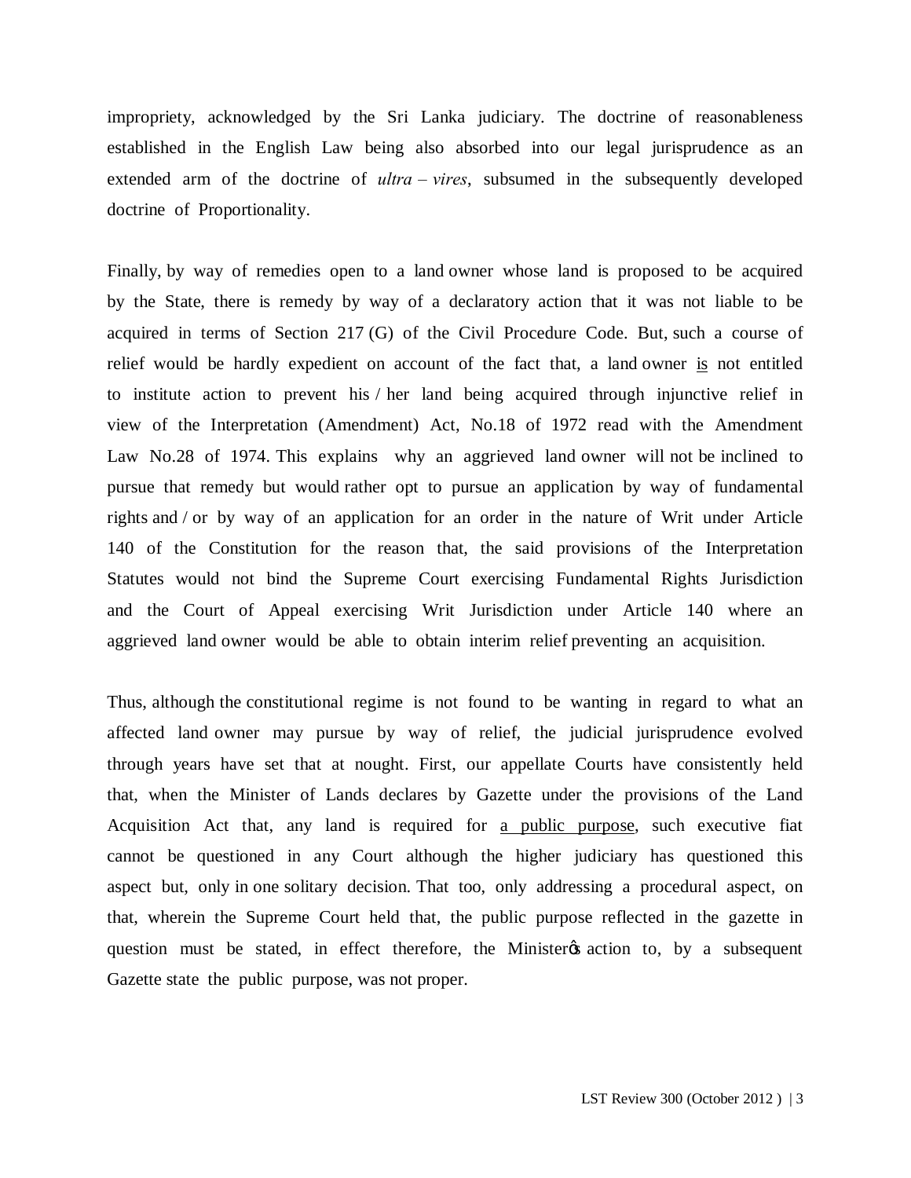impropriety, acknowledged by the Sri Lanka judiciary. The doctrine of reasonableness established in the English Law being also absorbed into our legal jurisprudence as an extended arm of the doctrine of *ultra – vires*, subsumed in the subsequently developed doctrine of Proportionality.

Finally, by way of remedies open to a land owner whose land is proposed to be acquired by the State, there is remedy by way of a declaratory action that it was not liable to be acquired in terms of Section 217 (G) of the Civil Procedure Code. But, such a course of relief would be hardly expedient on account of the fact that, a land owner <u>is</u> not entitled to institute action to prevent his / her land being acquired through injunctive relief in view of the Interpretation (Amendment) Act, No.18 of 1972 read with the Amendment Law No.28 of 1974. This explains why an aggrieved land owner will not be inclined to pursue that remedy but would rather opt to pursue an application by way of fundamental rights and / or by way of an application for an order in the nature of Writ under Article 140 of the Constitution for the reason that, the said provisions of the Interpretation Statutes would not bind the Supreme Court exercising Fundamental Rights Jurisdiction and the Court of Appeal exercising Writ Jurisdiction under Article 140 where an aggrieved land owner would be able to obtain interim relief preventing an acquisition.

Thus, although the constitutional regime is not found to be wanting in regard to what an affected land owner may pursue by way of relief, the judicial jurisprudence evolved through years have set that at nought. First, our appellate Courts have consistently held that, when the Minister of Lands declares by Gazette under the provisions of the Land Acquisition Act that, any land is required for <u>a public purpose</u>, such executive fiat cannot be questioned in any Court although the higher judiciary has questioned this aspect but, only in one solitary decision. That too, only addressing a procedural aspect, on that, wherein the Supreme Court held that, the public purpose reflected in the gazette in question must be stated, in effect therefore, the Minister's action to, by a subsequent Gazette state the public purpose, was not proper.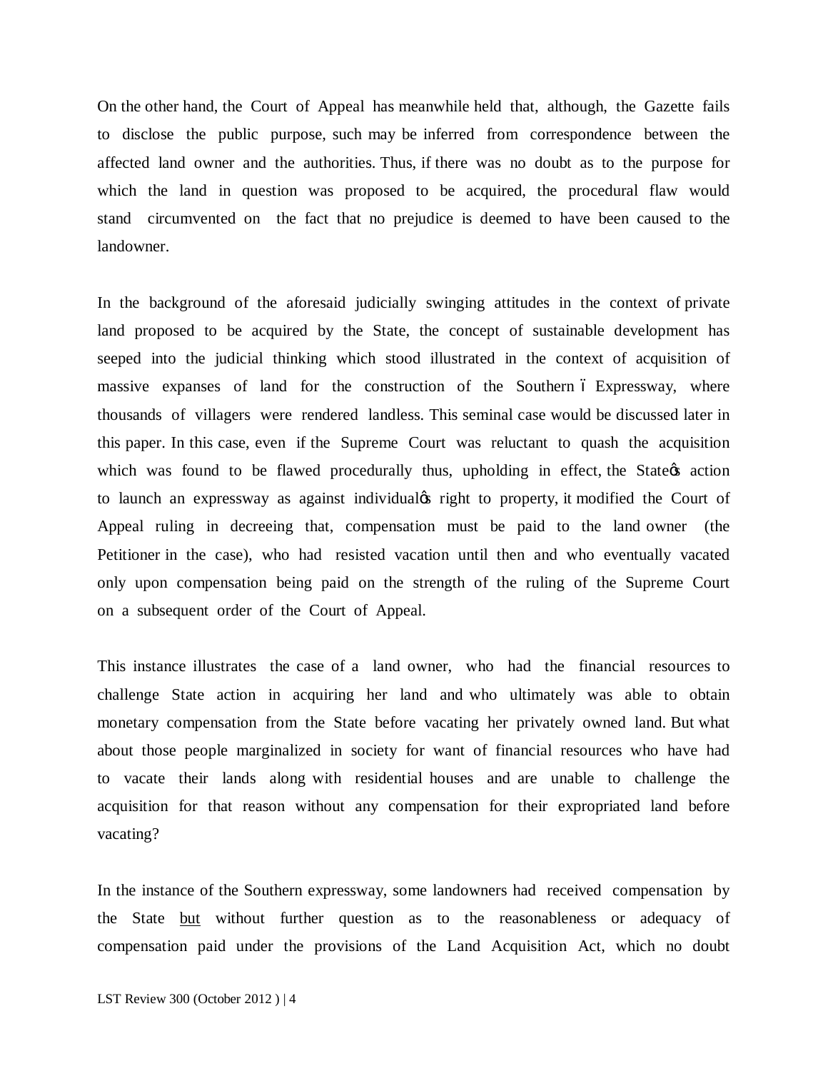On the other hand, the Court of Appeal has meanwhile held that, although, the Gazette fails to disclose the public purpose, such may be inferred from correspondence between the affected land owner and the authorities. Thus, if there was no doubt as to the purpose for which the land in question was proposed to be acquired, the procedural flaw would stand circumvented on the fact that no prejudice is deemed to have been caused to the landowner.

In the background of the aforesaid judicially swinging attitudes in the context of private land proposed to be acquired by the State, the concept of sustainable development has seeped into the judicial thinking which stood illustrated in the context of acquisition of massive expanses of land for the construction of the Southern – Expressway, where thousands of villagers were rendered landless. This seminal case would be discussed later in this paper. In this case, even if the Supreme Court was reluctant to quash the acquisition which was found to be flawed procedurally thus, upholding in effect, the State's action to launch an expressway as against individual's right to property, it modified the Court of Appeal ruling in decreeing that, compensation must be paid to the land owner (the Petitioner in the case), who had resisted vacation until then and who eventually vacated only upon compensation being paid on the strength of the ruling of the Supreme Court on a subsequent order of the Court of Appeal.

This instance illustrates the case of a land owner, who had the financial resources to challenge State action in acquiring her land and who ultimately was able to obtain monetary compensation from the State before vacating her privately owned land. But what about those people marginalized in society for want of financial resources who have had to vacate their lands along with residential houses and are unable to challenge the acquisition for that reason without any compensation for their expropriated land before vacating?

In the instance of the Southern expressway, some landowners had received compensation by the State <u>but</u> without further question as to the reasonableness or adequacy of compensation paid under the provisions of the Land Acquisition Act, which no doubt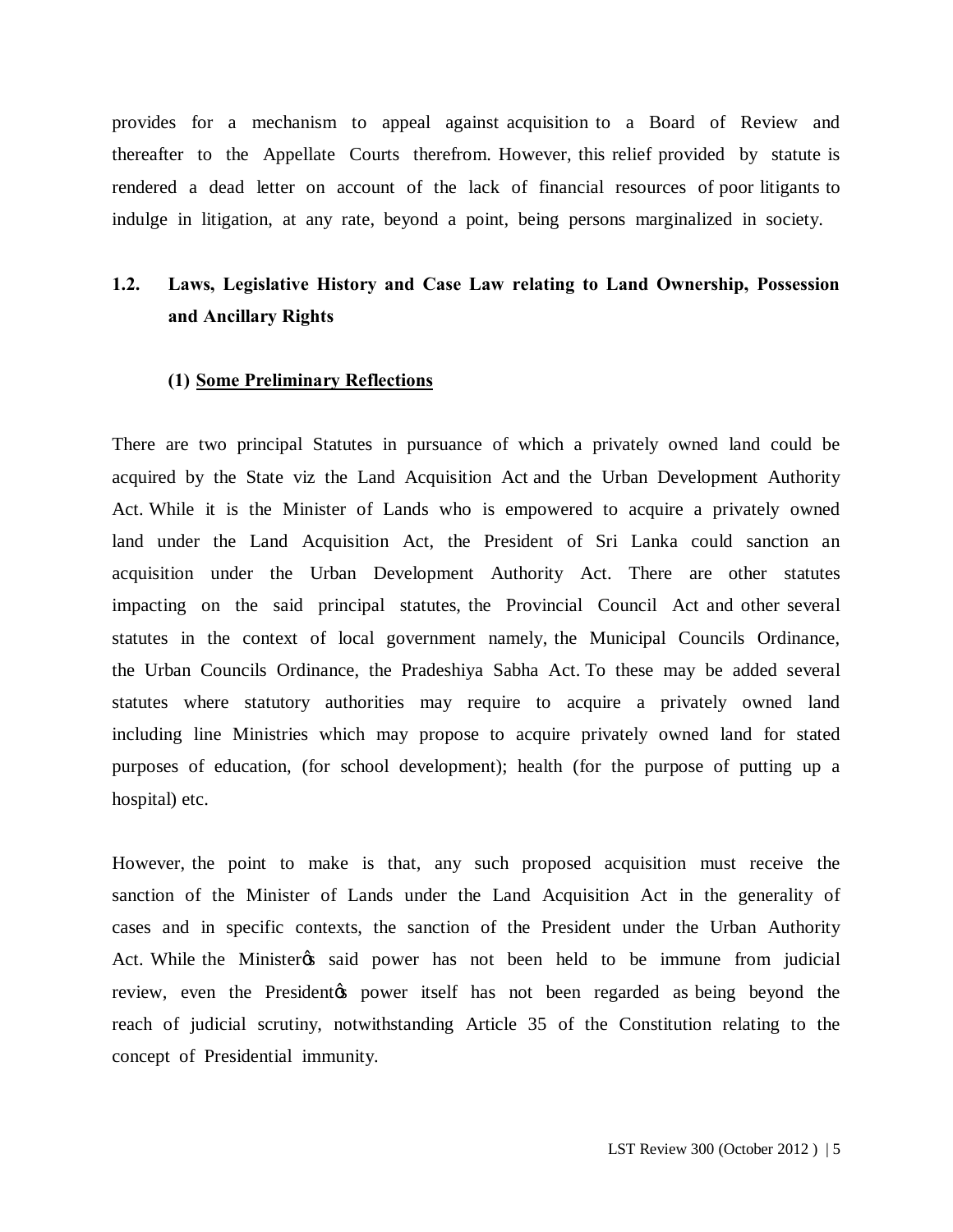provides for a mechanism to appeal against acquisition to a Board of Review and thereafter to the Appellate Courts therefrom. However, this relief provided by statute is rendered a dead letter on account of the lack of financial resources of poor litigants to indulge in litigation, at any rate, beyond a point, being persons marginalized in society.

## 1.2. Laws, Legislative History and Case Law relating to Land Ownership, Possession and Ancillary Rights

### (1) Some Preliminary Reflections

There are two principal Statutes in pursuance of which a privately owned land could be acquired by the State viz the Land Acquisition Act and the Urban Development Authority Act. While it is the Minister of Lands who is empowered to acquire a privately owned land under the Land Acquisition Act, the President of Sri Lanka could sanction an acquisition under the Urban Development Authority Act. There are other statutes impacting on the said principal statutes, the Provincial Council Act and other several statutes in the context of local government namely, the Municipal Councils Ordinance, the Urban Councils Ordinance, the Pradeshiya Sabha Act. To these may be added several statutes where statutory authorities may require to acquire a privately owned land including line Ministries which may propose to acquire privately owned land for stated purposes of education, (for school development); health (for the purpose of putting up a hospital) etc.

However, the point to make is that, any such proposed acquisition must receive the sanction of the Minister of Lands under the Land Acquisition Act in the generality of cases and in specific contexts, the sanction of the President under the Urban Authority Act. While the Minister's said power has not been held to be immune from judicial review, even the President's power itself has not been regarded as being beyond the reach of judicial scrutiny, notwithstanding Article 35 of the Constitution relating to the concept of Presidential immunity.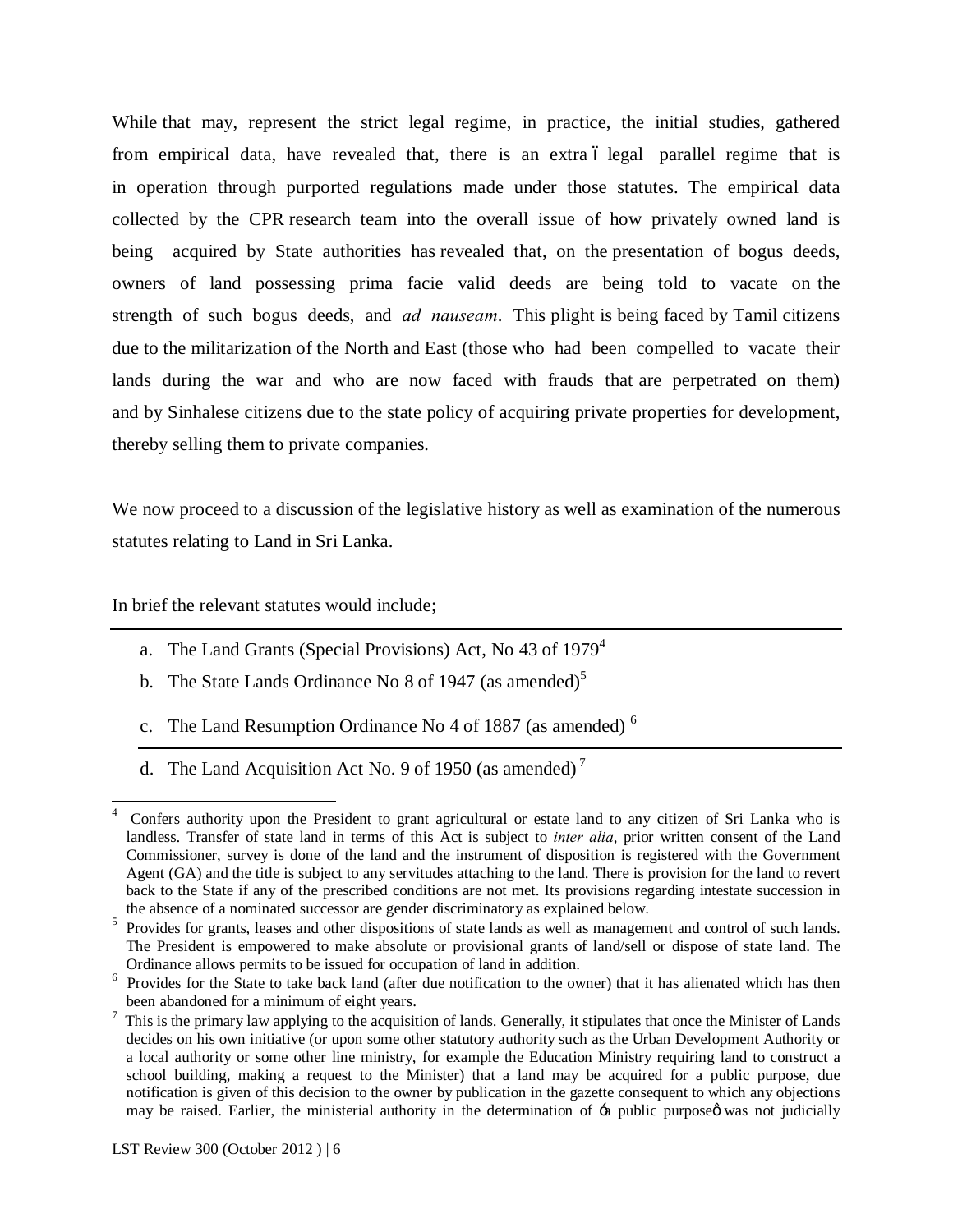While that may, represent the strict legal regime, in practice, the initial studies, gathered from empirical data, have revealed that, there is an extra – legal parallel regime that is in operation through purported regulations made under those statutes. The empirical data collected by the CPR research team into the overall issue of how privately owned land is being acquired by State authorities has revealed that, on the presentation of bogus deeds, owners of land possessing prima facie valid deeds are being told to vacate on the strength of such bogus deeds, and *ad nauseam*. This plight is being faced by Tamil citizens due to the militarization of the North and East (those who had been compelled to vacate their lands during the war and who are now faced with frauds that are perpetrated on them) and by Sinhalese citizens due to the state policy of acquiring private properties for development, thereby selling them to private companies.

We now proceed to a discussion of the legislative history as well as examination of the numerous statutes relating to Land in Sri Lanka.

In brief the relevant statutes would include;

a. The Land Grants (Special Provisions) Act, No 43 of 1979[4]
b. The State Lands Ordinance No 8 of 1947 (as amended)[5]
c. The Land Resumption Ordinance No 4 of 1887 (as amended) [6]
d. The Land Acquisition Act No. 9 of 1950 (as amended) [7]

---

[4] Confers authority upon the President to grant agricultural or estate land to any citizen of Sri Lanka who is landless. Transfer of state land in terms of this Act is subject to *inter alia*, prior written consent of the Land Commissioner, survey is done of the land and the instrument of disposition is registered with the Government Agent (GA) and the title is subject to any servitudes attaching to the land. There is provision for the land to revert back to the State if any of the prescribed conditions are not met. Its provisions regarding intestate succession in the absence of a nominated successor are gender discriminatory as explained below.

[5] Provides for grants, leases and other dispositions of state lands as well as management and control of such lands. The President is empowered to make absolute or provisional grants of land/sell or dispose of state land. The Ordinance allows permits to be issued for occupation of land in addition.

[6] Provides for the State to take back land (after due notification to the owner) that it has alienated which has then been abandoned for a minimum of eight years.

[7] This is the primary law applying to the acquisition of lands. Generally, it stipulates that once the Minister of Lands decides on his own initiative (or upon some other statutory authority such as the Urban Development Authority or a local authority or some other line ministry, for example the Education Ministry requiring land to construct a school building, making a request to the Minister) that a land may be acquired for a public purpose, due notification is given of this decision to the owner by publication in the gazette consequent to which any objections may be raised. Earlier, the ministerial authority in the determination of 'a public purpose' was not judicially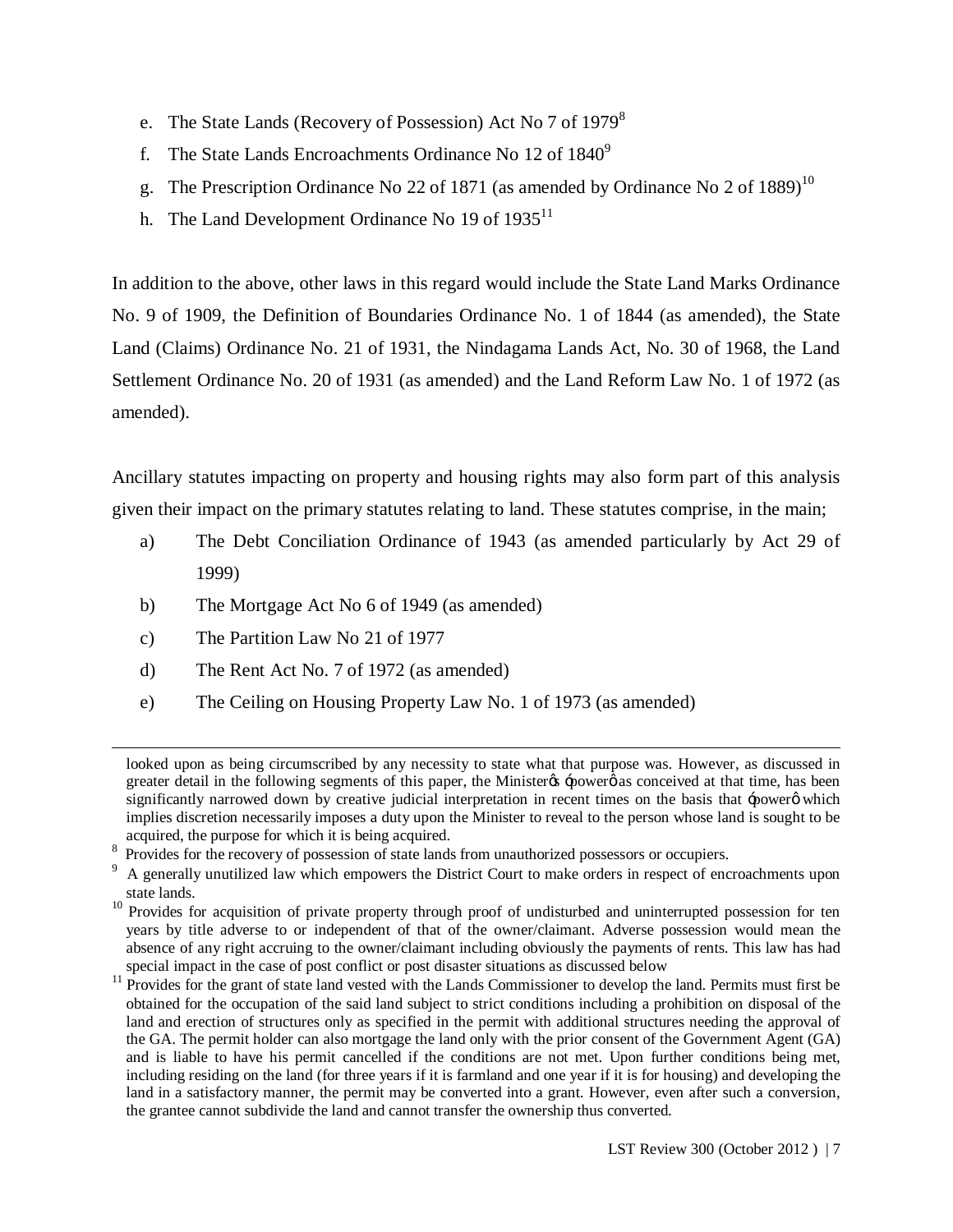e. The State Lands (Recovery of Possession) Act No 7 of 1979[8]
f. The State Lands Encroachments Ordinance No 12 of 1840[9]
g. The Prescription Ordinance No 22 of 1871 (as amended by Ordinance No 2 of 1889)[10]
h. The Land Development Ordinance No 19 of 1935[11]

In addition to the above, other laws in this regard would include the State Land Marks Ordinance No. 9 of 1909, the Definition of Boundaries Ordinance No. 1 of 1844 (as amended), the State Land (Claims) Ordinance No. 21 of 1931, the Nindagama Lands Act, No. 30 of 1968, the Land Settlement Ordinance No. 20 of 1931 (as amended) and the Land Reform Law No. 1 of 1972 (as amended).

Ancillary statutes impacting on property and housing rights may also form part of this analysis given their impact on the primary statutes relating to land. These statutes comprise, in the main;

a) The Debt Conciliation Ordinance of 1943 (as amended particularly by Act 29 of 1999)
b) The Mortgage Act No 6 of 1949 (as amended)
c) The Partition Law No 21 of 1977
d) The Rent Act No. 7 of 1972 (as amended)
e) The Ceiling on Housing Property Law No. 1 of 1973 (as amended)

---

looked upon as being circumscribed by any necessity to state what that purpose was. However, as discussed in greater detail in the following segments of this paper, the Minister's 'power' as conceived at that time, has been significantly narrowed down by creative judicial interpretation in recent times on the basis that 'power' which implies discretion necessarily imposes a duty upon the Minister to reveal to the person whose land is sought to be acquired, the purpose for which it is being acquired.

[8] Provides for the recovery of possession of state lands from unauthorized possessors or occupiers.

[9] A generally unutilized law which empowers the District Court to make orders in respect of encroachments upon state lands.

[10] Provides for acquisition of private property through proof of undisturbed and uninterrupted possession for ten years by title adverse to or independent of that of the owner/claimant. Adverse possession would mean the absence of any right accruing to the owner/claimant including obviously the payments of rents. This law has had special impact in the case of post conflict or post disaster situations as discussed below

[11] Provides for the grant of state land vested with the Lands Commissioner to develop the land. Permits must first be obtained for the occupation of the said land subject to strict conditions including a prohibition on disposal of the land and erection of structures only as specified in the permit with additional structures needing the approval of the GA. The permit holder can also mortgage the land only with the prior consent of the Government Agent (GA) and is liable to have his permit cancelled if the conditions are not met. Upon further conditions being met, including residing on the land (for three years if it is farmland and one year if it is for housing) and developing the land in a satisfactory manner, the permit may be converted into a grant. However, even after such a conversion, the grantee cannot subdivide the land and cannot transfer the ownership thus converted.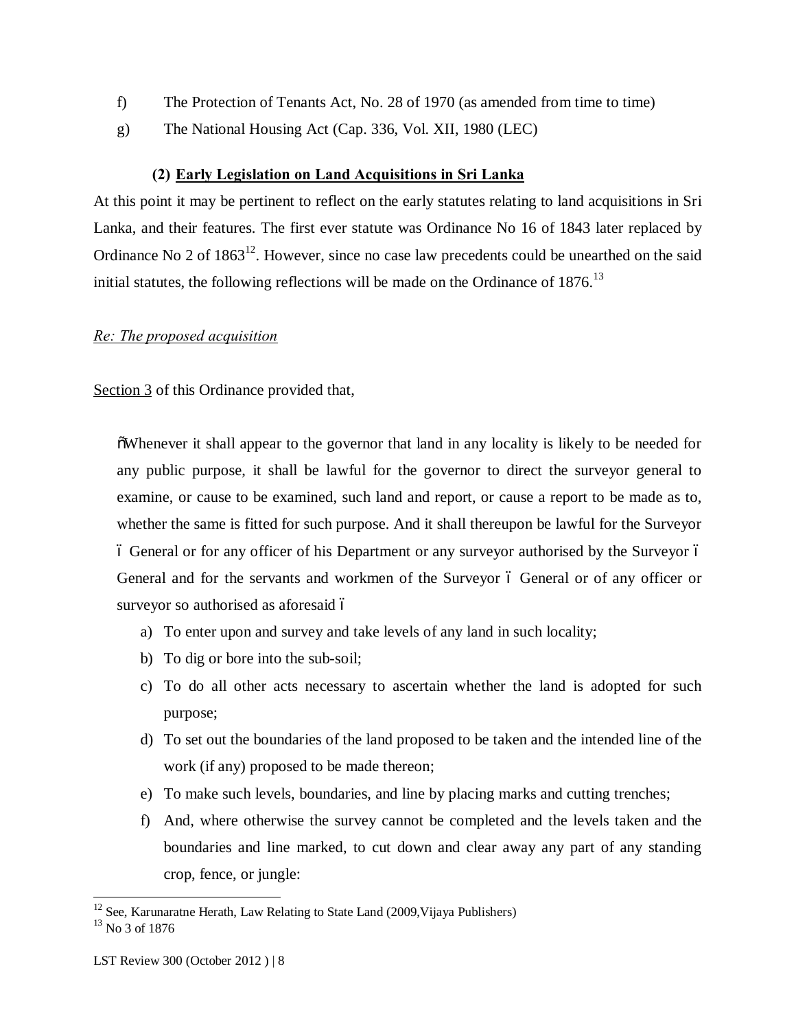f) The Protection of Tenants Act, No. 28 of 1970 (as amended from time to time)

g) The National Housing Act (Cap. 336, Vol. XII, 1980 (LEC)

### (2) Early Legislation on Land Acquisitions in Sri Lanka

At this point it may be pertinent to reflect on the early statutes relating to land acquisitions in Sri Lanka, and their features. The first ever statute was Ordinance No 16 of 1843 later replaced by Ordinance No 2 of 1863[12]. However, since no case law precedents could be unearthed on the said initial statutes, the following reflections will be made on the Ordinance of 1876.[13]

*Re: The proposed acquisition*

Section 3 of this Ordinance provided that,

> "Whenever it shall appear to the governor that land in any locality is likely to be needed for any public purpose, it shall be lawful for the governor to direct the surveyor general to examine, or cause to be examined, such land and report, or cause a report to be made as to, whether the same is fitted for such purpose. And it shall thereupon be lawful for the Surveyor – General or for any officer of his Department or any surveyor authorised by the Surveyor – General and for the servants and workmen of the Surveyor – General or of any officer or surveyor so authorised as aforesaid –
>
> a) To enter upon and survey and take levels of any land in such locality;
> b) To dig or bore into the sub-soil;
> c) To do all other acts necessary to ascertain whether the land is adopted for such purpose;
> d) To set out the boundaries of the land proposed to be taken and the intended line of the work (if any) proposed to be made thereon;
> e) To make such levels, boundaries, and line by placing marks and cutting trenches;
> f) And, where otherwise the survey cannot be completed and the levels taken and the boundaries and line marked, to cut down and clear away any part of any standing crop, fence, or jungle:

[12] See, Karunaratne Herath, Law Relating to State Land (2009,Vijaya Publishers)

[13] No 3 of 1876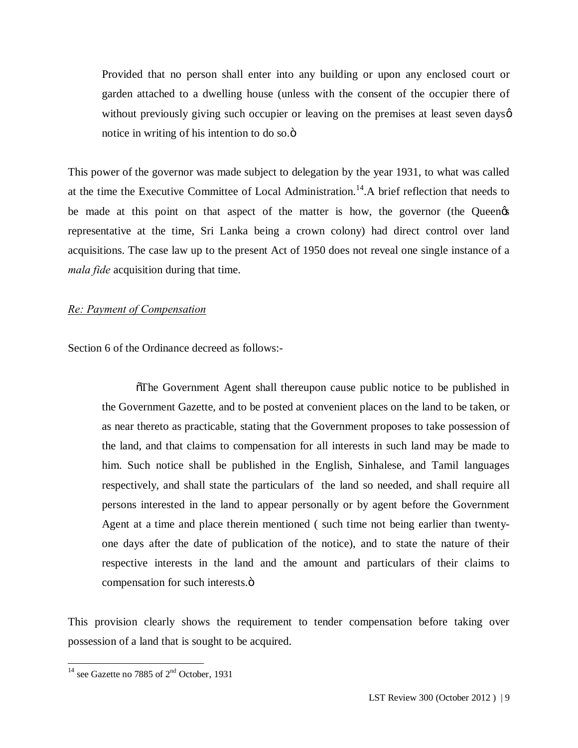> Provided that no person shall enter into any building or upon any enclosed court or garden attached to a dwelling house (unless with the consent of the occupier there of without previously giving such occupier or leaving on the premises at least seven daysô notice in writing of his intention to do so.ö

This power of the governor was made subject to delegation by the year 1931, to what was called at the time the Executive Committee of Local Administration.[14].A brief reflection that needs to be made at this point on that aspect of the matter is how, the governor (the Queenøs representative at the time, Sri Lanka being a crown colony) had direct control over land acquisitions. The case law up to the present Act of 1950 does not reveal one single instance of a *mala fide* acquisition during that time.

*Re: Payment of Compensation*

Section 6 of the Ordinance decreed as follows:-

> õThe Government Agent shall thereupon cause public notice to be published in the Government Gazette, and to be posted at convenient places on the land to be taken, or as near thereto as practicable, stating that the Government proposes to take possession of the land, and that claims to compensation for all interests in such land may be made to him. Such notice shall be published in the English, Sinhalese, and Tamil languages respectively, and shall state the particulars of the land so needed, and shall require all persons interested in the land to appear personally or by agent before the Government Agent at a time and place therein mentioned ( such time not being earlier than twenty-one days after the date of publication of the notice), and to state the nature of their respective interests in the land and the amount and particulars of their claims to compensation for such interests.ö

This provision clearly shows the requirement to tender compensation before taking over possession of a land that is sought to be acquired.

[14] see Gazette no 7885 of 2nd October, 1931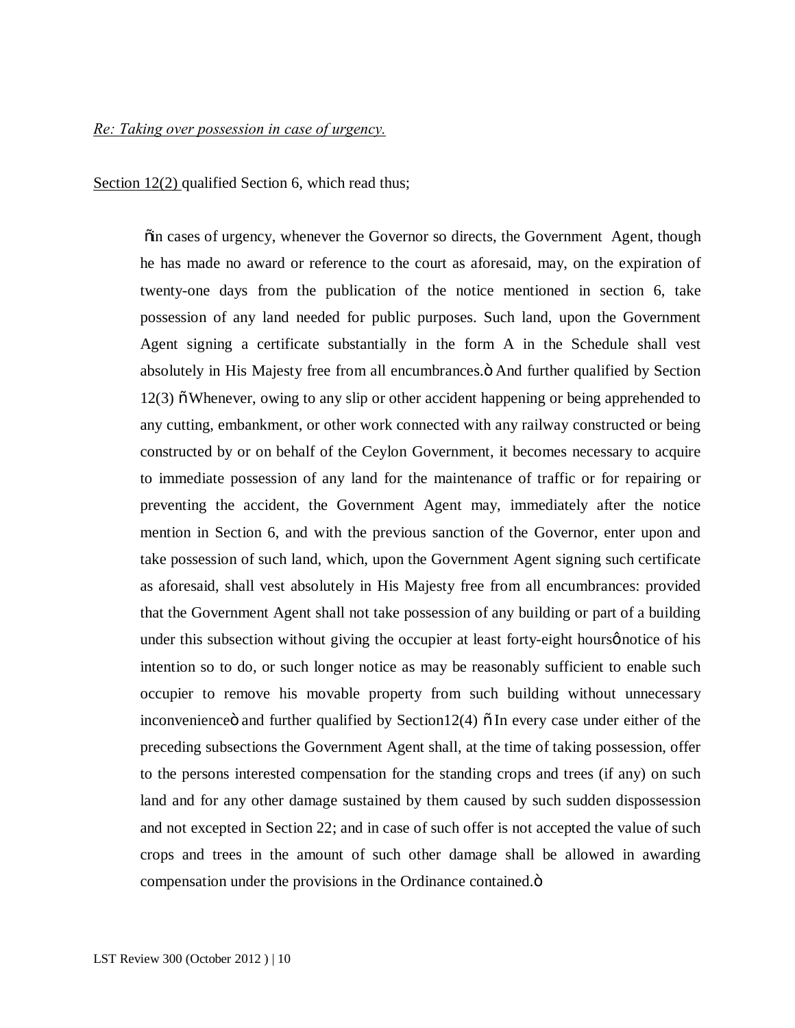*Re: Taking over possession in case of urgency.*

Section 12(2) qualified Section 6, which read thus;

> õIn cases of urgency, whenever the Governor so directs, the Government Agent, though he has made no award or reference to the court as aforesaid, may, on the expiration of twenty-one days from the publication of the notice mentioned in section 6, take possession of any land needed for public purposes. Such land, upon the Government Agent signing a certificate substantially in the form A in the Schedule shall vest absolutely in His Majesty free from all encumbrances.ö And further qualified by Section 12(3) õWhenever, owing to any slip or other accident happening or being apprehended to any cutting, embankment, or other work connected with any railway constructed or being constructed by or on behalf of the Ceylon Government, it becomes necessary to acquire to immediate possession of any land for the maintenance of traffic or for repairing or preventing the accident, the Government Agent may, immediately after the notice mention in Section 6, and with the previous sanction of the Governor, enter upon and take possession of such land, which, upon the Government Agent signing such certificate as aforesaid, shall vest absolutely in His Majesty free from all encumbrances: provided that the Government Agent shall not take possession of any building or part of a building under this subsection without giving the occupier at least forty-eight hoursø notice of his intention so to do, or such longer notice as may be reasonably sufficient to enable such occupier to remove his movable property from such building without unnecessary inconvenienceö and further qualified by Section12(4) õIn every case under either of the preceding subsections the Government Agent shall, at the time of taking possession, offer to the persons interested compensation for the standing crops and trees (if any) on such land and for any other damage sustained by them caused by such sudden dispossession and not excepted in Section 22; and in case of such offer is not accepted the value of such crops and trees in the amount of such other damage shall be allowed in awarding compensation under the provisions in the Ordinance contained.ö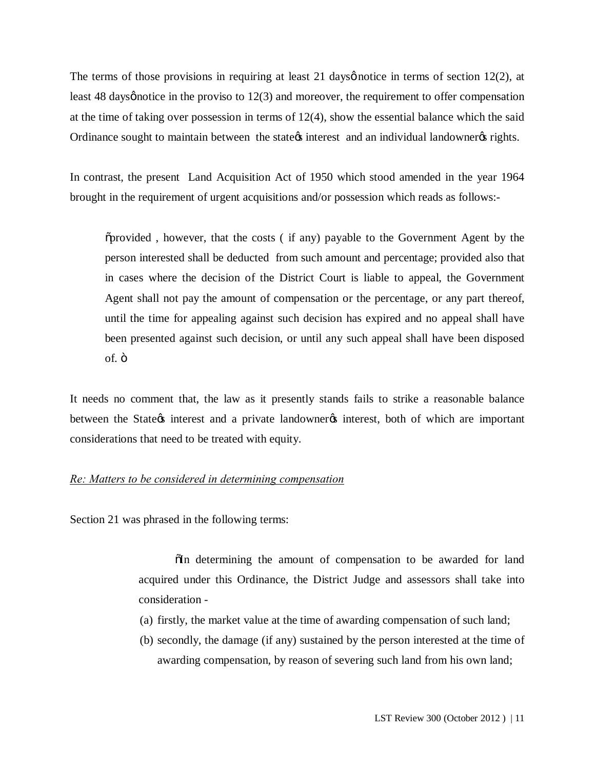The terms of those provisions in requiring at least 21 days' notice in terms of section 12(2), at least 48 days' notice in the proviso to 12(3) and moreover, the requirement to offer compensation at the time of taking over possession in terms of 12(4), show the essential balance which the said Ordinance sought to maintain between the state's interest and an individual landowner's rights.

In contrast, the present Land Acquisition Act of 1950 which stood amended in the year 1964 brought in the requirement of urgent acquisitions and/or possession which reads as follows:-

> "provided , however, that the costs ( if any) payable to the Government Agent by the person interested shall be deducted from such amount and percentage; provided also that in cases where the decision of the District Court is liable to appeal, the Government Agent shall not pay the amount of compensation or the percentage, or any part thereof, until the time for appealing against such decision has expired and no appeal shall have been presented against such decision, or until any such appeal shall have been disposed of. "

It needs no comment that, the law as it presently stands fails to strike a reasonable balance between the State's interest and a private landowner's interest, both of which are important considerations that need to be treated with equity.

*Re: Matters to be considered in determining compensation*

Section 21 was phrased in the following terms:

> "In determining the amount of compensation to be awarded for land acquired under this Ordinance, the District Judge and assessors shall take into consideration -
>
> (a) firstly, the market value at the time of awarding compensation of such land;
> (b) secondly, the damage (if any) sustained by the person interested at the time of awarding compensation, by reason of severing such land from his own land;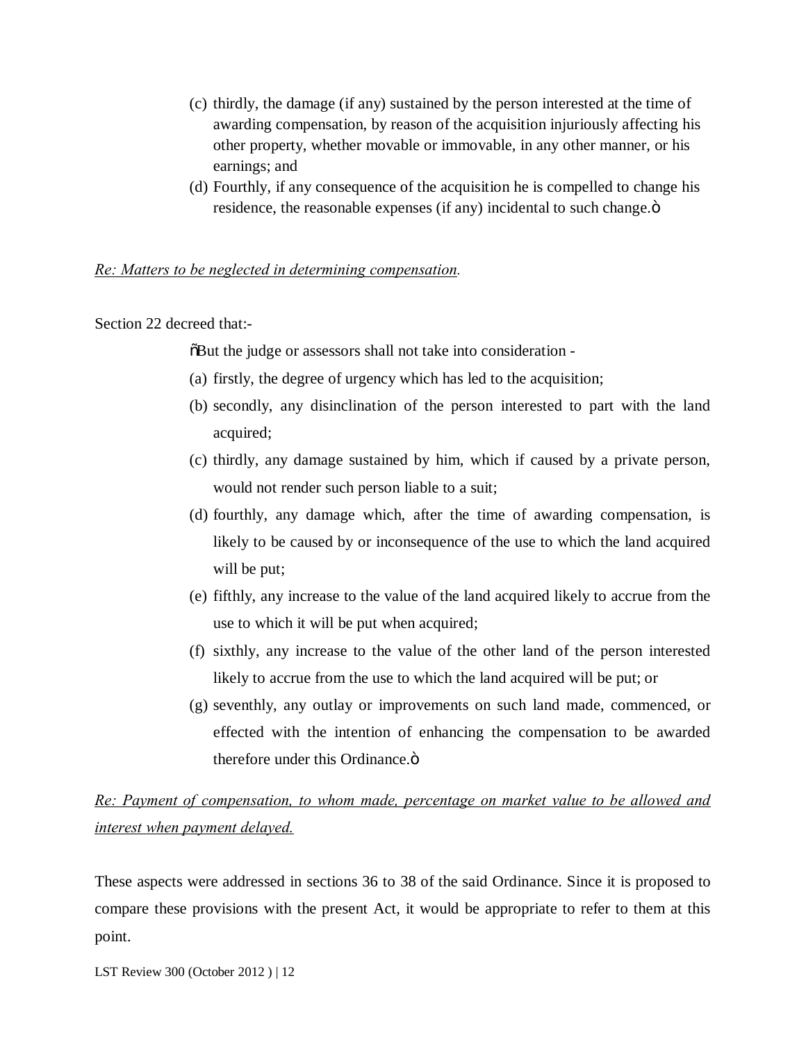(c) thirdly, the damage (if any) sustained by the person interested at the time of awarding compensation, by reason of the acquisition injuriously affecting his other property, whether movable or immovable, in any other manner, or his earnings; and

(d) Fourthly, if any consequence of the acquisition he is compelled to change his residence, the reasonable expenses (if any) incidental to such change.ö

*Re: Matters to be neglected in determining compensation.*

Section 22 decreed that:-

õBut the judge or assessors shall not take into consideration -

(a) firstly, the degree of urgency which has led to the acquisition;

(b) secondly, any disinclination of the person interested to part with the land acquired;

(c) thirdly, any damage sustained by him, which if caused by a private person, would not render such person liable to a suit;

(d) fourthly, any damage which, after the time of awarding compensation, is likely to be caused by or inconsequence of the use to which the land acquired will be put;

(e) fifthly, any increase to the value of the land acquired likely to accrue from the use to which it will be put when acquired;

(f) sixthly, any increase to the value of the other land of the person interested likely to accrue from the use to which the land acquired will be put; or

(g) seventhly, any outlay or improvements on such land made, commenced, or effected with the intention of enhancing the compensation to be awarded therefore under this Ordinance.ö

*Re: Payment of compensation, to whom made, percentage on market value to be allowed and interest when payment delayed.*

These aspects were addressed in sections 36 to 38 of the said Ordinance. Since it is proposed to compare these provisions with the present Act, it would be appropriate to refer to them at this point.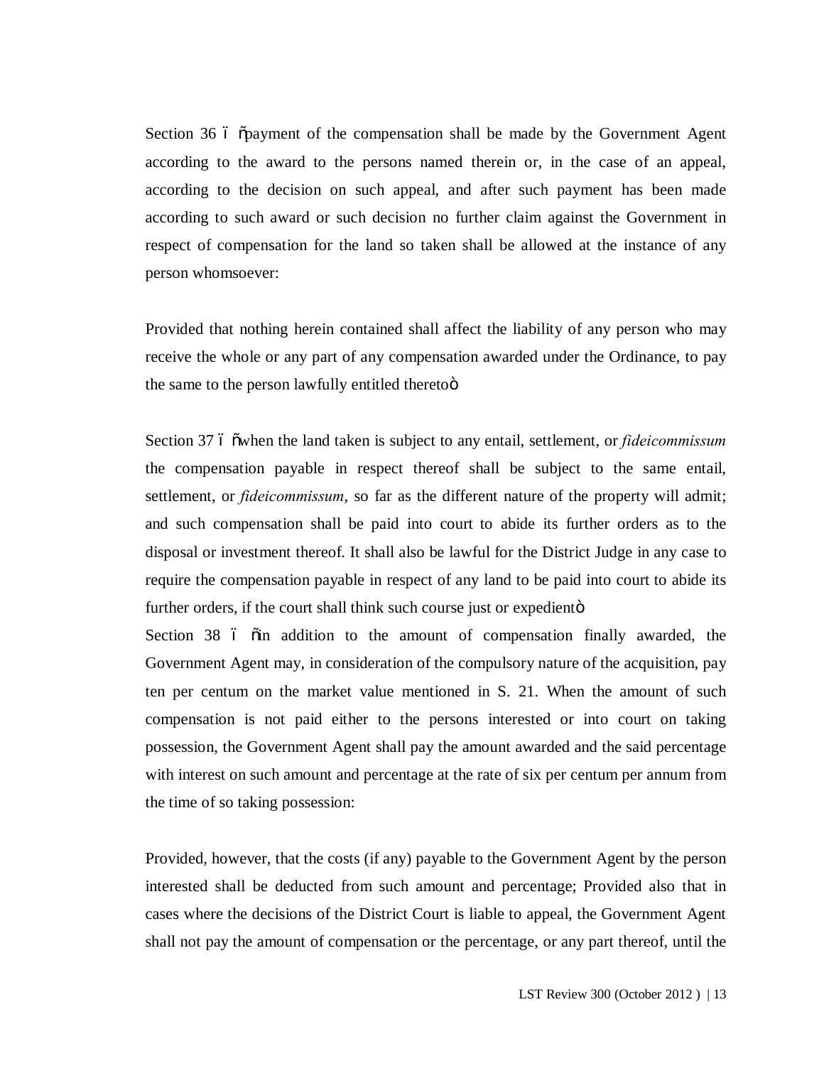Section 36 – "payment of the compensation shall be made by the Government Agent according to the award to the persons named therein or, in the case of an appeal, according to the decision on such appeal, and after such payment has been made according to such award or such decision no further claim against the Government in respect of compensation for the land so taken shall be allowed at the instance of any person whomsoever:

Provided that nothing herein contained shall affect the liability of any person who may receive the whole or any part of any compensation awarded under the Ordinance, to pay the same to the person lawfully entitled thereto"

Section 37 – "when the land taken is subject to any entail, settlement, or *fideicommissum* the compensation payable in respect thereof shall be subject to the same entail, settlement, or *fideicommissum*, so far as the different nature of the property will admit; and such compensation shall be paid into court to abide its further orders as to the disposal or investment thereof. It shall also be lawful for the District Judge in any case to require the compensation payable in respect of any land to be paid into court to abide its further orders, if the court shall think such course just or expedient"

Section 38 – "in addition to the amount of compensation finally awarded, the Government Agent may, in consideration of the compulsory nature of the acquisition, pay ten per centum on the market value mentioned in S. 21. When the amount of such compensation is not paid either to the persons interested or into court on taking possession, the Government Agent shall pay the amount awarded and the said percentage with interest on such amount and percentage at the rate of six per centum per annum from the time of so taking possession:

Provided, however, that the costs (if any) payable to the Government Agent by the person interested shall be deducted from such amount and percentage; Provided also that in cases where the decisions of the District Court is liable to appeal, the Government Agent shall not pay the amount of compensation or the percentage, or any part thereof, until the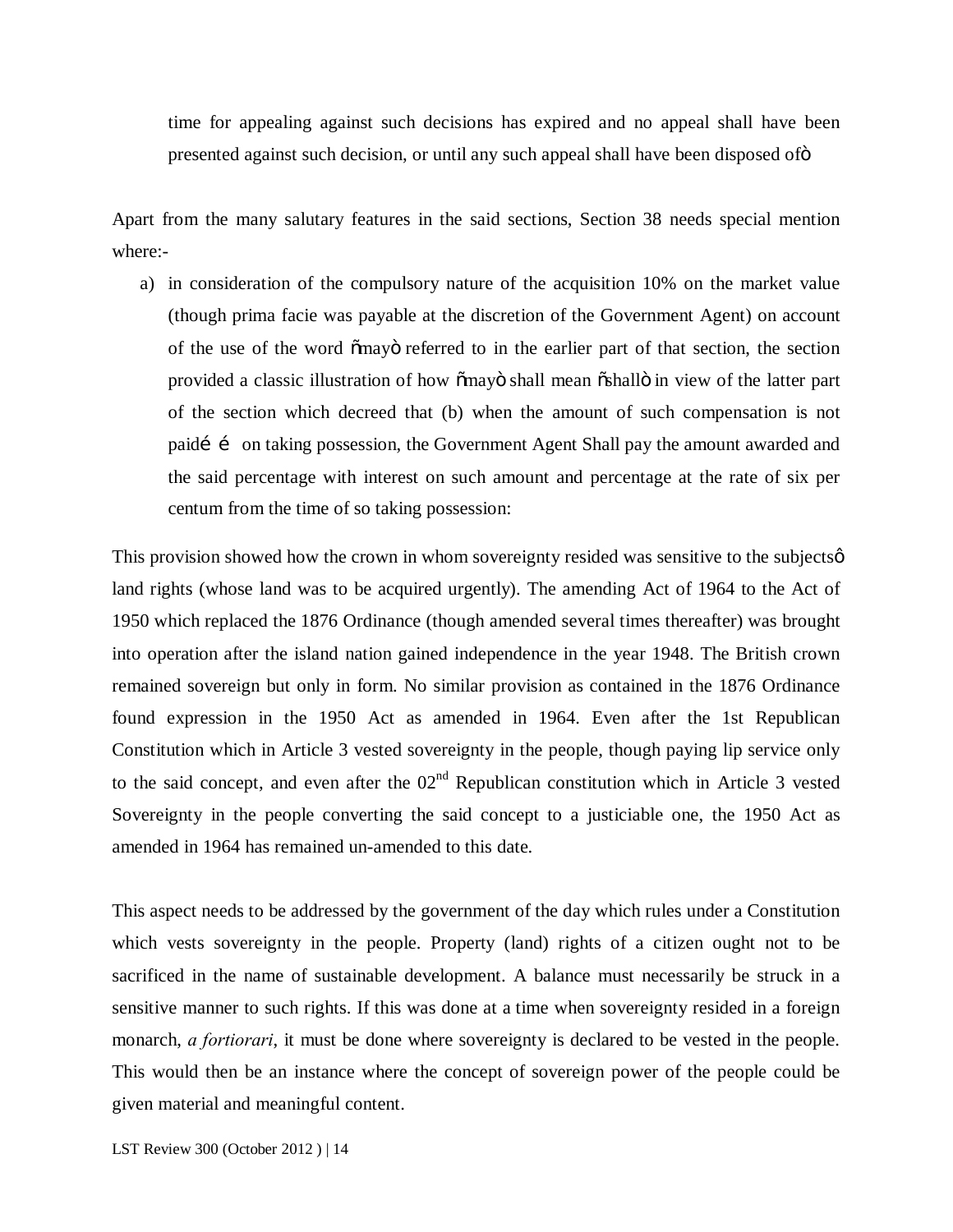time for appealing against such decisions has expired and no appeal shall have been presented against such decision, or until any such appeal shall have been disposed of"

Apart from the many salutary features in the said sections, Section 38 needs special mention where:-

a) in consideration of the compulsory nature of the acquisition 10% on the market value (though prima facie was payable at the discretion of the Government Agent) on account of the use of the word "may" referred to in the earlier part of that section, the section provided a classic illustration of how "may" shall mean "shall" in view of the latter part of the section which decreed that (b) when the amount of such compensation is not paid… … on taking possession, the Government Agent Shall pay the amount awarded and the said percentage with interest on such amount and percentage at the rate of six per centum from the time of so taking possession:

This provision showed how the crown in whom sovereignty resided was sensitive to the subjects' land rights (whose land was to be acquired urgently). The amending Act of 1964 to the Act of 1950 which replaced the 1876 Ordinance (though amended several times thereafter) was brought into operation after the island nation gained independence in the year 1948. The British crown remained sovereign but only in form. No similar provision as contained in the 1876 Ordinance found expression in the 1950 Act as amended in 1964. Even after the 1st Republican Constitution which in Article 3 vested sovereignty in the people, though paying lip service only to the said concept, and even after the 02nd Republican constitution which in Article 3 vested Sovereignty in the people converting the said concept to a justiciable one, the 1950 Act as amended in 1964 has remained un-amended to this date.

This aspect needs to be addressed by the government of the day which rules under a Constitution which vests sovereignty in the people. Property (land) rights of a citizen ought not to be sacrificed in the name of sustainable development. A balance must necessarily be struck in a sensitive manner to such rights. If this was done at a time when sovereignty resided in a foreign monarch, *a fortiorari*, it must be done where sovereignty is declared to be vested in the people. This would then be an instance where the concept of sovereign power of the people could be given material and meaningful content.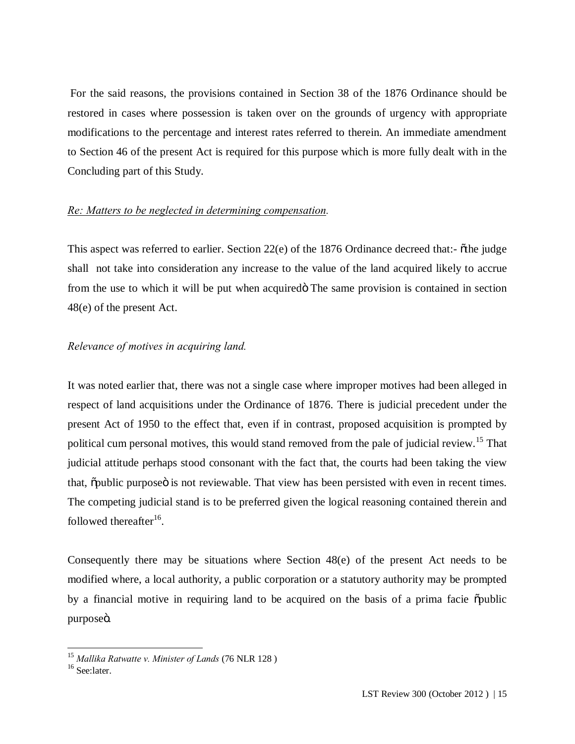For the said reasons, the provisions contained in Section 38 of the 1876 Ordinance should be restored in cases where possession is taken over on the grounds of urgency with appropriate modifications to the percentage and interest rates referred to therein. An immediate amendment to Section 46 of the present Act is required for this purpose which is more fully dealt with in the Concluding part of this Study.

*Re: Matters to be neglected in determining compensation.*

This aspect was referred to earlier. Section 22(e) of the 1876 Ordinance decreed that:- "the judge shall not take into consideration any increase to the value of the land acquired likely to accrue from the use to which it will be put when acquired" The same provision is contained in section 48(e) of the present Act.

*Relevance of motives in acquiring land.*

It was noted earlier that, there was not a single case where improper motives had been alleged in respect of land acquisitions under the Ordinance of 1876. There is judicial precedent under the present Act of 1950 to the effect that, even if in contrast, proposed acquisition is prompted by political cum personal motives, this would stand removed from the pale of judicial review.[15] That judicial attitude perhaps stood consonant with the fact that, the courts had been taking the view that, "public purpose" is not reviewable. That view has been persisted with even in recent times. The competing judicial stand is to be preferred given the logical reasoning contained therein and followed thereafter[16].

Consequently there may be situations where Section 48(e) of the present Act needs to be modified where, a local authority, a public corporation or a statutory authority may be prompted by a financial motive in requiring land to be acquired on the basis of a prima facie "public purpose".

---

[15] *Mallika Ratwatte v. Minister of Lands* (76 NLR 128 )

[16] See:later.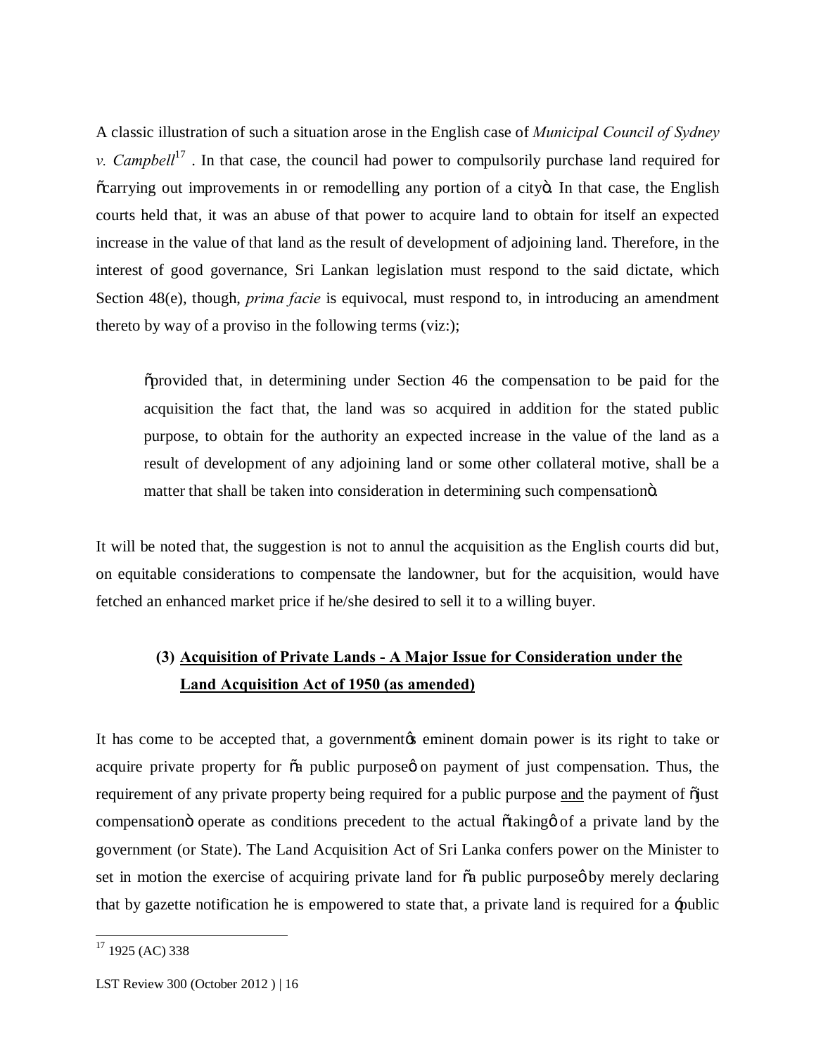A classic illustration of such a situation arose in the English case of *Municipal Council of Sydney v. Campbell*[17] . In that case, the council had power to compulsorily purchase land required for "carrying out improvements in or remodelling any portion of a city". In that case, the English courts held that, it was an abuse of that power to acquire land to obtain for itself an expected increase in the value of that land as the result of development of adjoining land. Therefore, in the interest of good governance, Sri Lankan legislation must respond to the said dictate, which Section 48(e), though, *prima facie* is equivocal, must respond to, in introducing an amendment thereto by way of a proviso in the following terms (viz:);

> "provided that, in determining under Section 46 the compensation to be paid for the acquisition the fact that, the land was so acquired in addition for the stated public purpose, to obtain for the authority an expected increase in the value of the land as a result of development of any adjoining land or some other collateral motive, shall be a matter that shall be taken into consideration in determining such compensation".

It will be noted that, the suggestion is not to annul the acquisition as the English courts did but, on equitable considerations to compensate the landowner, but for the acquisition, would have fetched an enhanced market price if he/she desired to sell it to a willing buyer.

### (3) Acquisition of Private Lands - A Major Issue for Consideration under the Land Acquisition Act of 1950 (as amended)

It has come to be accepted that, a government's eminent domain power is its right to take or acquire private property for "a public purpose" on payment of just compensation. Thus, the requirement of any private property being required for a public purpose <u>and</u> the payment of "just compensation" operate as conditions precedent to the actual "taking" of a private land by the government (or State). The Land Acquisition Act of Sri Lanka confers power on the Minister to set in motion the exercise of acquiring private land for "a public purpose" by merely declaring that by gazette notification he is empowered to state that, a private land is required for a 'public

---

[17] 1925 (AC) 338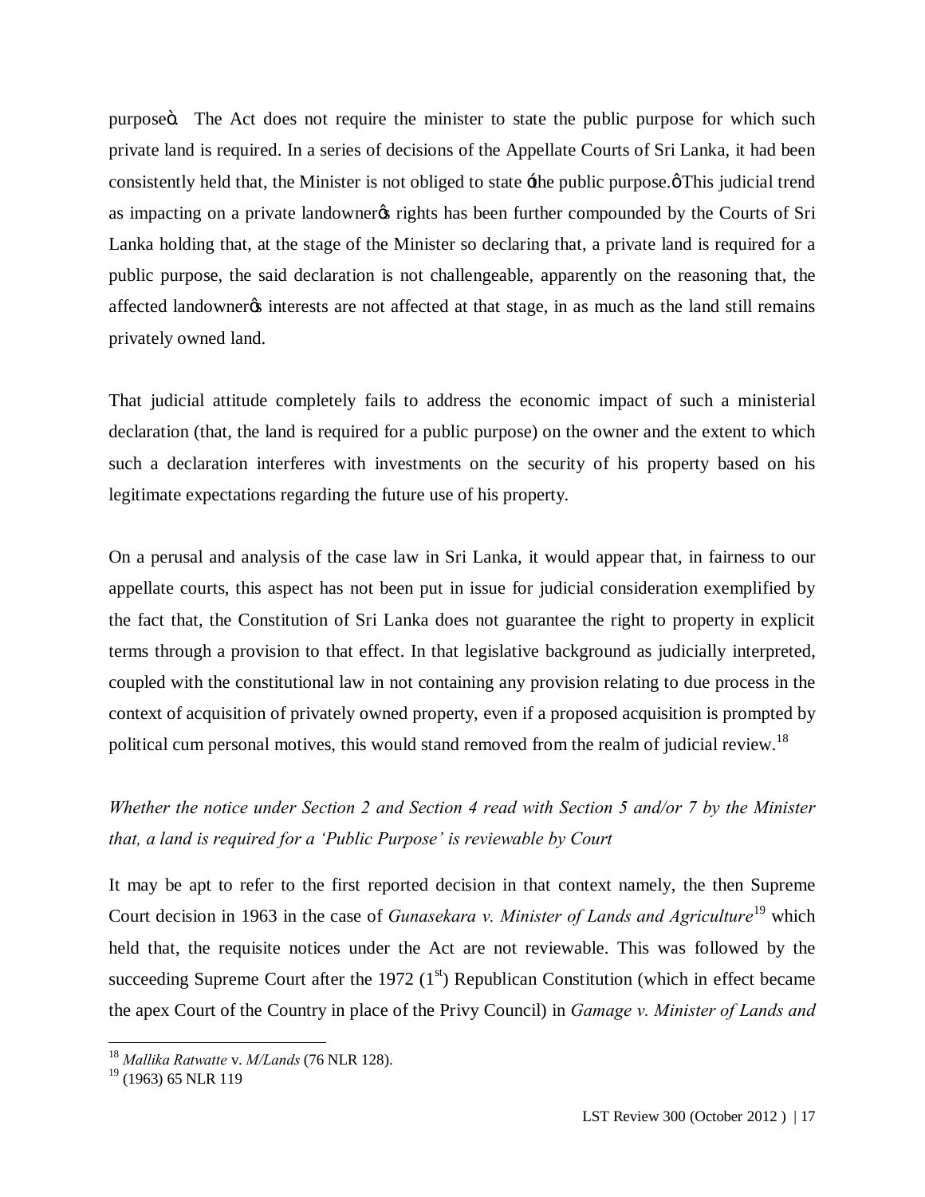purpose". The Act does not require the minister to state the public purpose for which such private land is required. In a series of decisions of the Appellate Courts of Sri Lanka, it had been consistently held that, the Minister is not obliged to state 'the public purpose.' This judicial trend as impacting on a private landowner's rights has been further compounded by the Courts of Sri Lanka holding that, at the stage of the Minister so declaring that, a private land is required for a public purpose, the said declaration is not challengeable, apparently on the reasoning that, the affected landowner's interests are not affected at that stage, in as much as the land still remains privately owned land.

That judicial attitude completely fails to address the economic impact of such a ministerial declaration (that, the land is required for a public purpose) on the owner and the extent to which such a declaration interferes with investments on the security of his property based on his legitimate expectations regarding the future use of his property.

On a perusal and analysis of the case law in Sri Lanka, it would appear that, in fairness to our appellate courts, this aspect has not been put in issue for judicial consideration exemplified by the fact that, the Constitution of Sri Lanka does not guarantee the right to property in explicit terms through a provision to that effect. In that legislative background as judicially interpreted, coupled with the constitutional law in not containing any provision relating to due process in the context of acquisition of privately owned property, even if a proposed acquisition is prompted by political cum personal motives, this would stand removed from the realm of judicial review.[18]

*Whether the notice under Section 2 and Section 4 read with Section 5 and/or 7 by the Minister that, a land is required for a 'Public Purpose' is reviewable by Court*

It may be apt to refer to the first reported decision in that context namely, the then Supreme Court decision in 1963 in the case of *Gunasekara v. Minister of Lands and Agriculture*[19] which held that, the requisite notices under the Act are not reviewable. This was followed by the succeeding Supreme Court after the 1972 (1st) Republican Constitution (which in effect became the apex Court of the Country in place of the Privy Council) in *Gamage v. Minister of Lands and*

---

[18] *Mallika Ratwatte* v. *M/Lands* (76 NLR 128).

[19] (1963) 65 NLR 119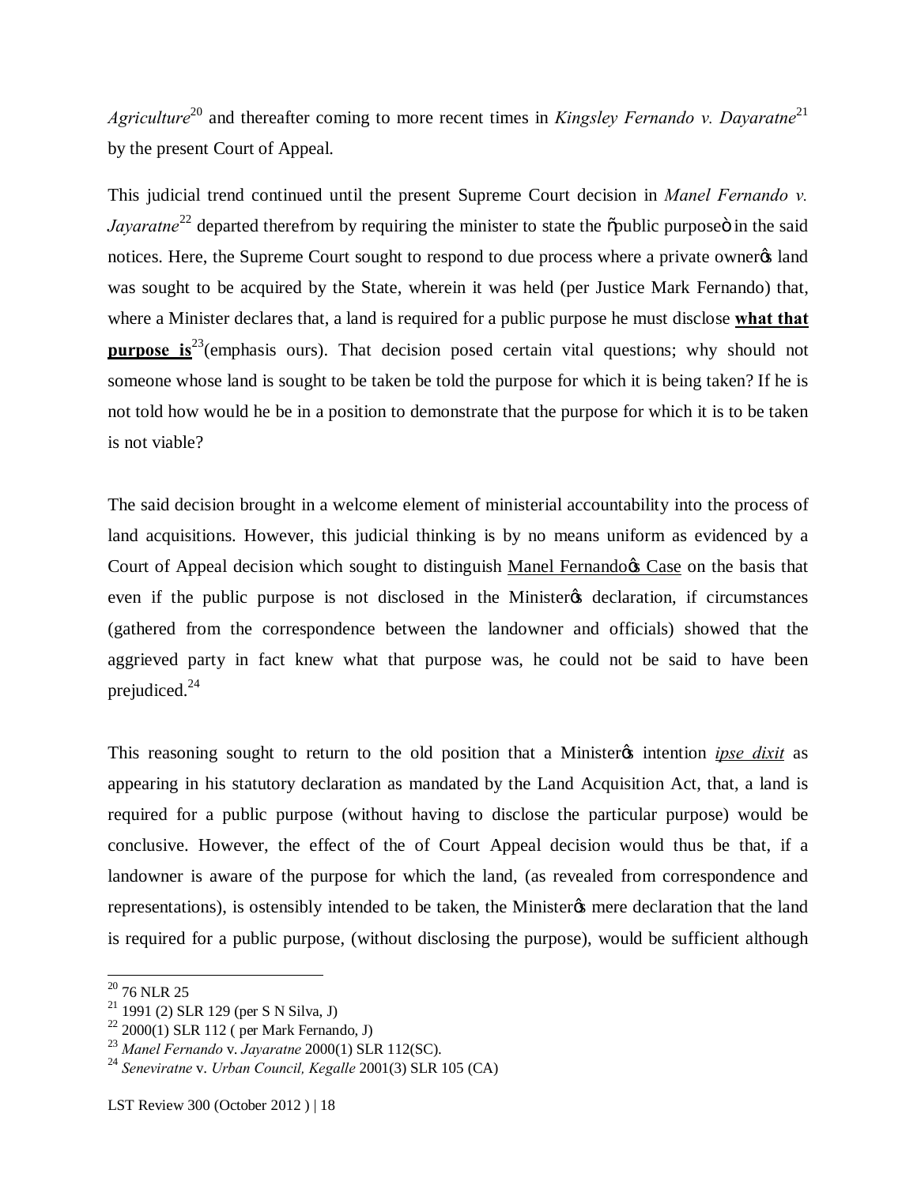*Agriculture*[20] and thereafter coming to more recent times in *Kingsley Fernando v. Dayaratne*[21] by the present Court of Appeal.

This judicial trend continued until the present Supreme Court decision in *Manel Fernando v. Jayaratne*[22] departed therefrom by requiring the minister to state the "public purpose" in the said notices. Here, the Supreme Court sought to respond to due process where a private owner's land was sought to be acquired by the State, wherein it was held (per Justice Mark Fernando) that, where a Minister declares that, a land is required for a public purpose he must disclose **<u>what that purpose is</u>**[23](emphasis ours). That decision posed certain vital questions; why should not someone whose land is sought to be taken be told the purpose for which it is being taken? If he is not told how would he be in a position to demonstrate that the purpose for which it is to be taken is not viable?

The said decision brought in a welcome element of ministerial accountability into the process of land acquisitions. However, this judicial thinking is by no means uniform as evidenced by a Court of Appeal decision which sought to distinguish <u>Manel Fernando's Case</u> on the basis that even if the public purpose is not disclosed in the Minister's declaration, if circumstances (gathered from the correspondence between the landowner and officials) showed that the aggrieved party in fact knew what that purpose was, he could not be said to have been prejudiced.[24]

This reasoning sought to return to the old position that a Minister's intention <u>*ipse dixit*</u> as appearing in his statutory declaration as mandated by the Land Acquisition Act, that, a land is required for a public purpose (without having to disclose the particular purpose) would be conclusive. However, the effect of the of Court Appeal decision would thus be that, if a landowner is aware of the purpose for which the land, (as revealed from correspondence and representations), is ostensibly intended to be taken, the Minister's mere declaration that the land is required for a public purpose, (without disclosing the purpose), would be sufficient although

---

[20] 76 NLR 25

[21] 1991 (2) SLR 129 (per S N Silva, J)

[22] 2000(1) SLR 112 ( per Mark Fernando, J)

[23] *Manel Fernando* v. *Jayaratne* 2000(1) SLR 112(SC).

[24] *Seneviratne* v. *Urban Council, Kegalle* 2001(3) SLR 105 (CA)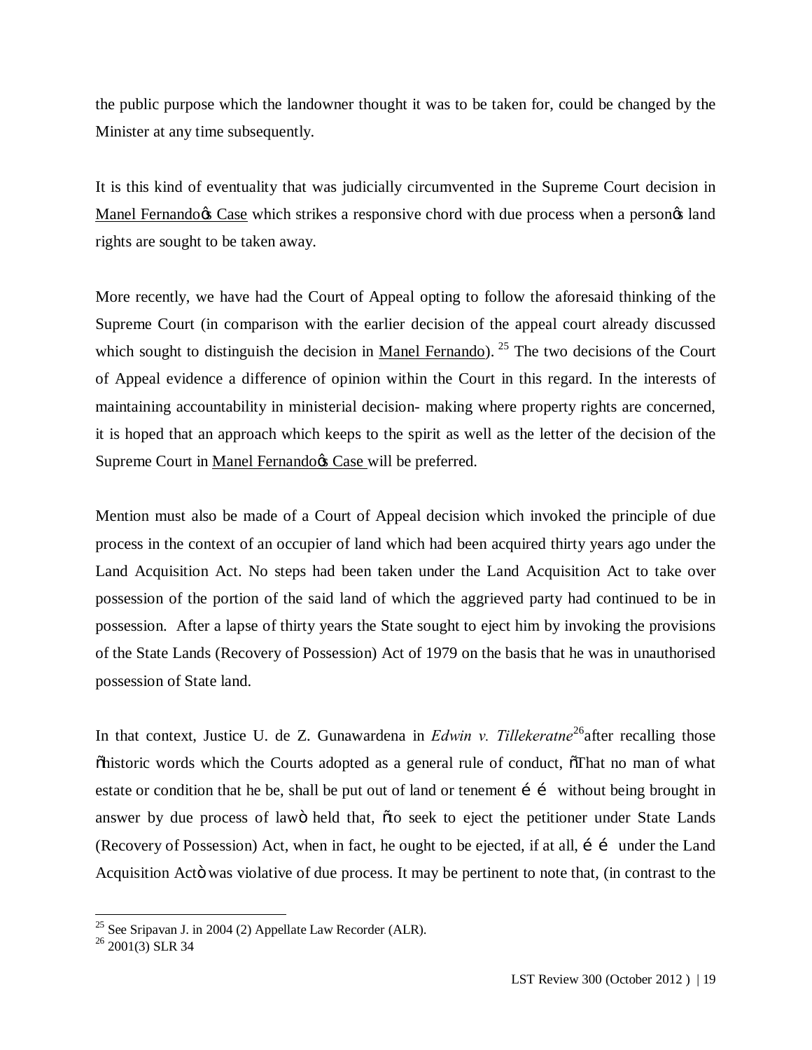the public purpose which the landowner thought it was to be taken for, could be changed by the Minister at any time subsequently.

It is this kind of eventuality that was judicially circumvented in the Supreme Court decision in Manel Fernandoøs Case which strikes a responsive chord with due process when a personøs land rights are sought to be taken away.

More recently, we have had the Court of Appeal opting to follow the aforesaid thinking of the Supreme Court (in comparison with the earlier decision of the appeal court already discussed which sought to distinguish the decision in Manel Fernando). [25] The two decisions of the Court of Appeal evidence a difference of opinion within the Court in this regard. In the interests of maintaining accountability in ministerial decision- making where property rights are concerned, it is hoped that an approach which keeps to the spirit as well as the letter of the decision of the Supreme Court in Manel Fernandoøs Case will be preferred.

Mention must also be made of a Court of Appeal decision which invoked the principle of due process in the context of an occupier of land which had been acquired thirty years ago under the Land Acquisition Act. No steps had been taken under the Land Acquisition Act to take over possession of the portion of the said land of which the aggrieved party had continued to be in possession. After a lapse of thirty years the State sought to eject him by invoking the provisions of the State Lands (Recovery of Possession) Act of 1979 on the basis that he was in unauthorised possession of State land.

In that context, Justice U. de Z. Gunawardena in *Edwin v. Tillekeratne*[26] after recalling those õhistoric words which the Courts adopted as a general rule of conduct, õThat no man of what estate or condition that he be, shall be put out of land or tenement í í without being brought in answer by due process of lawö held that, õto seek to eject the petitioner under State Lands (Recovery of Possession) Act, when in fact, he ought to be ejected, if at all, í í under the Land Acquisition Actö was violative of due process. It may be pertinent to note that, (in contrast to the

---

[25] See Sripavan J. in 2004 (2) Appellate Law Recorder (ALR).

[26] 2001(3) SLR 34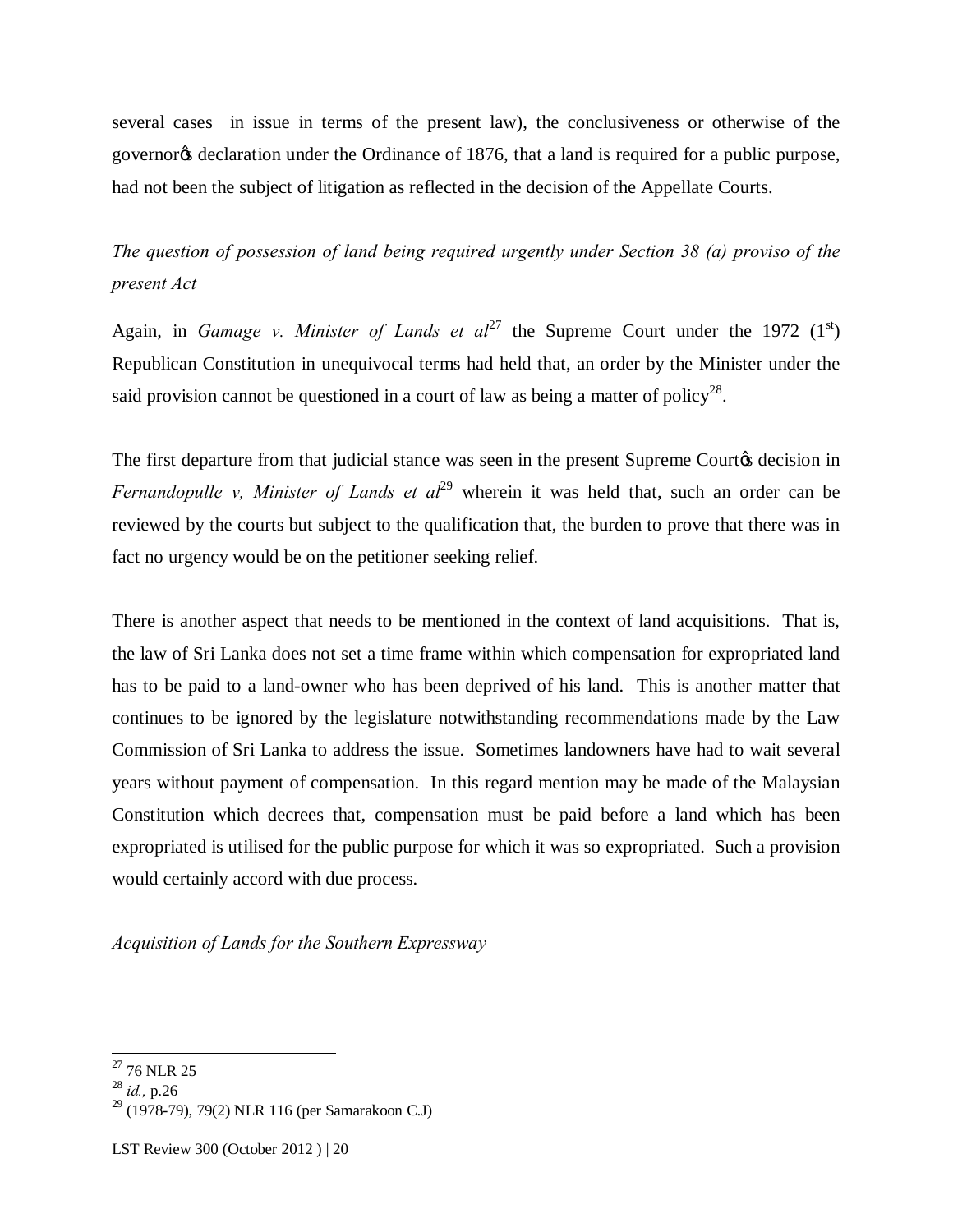several cases in issue in terms of the present law), the conclusiveness or otherwise of the governor's declaration under the Ordinance of 1876, that a land is required for a public purpose, had not been the subject of litigation as reflected in the decision of the Appellate Courts.

*The question of possession of land being required urgently under Section 38 (a) proviso of the present Act*

Again, in *Gamage v. Minister of Lands et al*[27] the Supreme Court under the 1972 (1st) Republican Constitution in unequivocal terms had held that, an order by the Minister under the said provision cannot be questioned in a court of law as being a matter of policy[28].

The first departure from that judicial stance was seen in the present Supreme Court's decision in *Fernandopulle v, Minister of Lands et al*[29] wherein it was held that, such an order can be reviewed by the courts but subject to the qualification that, the burden to prove that there was in fact no urgency would be on the petitioner seeking relief.

There is another aspect that needs to be mentioned in the context of land acquisitions. That is, the law of Sri Lanka does not set a time frame within which compensation for expropriated land has to be paid to a land-owner who has been deprived of his land. This is another matter that continues to be ignored by the legislature notwithstanding recommendations made by the Law Commission of Sri Lanka to address the issue. Sometimes landowners have had to wait several years without payment of compensation. In this regard mention may be made of the Malaysian Constitution which decrees that, compensation must be paid before a land which has been expropriated is utilised for the public purpose for which it was so expropriated. Such a provision would certainly accord with due process.

*Acquisition of Lands for the Southern Expressway*

---

[27] 76 NLR 25

[28] *id.,* p.26

[29] (1978-79), 79(2) NLR 116 (per Samarakoon C.J)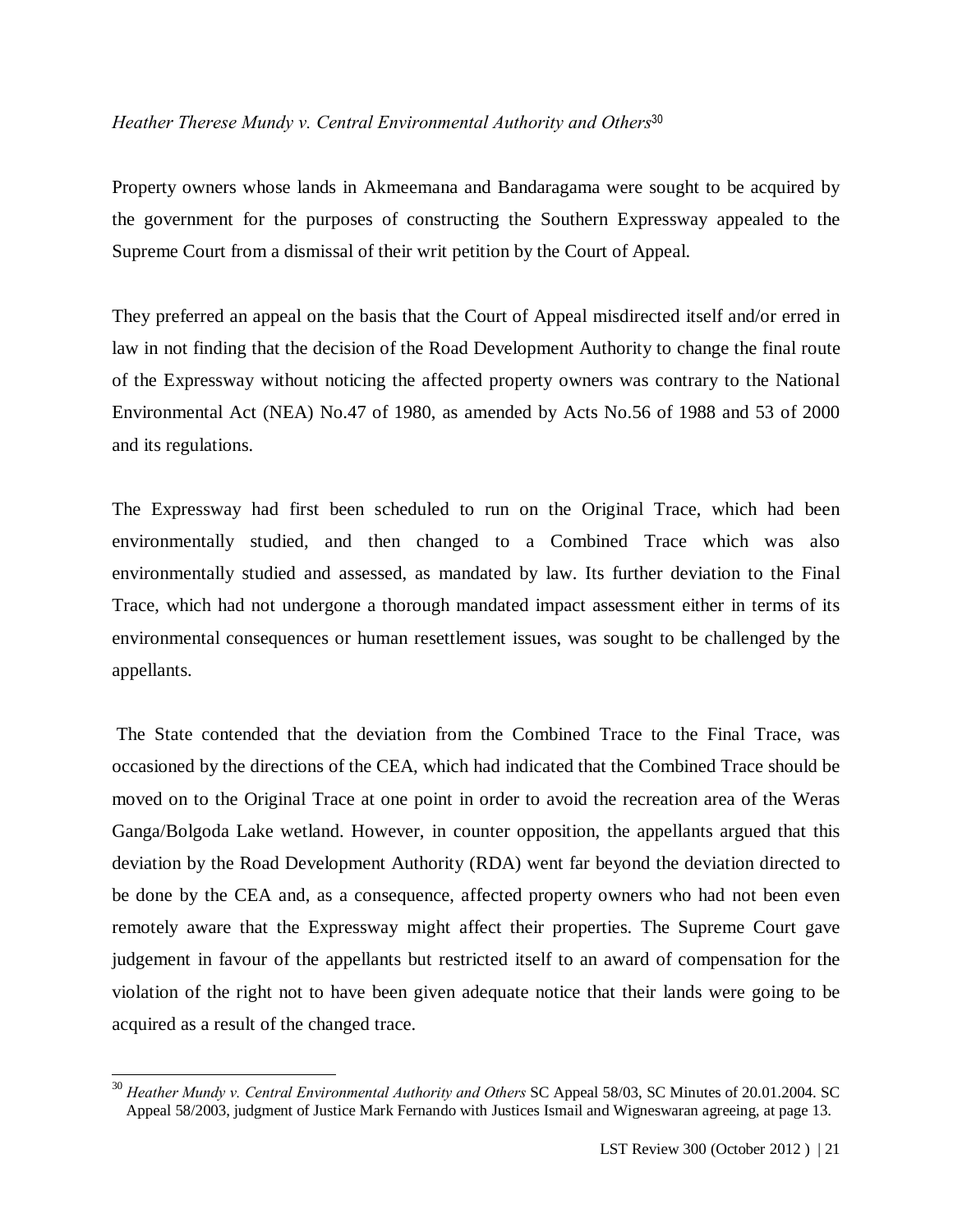*Heather Therese Mundy v. Central Environmental Authority and Others*[30]

Property owners whose lands in Akmeemana and Bandaragama were sought to be acquired by the government for the purposes of constructing the Southern Expressway appealed to the Supreme Court from a dismissal of their writ petition by the Court of Appeal.

They preferred an appeal on the basis that the Court of Appeal misdirected itself and/or erred in law in not finding that the decision of the Road Development Authority to change the final route of the Expressway without noticing the affected property owners was contrary to the National Environmental Act (NEA) No.47 of 1980, as amended by Acts No.56 of 1988 and 53 of 2000 and its regulations.

The Expressway had first been scheduled to run on the Original Trace, which had been environmentally studied, and then changed to a Combined Trace which was also environmentally studied and assessed, as mandated by law. Its further deviation to the Final Trace, which had not undergone a thorough mandated impact assessment either in terms of its environmental consequences or human resettlement issues, was sought to be challenged by the appellants.

The State contended that the deviation from the Combined Trace to the Final Trace, was occasioned by the directions of the CEA, which had indicated that the Combined Trace should be moved on to the Original Trace at one point in order to avoid the recreation area of the Weras Ganga/Bolgoda Lake wetland. However, in counter opposition, the appellants argued that this deviation by the Road Development Authority (RDA) went far beyond the deviation directed to be done by the CEA and, as a consequence, affected property owners who had not been even remotely aware that the Expressway might affect their properties. The Supreme Court gave judgement in favour of the appellants but restricted itself to an award of compensation for the violation of the right not to have been given adequate notice that their lands were going to be acquired as a result of the changed trace.

---

[30] *Heather Mundy v. Central Environmental Authority and Others* SC Appeal 58/03, SC Minutes of 20.01.2004. SC Appeal 58/2003, judgment of Justice Mark Fernando with Justices Ismail and Wigneswaran agreeing, at page 13.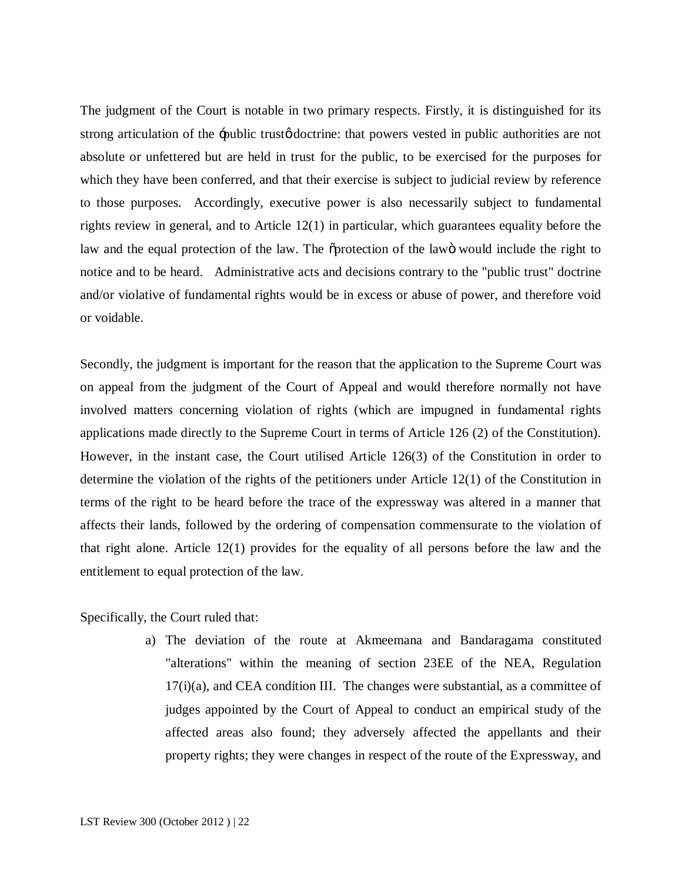The judgment of the Court is notable in two primary respects. Firstly, it is distinguished for its strong articulation of the 'public trust' doctrine: that powers vested in public authorities are not absolute or unfettered but are held in trust for the public, to be exercised for the purposes for which they have been conferred, and that their exercise is subject to judicial review by reference to those purposes. Accordingly, executive power is also necessarily subject to fundamental rights review in general, and to Article 12(1) in particular, which guarantees equality before the law and the equal protection of the law. The "protection of the law" would include the right to notice and to be heard. Administrative acts and decisions contrary to the "public trust" doctrine and/or violative of fundamental rights would be in excess or abuse of power, and therefore void or voidable.

Secondly, the judgment is important for the reason that the application to the Supreme Court was on appeal from the judgment of the Court of Appeal and would therefore normally not have involved matters concerning violation of rights (which are impugned in fundamental rights applications made directly to the Supreme Court in terms of Article 126 (2) of the Constitution). However, in the instant case, the Court utilised Article 126(3) of the Constitution in order to determine the violation of the rights of the petitioners under Article 12(1) of the Constitution in terms of the right to be heard before the trace of the expressway was altered in a manner that affects their lands, followed by the ordering of compensation commensurate to the violation of that right alone. Article 12(1) provides for the equality of all persons before the law and the entitlement to equal protection of the law.

Specifically, the Court ruled that:

a) The deviation of the route at Akmeemana and Bandaragama constituted "alterations" within the meaning of section 23EE of the NEA, Regulation 17(i)(a), and CEA condition III. The changes were substantial, as a committee of judges appointed by the Court of Appeal to conduct an empirical study of the affected areas also found; they adversely affected the appellants and their property rights; they were changes in respect of the route of the Expressway, and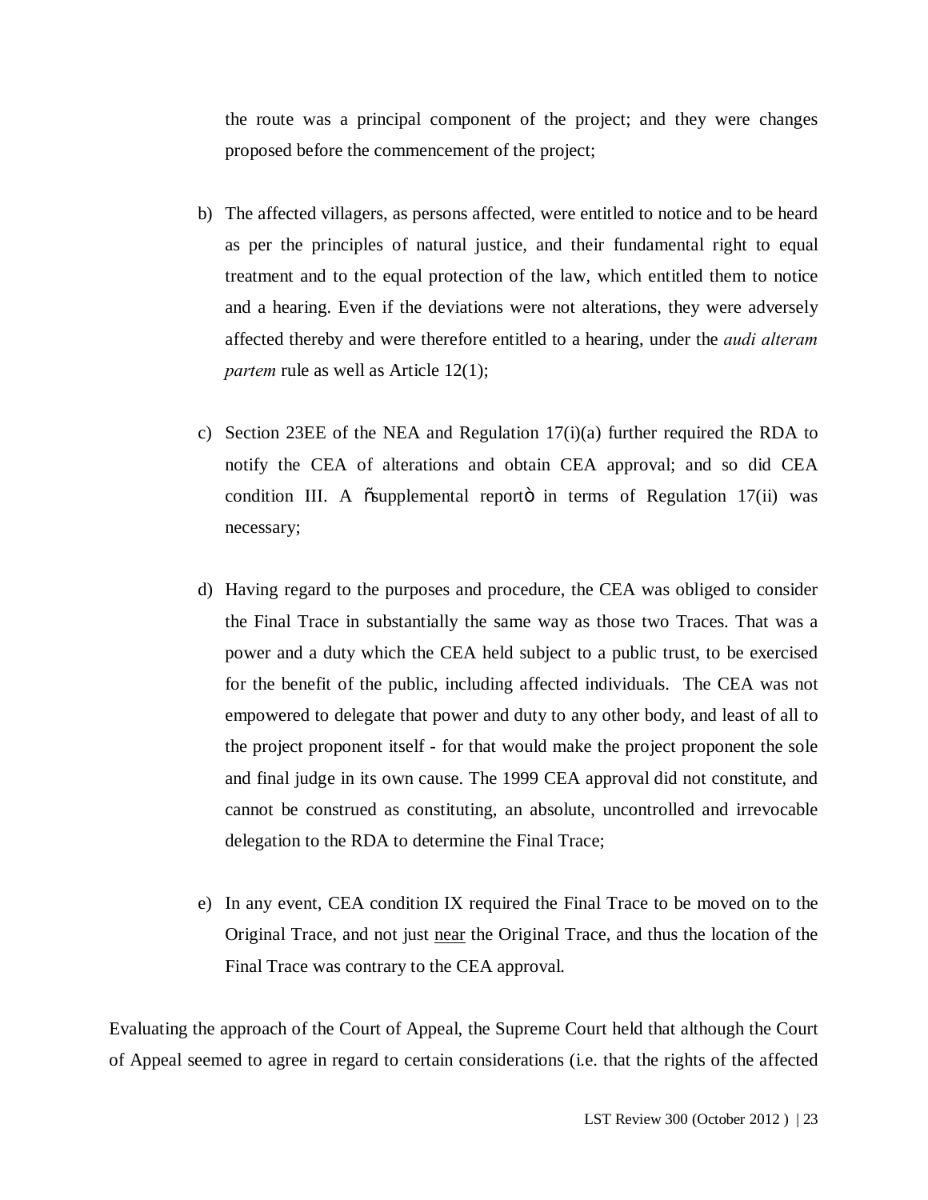the route was a principal component of the project; and they were changes proposed before the commencement of the project;

b) The affected villagers, as persons affected, were entitled to notice and to be heard as per the principles of natural justice, and their fundamental right to equal treatment and to the equal protection of the law, which entitled them to notice and a hearing. Even if the deviations were not alterations, they were adversely affected thereby and were therefore entitled to a hearing, under the *audi alteram partem* rule as well as Article 12(1);

c) Section 23EE of the NEA and Regulation 17(i)(a) further required the RDA to notify the CEA of alterations and obtain CEA approval; and so did CEA condition III. A "supplemental report" in terms of Regulation 17(ii) was necessary;

d) Having regard to the purposes and procedure, the CEA was obliged to consider the Final Trace in substantially the same way as those two Traces. That was a power and a duty which the CEA held subject to a public trust, to be exercised for the benefit of the public, including affected individuals. The CEA was not empowered to delegate that power and duty to any other body, and least of all to the project proponent itself - for that would make the project proponent the sole and final judge in its own cause. The 1999 CEA approval did not constitute, and cannot be construed as constituting, an absolute, uncontrolled and irrevocable delegation to the RDA to determine the Final Trace;

e) In any event, CEA condition IX required the Final Trace to be moved on to the Original Trace, and not just <u>near</u> the Original Trace, and thus the location of the Final Trace was contrary to the CEA approval.

Evaluating the approach of the Court of Appeal, the Supreme Court held that although the Court of Appeal seemed to agree in regard to certain considerations (i.e. that the rights of the affected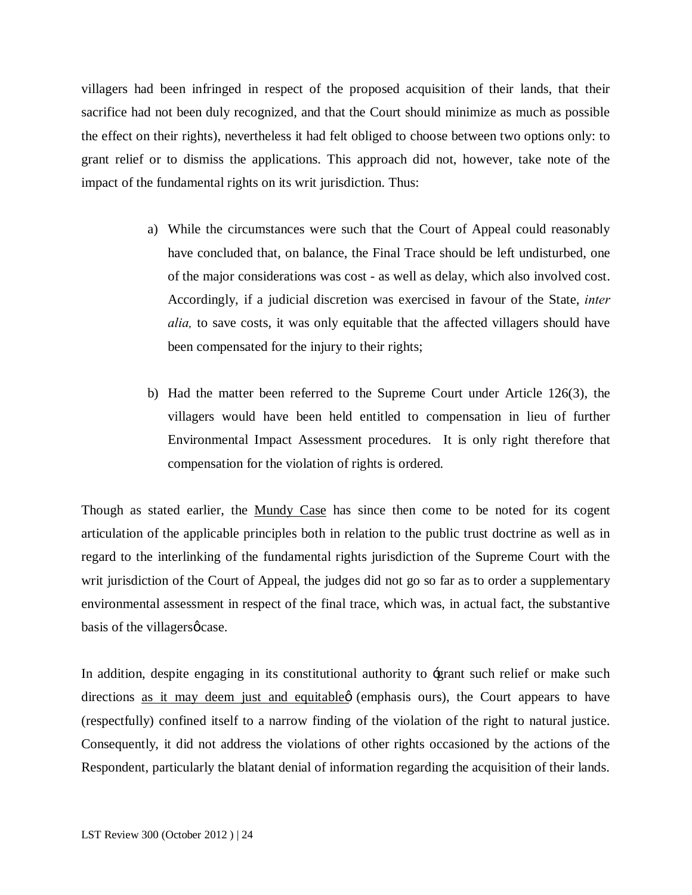villagers had been infringed in respect of the proposed acquisition of their lands, that their sacrifice had not been duly recognized, and that the Court should minimize as much as possible the effect on their rights), nevertheless it had felt obliged to choose between two options only: to grant relief or to dismiss the applications. This approach did not, however, take note of the impact of the fundamental rights on its writ jurisdiction. Thus:

a) While the circumstances were such that the Court of Appeal could reasonably have concluded that, on balance, the Final Trace should be left undisturbed, one of the major considerations was cost - as well as delay, which also involved cost. Accordingly, if a judicial discretion was exercised in favour of the State, *inter alia,* to save costs, it was only equitable that the affected villagers should have been compensated for the injury to their rights;

b) Had the matter been referred to the Supreme Court under Article 126(3), the villagers would have been held entitled to compensation in lieu of further Environmental Impact Assessment procedures. It is only right therefore that compensation for the violation of rights is ordered.

Though as stated earlier, the Mundy Case has since then come to be noted for its cogent articulation of the applicable principles both in relation to the public trust doctrine as well as in regard to the interlinking of the fundamental rights jurisdiction of the Supreme Court with the writ jurisdiction of the Court of Appeal, the judges did not go so far as to order a supplementary environmental assessment in respect of the final trace, which was, in actual fact, the substantive basis of the villagers' case.

In addition, despite engaging in its constitutional authority to 'grant such relief or make such directions as it may deem just and equitable' (emphasis ours), the Court appears to have (respectfully) confined itself to a narrow finding of the violation of the right to natural justice. Consequently, it did not address the violations of other rights occasioned by the actions of the Respondent, particularly the blatant denial of information regarding the acquisition of their lands.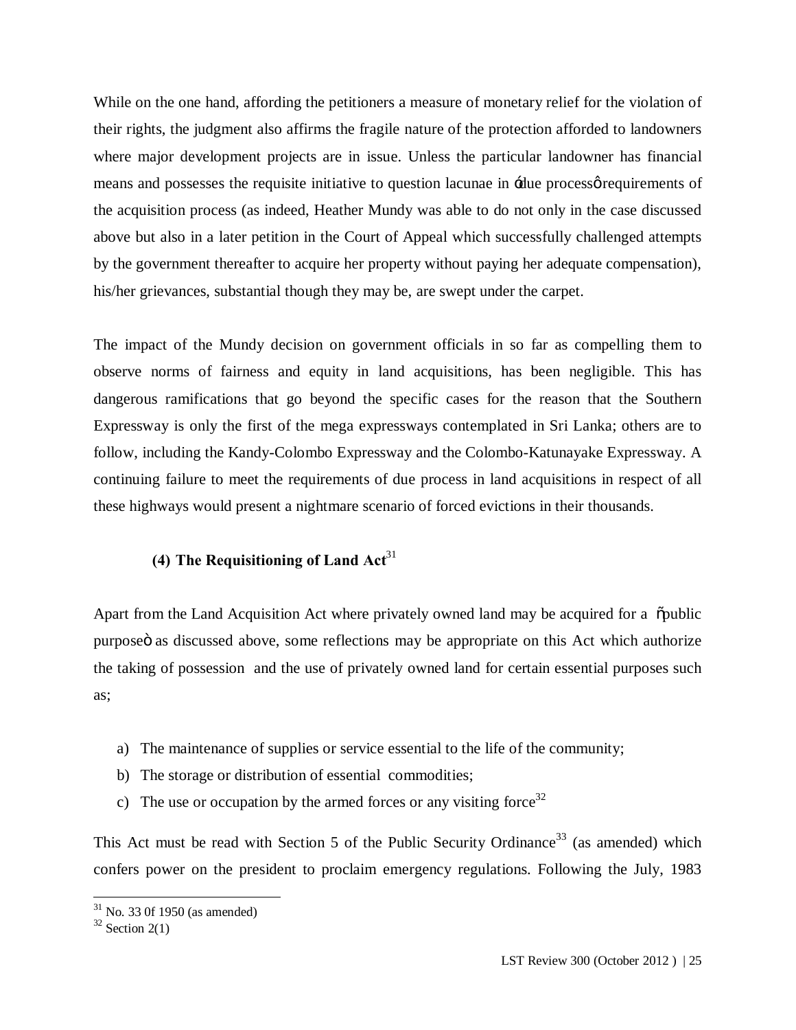While on the one hand, affording the petitioners a measure of monetary relief for the violation of their rights, the judgment also affirms the fragile nature of the protection afforded to landowners where major development projects are in issue. Unless the particular landowner has financial means and possesses the requisite initiative to question lacunae in ‘due process’ requirements of the acquisition process (as indeed, Heather Mundy was able to do not only in the case discussed above but also in a later petition in the Court of Appeal which successfully challenged attempts by the government thereafter to acquire her property without paying her adequate compensation), his/her grievances, substantial though they may be, are swept under the carpet.

The impact of the Mundy decision on government officials in so far as compelling them to observe norms of fairness and equity in land acquisitions, has been negligible. This has dangerous ramifications that go beyond the specific cases for the reason that the Southern Expressway is only the first of the mega expressways contemplated in Sri Lanka; others are to follow, including the Kandy-Colombo Expressway and the Colombo-Katunayake Expressway. A continuing failure to meet the requirements of due process in land acquisitions in respect of all these highways would present a nightmare scenario of forced evictions in their thousands.

### (4) The Requisitioning of Land Act[31]

Apart from the Land Acquisition Act where privately owned land may be acquired for a “public purpose” as discussed above, some reflections may be appropriate on this Act which authorize the taking of possession and the use of privately owned land for certain essential purposes such as;

a) The maintenance of supplies or service essential to the life of the community;
b) The storage or distribution of essential commodities;
c) The use or occupation by the armed forces or any visiting force[32]

This Act must be read with Section 5 of the Public Security Ordinance[33] (as amended) which confers power on the president to proclaim emergency regulations. Following the July, 1983

[31] No. 33 0f 1950 (as amended)

[32] Section 2(1)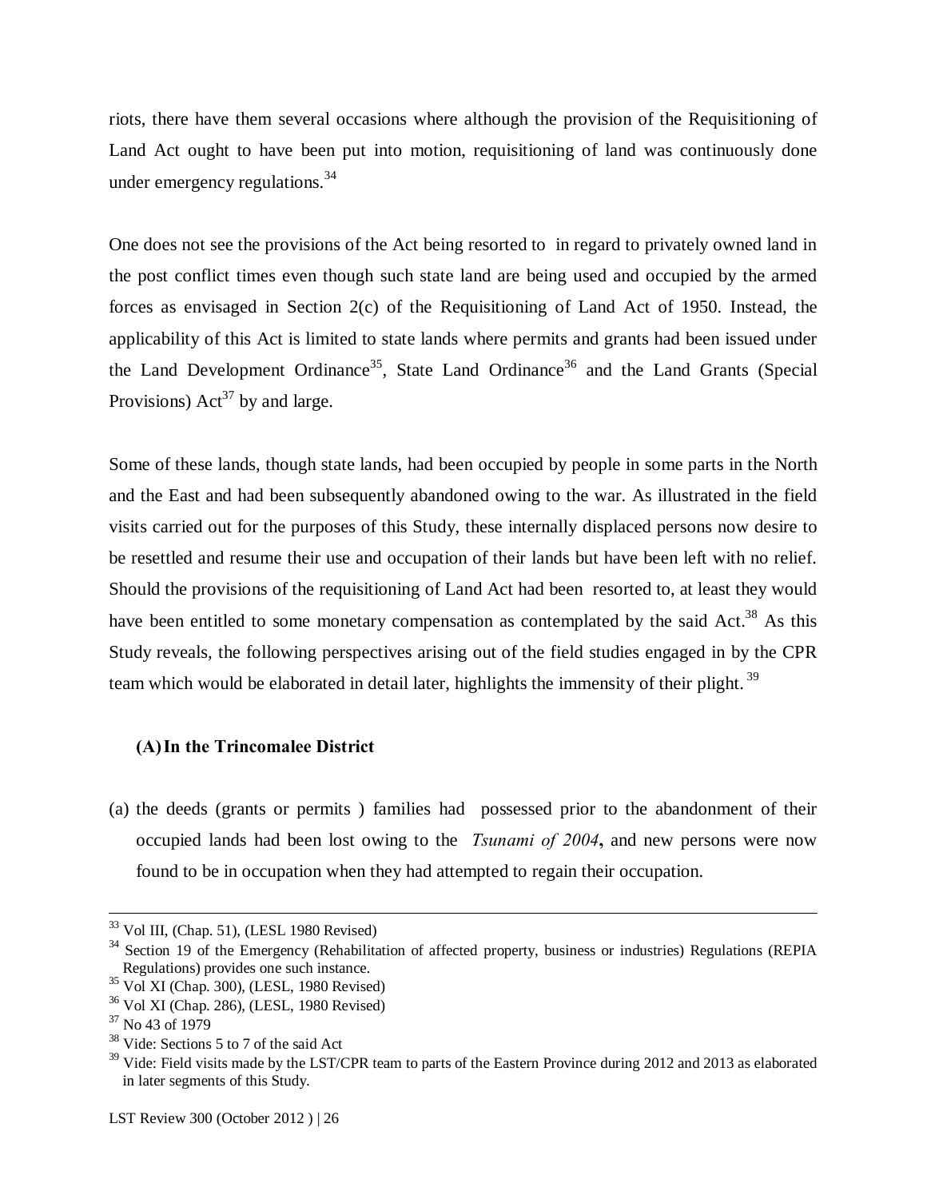riots, there have them several occasions where although the provision of the Requisitioning of Land Act ought to have been put into motion, requisitioning of land was continuously done under emergency regulations.[34]

One does not see the provisions of the Act being resorted to in regard to privately owned land in the post conflict times even though such state land are being used and occupied by the armed forces as envisaged in Section 2(c) of the Requisitioning of Land Act of 1950. Instead, the applicability of this Act is limited to state lands where permits and grants had been issued under the Land Development Ordinance[35], State Land Ordinance[36] and the Land Grants (Special Provisions) Act[37] by and large.

Some of these lands, though state lands, had been occupied by people in some parts in the North and the East and had been subsequently abandoned owing to the war. As illustrated in the field visits carried out for the purposes of this Study, these internally displaced persons now desire to be resettled and resume their use and occupation of their lands but have been left with no relief. Should the provisions of the requisitioning of Land Act had been resorted to, at least they would have been entitled to some monetary compensation as contemplated by the said Act.[38] As this Study reveals, the following perspectives arising out of the field studies engaged in by the CPR team which would be elaborated in detail later, highlights the immensity of their plight.[39]

**(A) In the Trincomalee District**

(a) the deeds (grants or permits ) families had possessed prior to the abandonment of their occupied lands had been lost owing to the *Tsunami of 2004*, and new persons were now found to be in occupation when they had attempted to regain their occupation.

---

[33] Vol III, (Chap. 51), (LESL 1980 Revised)

[34] Section 19 of the Emergency (Rehabilitation of affected property, business or industries) Regulations (REPIA Regulations) provides one such instance.

[35] Vol XI (Chap. 300), (LESL, 1980 Revised)

[36] Vol XI (Chap. 286), (LESL, 1980 Revised)

[37] No 43 of 1979

[38] Vide: Sections 5 to 7 of the said Act

[39] Vide: Field visits made by the LST/CPR team to parts of the Eastern Province during 2012 and 2013 as elaborated in later segments of this Study.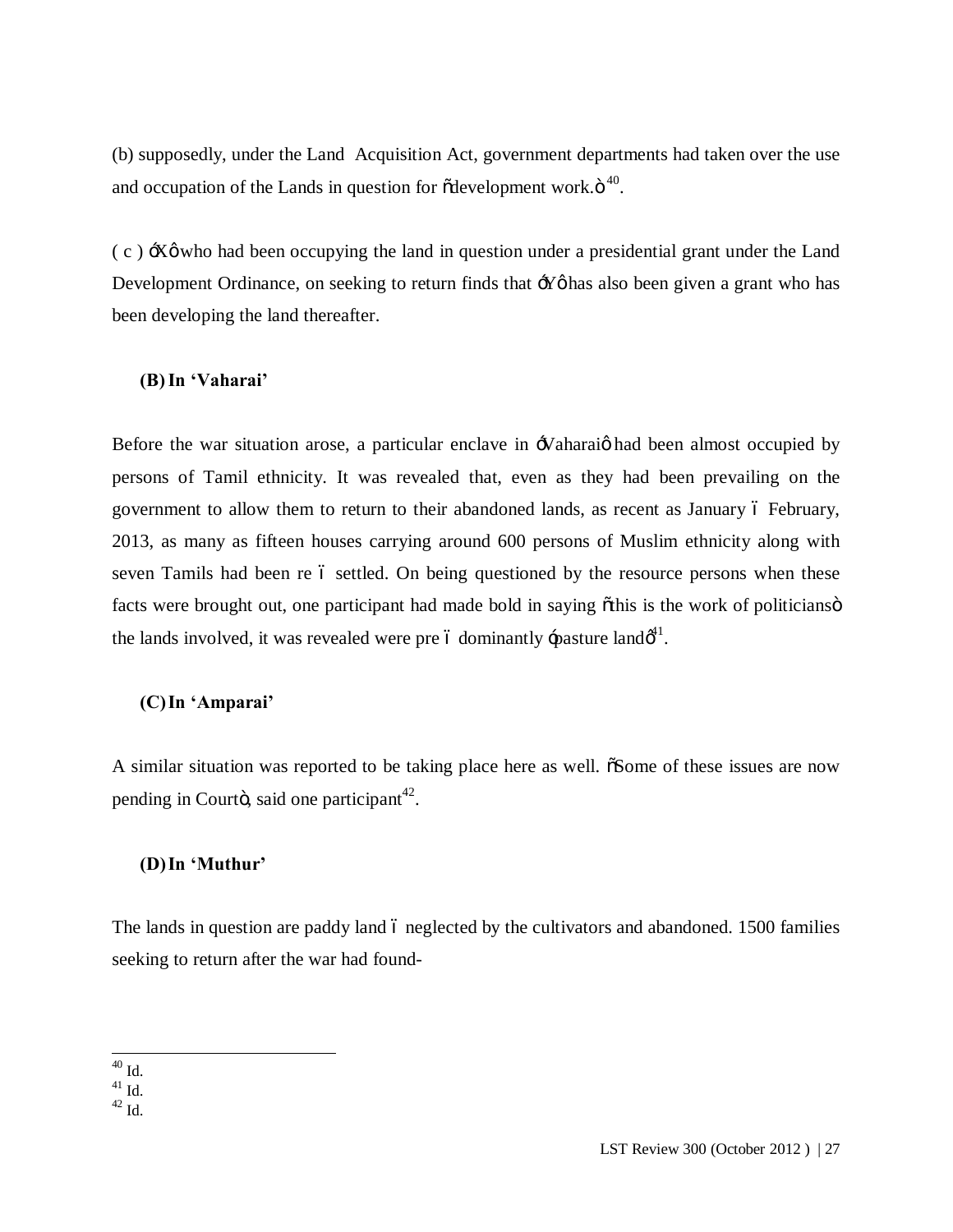(b) supposedly, under the Land Acquisition Act, government departments had taken over the use and occupation of the Lands in question for "development work."[40].

( c ) 'X' who had been occupying the land in question under a presidential grant under the Land Development Ordinance, on seeking to return finds that 'Y' has also been given a grant who has been developing the land thereafter.

**(B) In 'Vaharai'**

Before the war situation arose, a particular enclave in 'Vaharai' had been almost occupied by persons of Tamil ethnicity. It was revealed that, even as they had been prevailing on the government to allow them to return to their abandoned lands, as recent as January – February, 2013, as many as fifteen houses carrying around 600 persons of Muslim ethnicity along with seven Tamils had been re – settled. On being questioned by the resource persons when these facts were brought out, one participant had made bold in saying "this is the work of politicians" the lands involved, it was revealed were pre – dominantly 'pasture land'[41].

**(C) In 'Amparai'**

A similar situation was reported to be taking place here as well. "Some of these issues are now pending in Court", said one participant[42].

**(D) In 'Muthur'**

The lands in question are paddy land – neglected by the cultivators and abandoned. 1500 families seeking to return after the war had found-

---

[40] Id.

[41] Id.

[42] Id.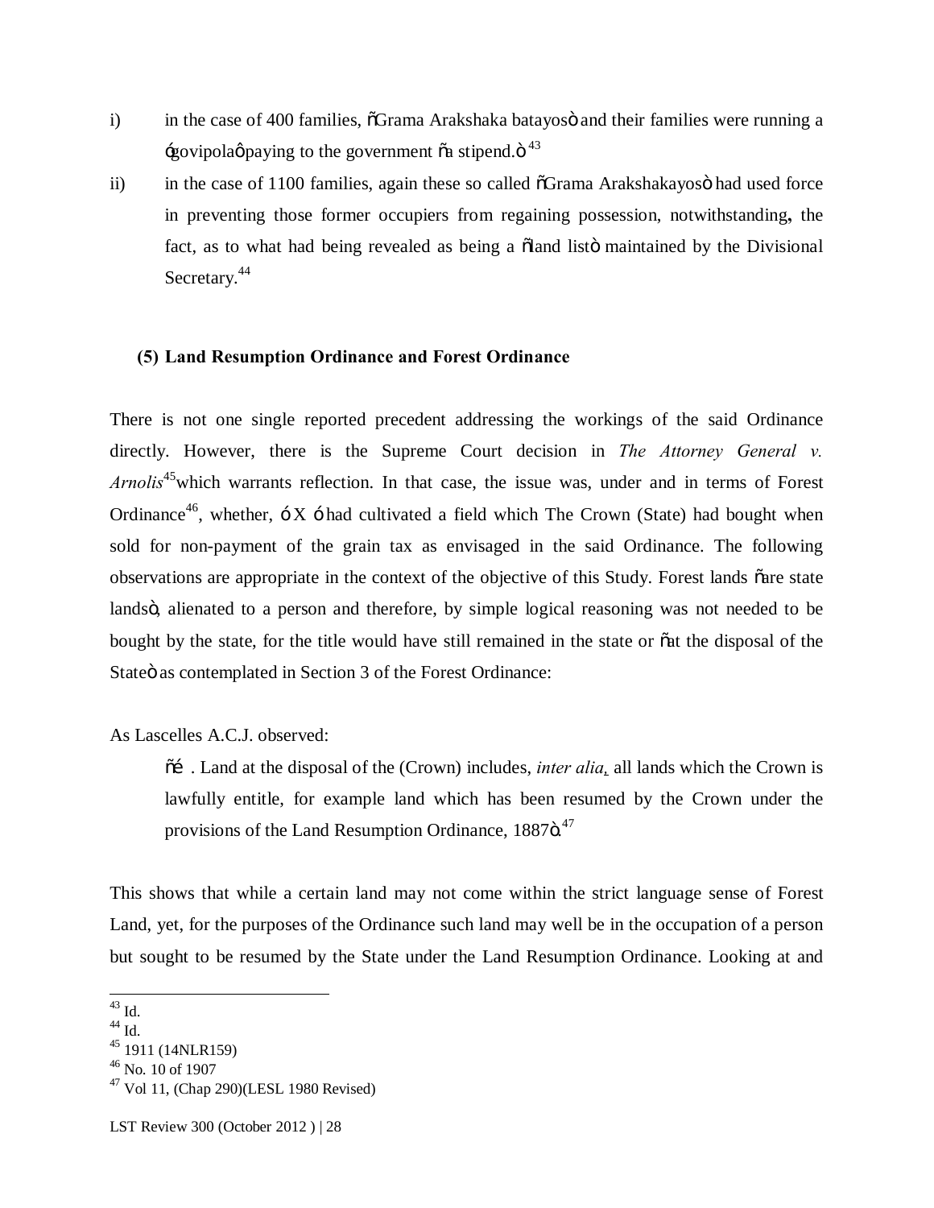i) in the case of 400 families, "Grama Arakshaka batayos" and their families were running a 'govipola' paying to the government "a stipend."[43]

ii) in the case of 1100 families, again these so called "Grama Arakshakayos" had used force in preventing those former occupiers from regaining possession, notwithstanding**,** the fact, as to what had being revealed as being a "land list" maintained by the Divisional Secretary.[44]

### (5) Land Resumption Ordinance and Forest Ordinance

There is not one single reported precedent addressing the workings of the said Ordinance directly. However, there is the Supreme Court decision in *The Attorney General v. Arnolis*[45]which warrants reflection. In that case, the issue was, under and in terms of Forest Ordinance[46], whether, – X – had cultivated a field which The Crown (State) had bought when sold for non-payment of the grain tax as envisaged in the said Ordinance. The following observations are appropriate in the context of the objective of this Study. Forest lands "are state lands", alienated to a person and therefore, by simple logical reasoning was not needed to be bought by the state, for the title would have still remained in the state or "at the disposal of the State" as contemplated in Section 3 of the Forest Ordinance:

As Lascelles A.C.J. observed:

> "… . Land at the disposal of the (Crown) includes, *inter alia*, all lands which the Crown is lawfully entitle, for example land which has been resumed by the Crown under the provisions of the Land Resumption Ordinance, 1887".[47]

This shows that while a certain land may not come within the strict language sense of Forest Land, yet, for the purposes of the Ordinance such land may well be in the occupation of a person but sought to be resumed by the State under the Land Resumption Ordinance. Looking at and

---

[43] Id.
[44] Id.
[45] 1911 (14NLR159)
[46] No. 10 of 1907
[47] Vol 11, (Chap 290)(LESL 1980 Revised)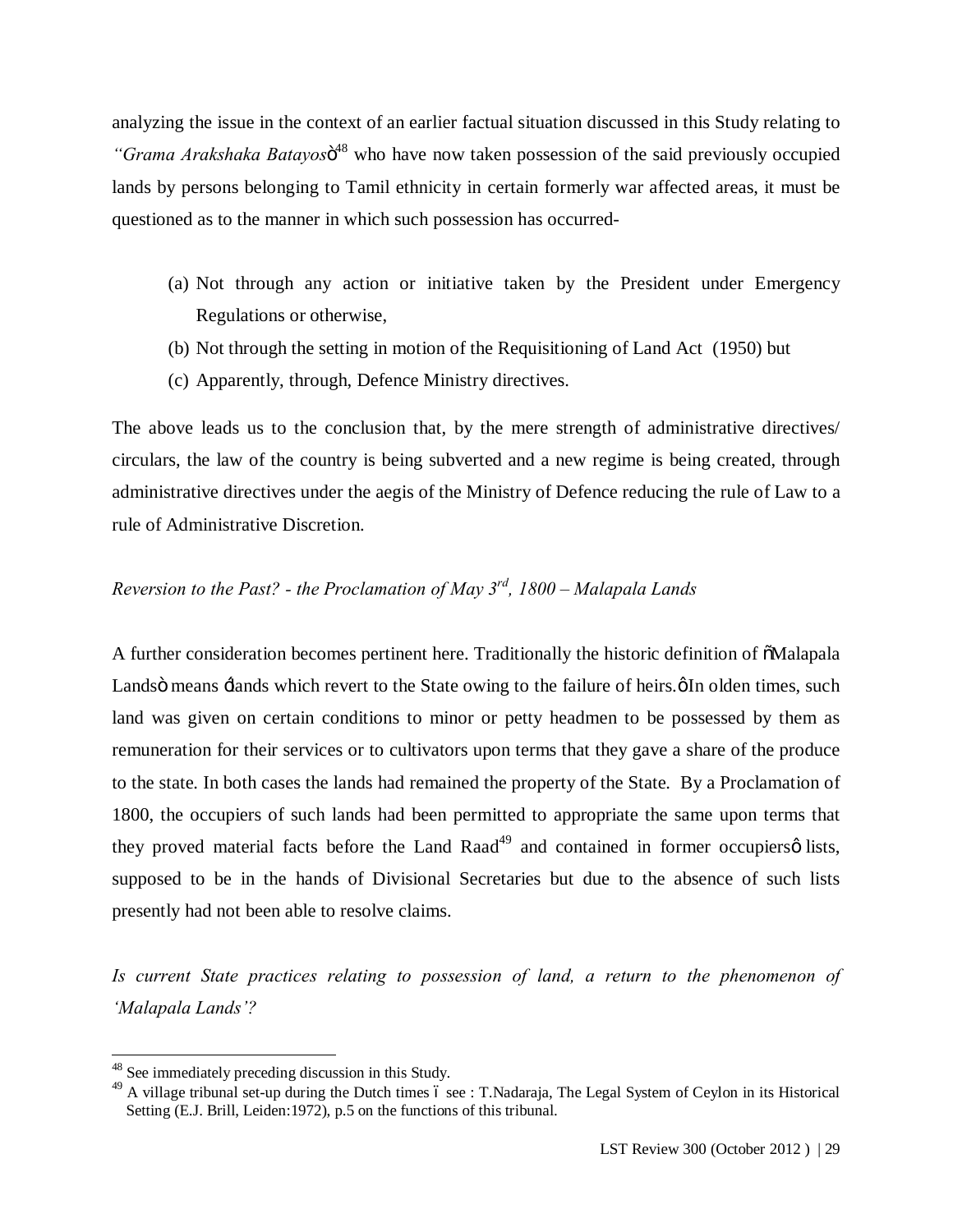analyzing the issue in the context of an earlier factual situation discussed in this Study relating to *"Grama Arakshaka Batayos"*[48] who have now taken possession of the said previously occupied lands by persons belonging to Tamil ethnicity in certain formerly war affected areas, it must be questioned as to the manner in which such possession has occurred-

(a) Not through any action or initiative taken by the President under Emergency Regulations or otherwise,

(b) Not through the setting in motion of the Requisitioning of Land Act (1950) but

(c) Apparently, through, Defence Ministry directives.

The above leads us to the conclusion that, by the mere strength of administrative directives/ circulars, the law of the country is being subverted and a new regime is being created, through administrative directives under the aegis of the Ministry of Defence reducing the rule of Law to a rule of Administrative Discretion.

*Reversion to the Past? - the Proclamation of May 3rd, 1800 – Malapala Lands*

A further consideration becomes pertinent here. Traditionally the historic definition of "Malapala Lands" means 'lands which revert to the State owing to the failure of heirs.' In olden times, such land was given on certain conditions to minor or petty headmen to be possessed by them as remuneration for their services or to cultivators upon terms that they gave a share of the produce to the state. In both cases the lands had remained the property of the State. By a Proclamation of 1800, the occupiers of such lands had been permitted to appropriate the same upon terms that they proved material facts before the Land Raad[49] and contained in former occupiers' lists, supposed to be in the hands of Divisional Secretaries but due to the absence of such lists presently had not been able to resolve claims.

*Is current State practices relating to possession of land, a return to the phenomenon of 'Malapala Lands'?*

---

[48] See immediately preceding discussion in this Study.

[49] A village tribunal set-up during the Dutch times – see : T.Nadaraja, The Legal System of Ceylon in its Historical Setting (E.J. Brill, Leiden:1972), p.5 on the functions of this tribunal.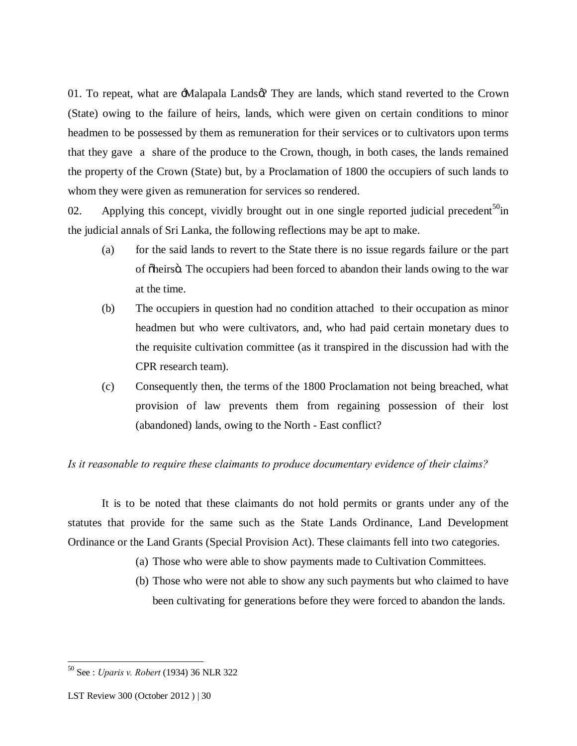01. To repeat, what are ‘Malapala Lands’? They are lands, which stand reverted to the Crown (State) owing to the failure of heirs, lands, which were given on certain conditions to minor headmen to be possessed by them as remuneration for their services or to cultivators upon terms that they gave a share of the produce to the Crown, though, in both cases, the lands remained the property of the Crown (State) but, by a Proclamation of 1800 the occupiers of such lands to whom they were given as remuneration for services so rendered.

02. Applying this concept, vividly brought out in one single reported judicial precedent[50] in the judicial annals of Sri Lanka, the following reflections may be apt to make.

(a) for the said lands to revert to the State there is no issue regards failure or the part of “heirs”. The occupiers had been forced to abandon their lands owing to the war at the time.

(b) The occupiers in question had no condition attached to their occupation as minor headmen but who were cultivators, and, who had paid certain monetary dues to the requisite cultivation committee (as it transpired in the discussion had with the CPR research team).

(c) Consequently then, the terms of the 1800 Proclamation not being breached, what provision of law prevents them from regaining possession of their lost (abandoned) lands, owing to the North - East conflict?

*Is it reasonable to require these claimants to produce documentary evidence of their claims?*

It is to be noted that these claimants do not hold permits or grants under any of the statutes that provide for the same such as the State Lands Ordinance, Land Development Ordinance or the Land Grants (Special Provision Act). These claimants fell into two categories.

(a) Those who were able to show payments made to Cultivation Committees.

(b) Those who were not able to show any such payments but who claimed to have been cultivating for generations before they were forced to abandon the lands.

---

[50] See : *Uparis v. Robert* (1934) 36 NLR 322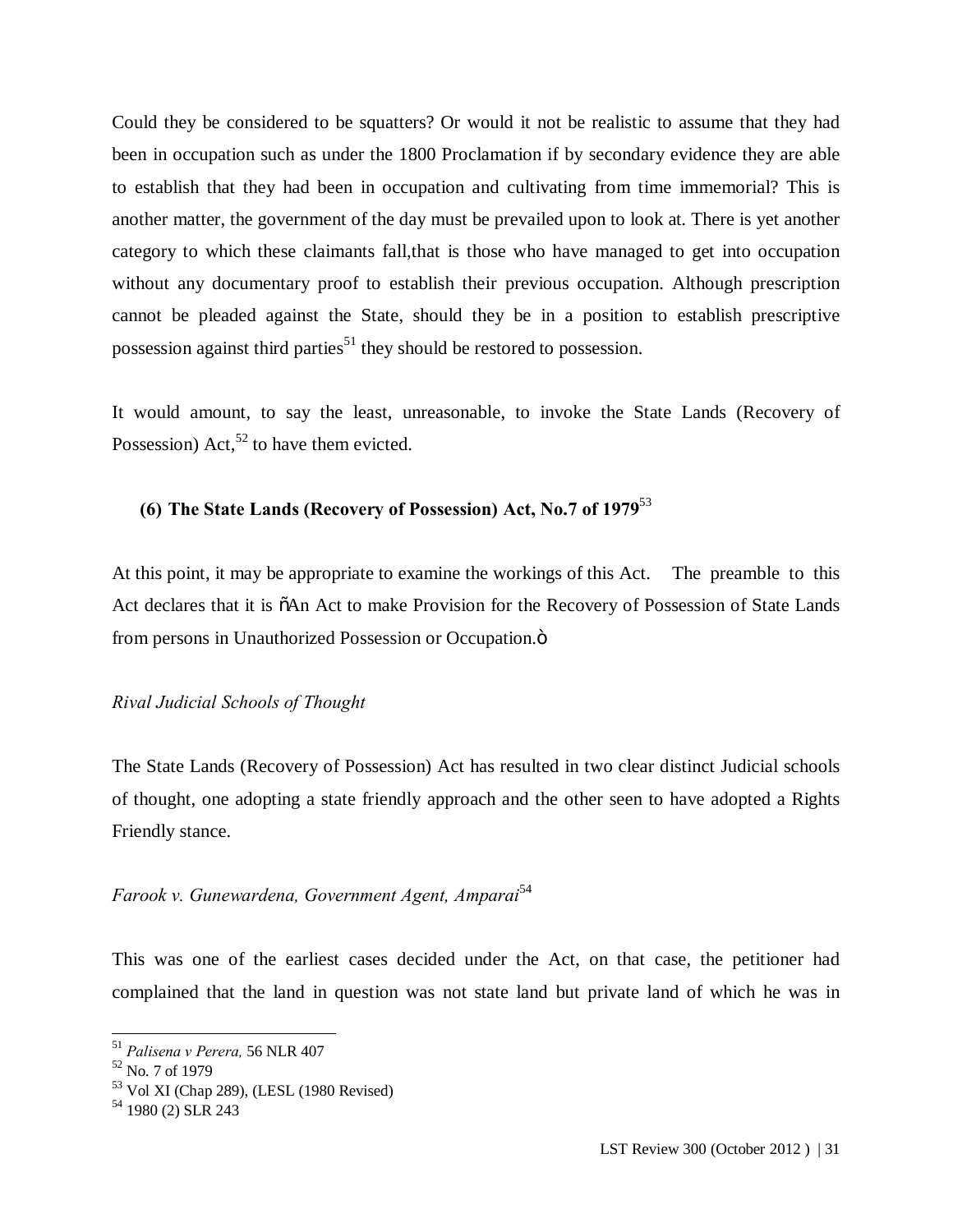Could they be considered to be squatters? Or would it not be realistic to assume that they had been in occupation such as under the 1800 Proclamation if by secondary evidence they are able to establish that they had been in occupation and cultivating from time immemorial? This is another matter, the government of the day must be prevailed upon to look at. There is yet another category to which these claimants fall,that is those who have managed to get into occupation without any documentary proof to establish their previous occupation. Although prescription cannot be pleaded against the State, should they be in a position to establish prescriptive possession against third parties[51] they should be restored to possession.

It would amount, to say the least, unreasonable, to invoke the State Lands (Recovery of Possession) Act,[52] to have them evicted.

### (6) The State Lands (Recovery of Possession) Act, No.7 of 1979[53]

At this point, it may be appropriate to examine the workings of this Act. The preamble to this Act declares that it is õAn Act to make Provision for the Recovery of Possession of State Lands from persons in Unauthorized Possession or Occupation.ö

*Rival Judicial Schools of Thought*

The State Lands (Recovery of Possession) Act has resulted in two clear distinct Judicial schools of thought, one adopting a state friendly approach and the other seen to have adopted a Rights Friendly stance.

*Farook v. Gunewardena, Government Agent, Amparai*[54]

This was one of the earliest cases decided under the Act, on that case, the petitioner had complained that the land in question was not state land but private land of which he was in

---

[51] *Palisena v Perera,* 56 NLR 407

[52] No. 7 of 1979

[53] Vol XI (Chap 289), (LESL (1980 Revised)

[54] 1980 (2) SLR 243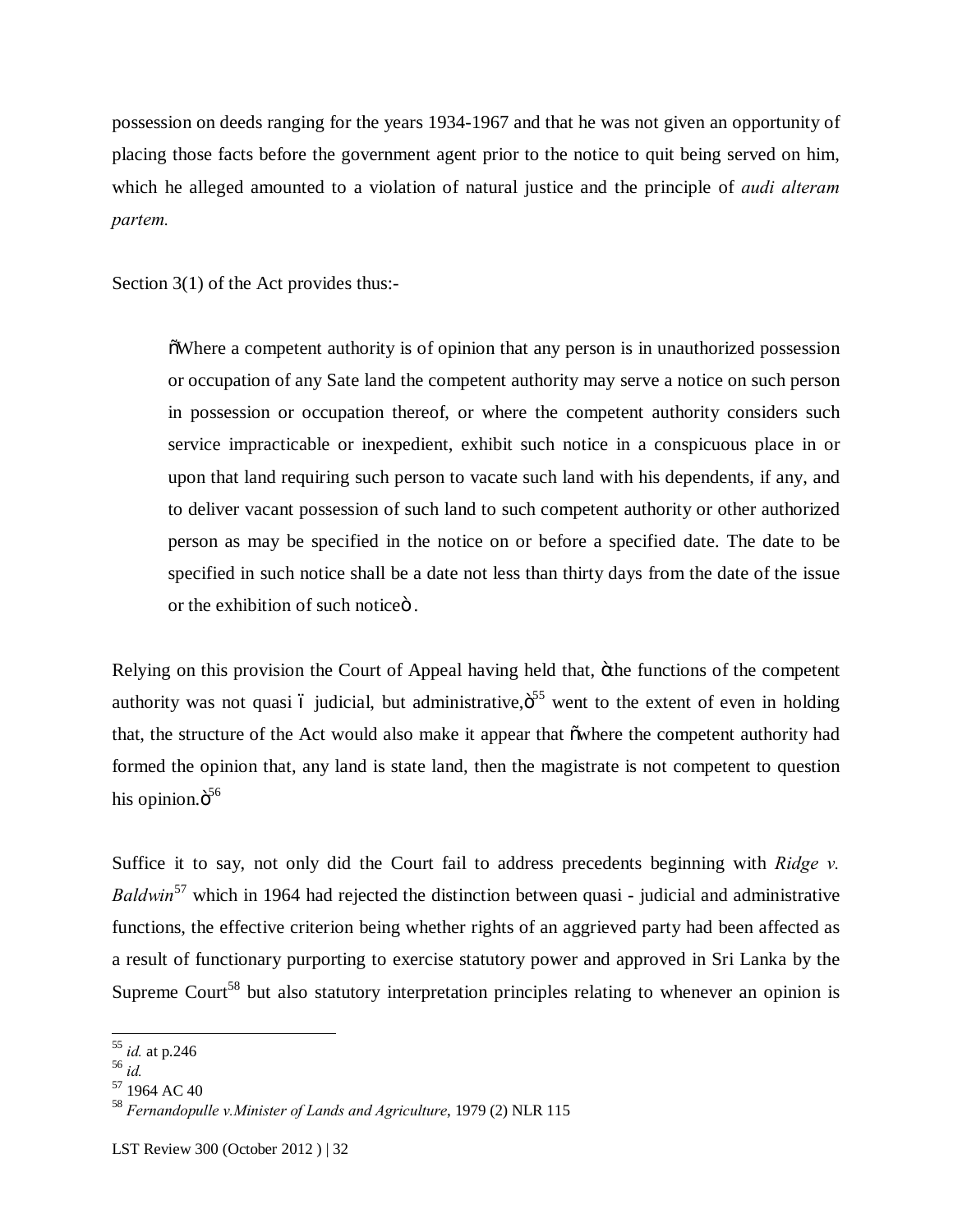possession on deeds ranging for the years 1934-1967 and that he was not given an opportunity of placing those facts before the government agent prior to the notice to quit being served on him, which he alleged amounted to a violation of natural justice and the principle of *audi alteram partem.*

Section 3(1) of the Act provides thus:-

> "Where a competent authority is of opinion that any person is in unauthorized possession or occupation of any Sate land the competent authority may serve a notice on such person in possession or occupation thereof, or where the competent authority considers such service impracticable or inexpedient, exhibit such notice in a conspicuous place in or upon that land requiring such person to vacate such land with his dependents, if any, and to deliver vacant possession of such land to such competent authority or other authorized person as may be specified in the notice on or before a specified date. The date to be specified in such notice shall be a date not less than thirty days from the date of the issue or the exhibition of such notice".

Relying on this provision the Court of Appeal having held that, "the functions of the competent authority was not quasi – judicial, but administrative,"[55] went to the extent of even in holding that, the structure of the Act would also make it appear that "where the competent authority had formed the opinion that, any land is state land, then the magistrate is not competent to question his opinion."[56]

Suffice it to say, not only did the Court fail to address precedents beginning with *Ridge v. Baldwin*[57] which in 1964 had rejected the distinction between quasi - judicial and administrative functions, the effective criterion being whether rights of an aggrieved party had been affected as a result of functionary purporting to exercise statutory power and approved in Sri Lanka by the Supreme Court[58] but also statutory interpretation principles relating to whenever an opinion is

---

[55] *id.* at p.246
[56] *id.*
[57] 1964 AC 40
[58] *Fernandopulle v.Minister of Lands and Agriculture*, 1979 (2) NLR 115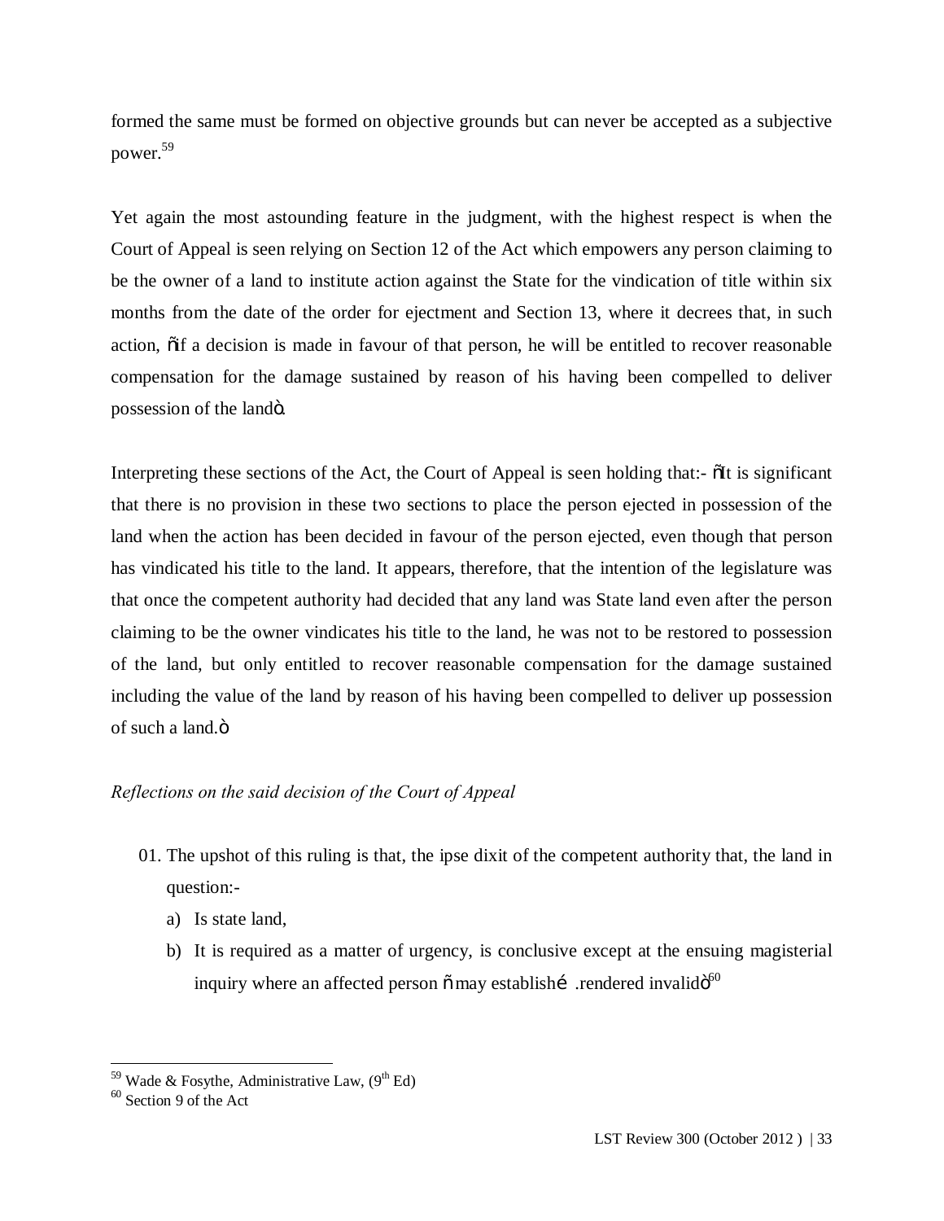formed the same must be formed on objective grounds but can never be accepted as a subjective power.[59]

Yet again the most astounding feature in the judgment, with the highest respect is when the Court of Appeal is seen relying on Section 12 of the Act which empowers any person claiming to be the owner of a land to institute action against the State for the vindication of title within six months from the date of the order for ejectment and Section 13, where it decrees that, in such action, "if a decision is made in favour of that person, he will be entitled to recover reasonable compensation for the damage sustained by reason of his having been compelled to deliver possession of the land".

Interpreting these sections of the Act, the Court of Appeal is seen holding that:- "It is significant that there is no provision in these two sections to place the person ejected in possession of the land when the action has been decided in favour of the person ejected, even though that person has vindicated his title to the land. It appears, therefore, that the intention of the legislature was that once the competent authority had decided that any land was State land even after the person claiming to be the owner vindicates his title to the land, he was not to be restored to possession of the land, but only entitled to recover reasonable compensation for the damage sustained including the value of the land by reason of his having been compelled to deliver up possession of such a land."

*Reflections on the said decision of the Court of Appeal*

01. The upshot of this ruling is that, the ipse dixit of the competent authority that, the land in question:-
    a) Is state land,
    b) It is required as a matter of urgency, is conclusive except at the ensuing magisterial inquiry where an affected person "may establish… .rendered invalid"[60]

---

[59] Wade & Fosythe, Administrative Law, (9th Ed)

[60] Section 9 of the Act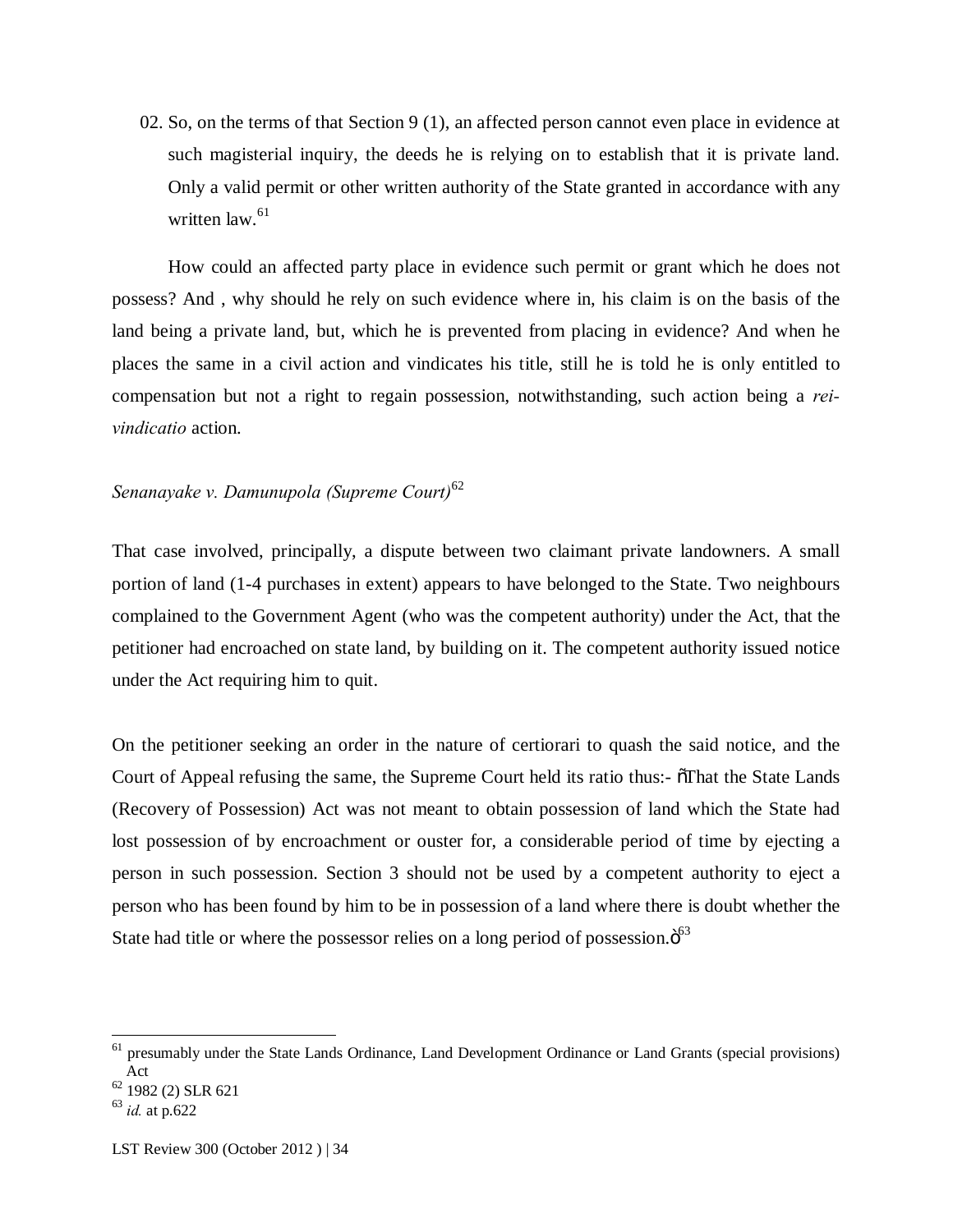02. So, on the terms of that Section 9 (1), an affected person cannot even place in evidence at such magisterial inquiry, the deeds he is relying on to establish that it is private land. Only a valid permit or other written authority of the State granted in accordance with any written law.[61]

How could an affected party place in evidence such permit or grant which he does not possess? And , why should he rely on such evidence where in, his claim is on the basis of the land being a private land, but, which he is prevented from placing in evidence? And when he places the same in a civil action and vindicates his title, still he is told he is only entitled to compensation but not a right to regain possession, notwithstanding, such action being a *rei-vindicatio* action.

*Senanayake v. Damunupola (Supreme Court)*[62]

That case involved, principally, a dispute between two claimant private landowners. A small portion of land (1-4 purchases in extent) appears to have belonged to the State. Two neighbours complained to the Government Agent (who was the competent authority) under the Act, that the petitioner had encroached on state land, by building on it. The competent authority issued notice under the Act requiring him to quit.

On the petitioner seeking an order in the nature of certiorari to quash the said notice, and the Court of Appeal refusing the same, the Supreme Court held its ratio thus:- "That the State Lands (Recovery of Possession) Act was not meant to obtain possession of land which the State had lost possession of by encroachment or ouster for, a considerable period of time by ejecting a person in such possession. Section 3 should not be used by a competent authority to eject a person who has been found by him to be in possession of a land where there is doubt whether the State had title or where the possessor relies on a long period of possession."[63]

---

[61] presumably under the State Lands Ordinance, Land Development Ordinance or Land Grants (special provisions) Act

[62] 1982 (2) SLR 621

[63] *id.* at p.622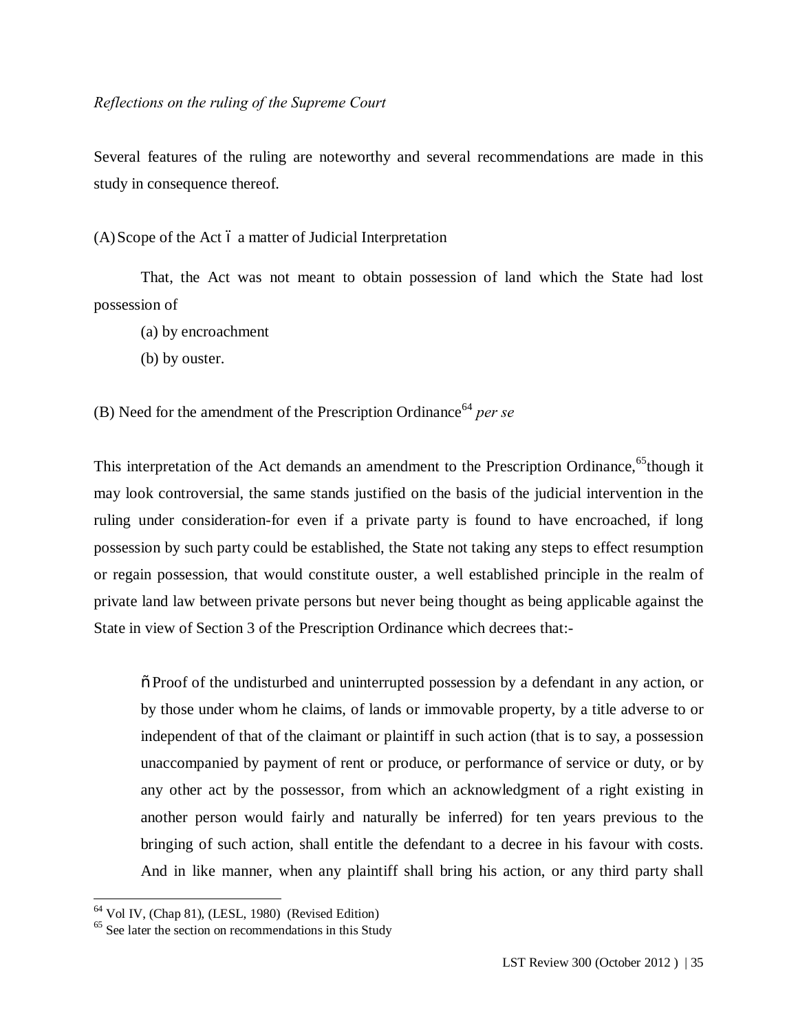*Reflections on the ruling of the Supreme Court*

Several features of the ruling are noteworthy and several recommendations are made in this study in consequence thereof.

(A) Scope of the Act – a matter of Judicial Interpretation

That, the Act was not meant to obtain possession of land which the State had lost possession of

(a) by encroachment

(b) by ouster.

(B) Need for the amendment of the Prescription Ordinance[64] *per se*

This interpretation of the Act demands an amendment to the Prescription Ordinance,[65]though it may look controversial, the same stands justified on the basis of the judicial intervention in the ruling under consideration-for even if a private party is found to have encroached, if long possession by such party could be established, the State not taking any steps to effect resumption or regain possession, that would constitute ouster, a well established principle in the realm of private land law between private persons but never being thought as being applicable against the State in view of Section 3 of the Prescription Ordinance which decrees that:-

> "Proof of the undisturbed and uninterrupted possession by a defendant in any action, or by those under whom he claims, of lands or immovable property, by a title adverse to or independent of that of the claimant or plaintiff in such action (that is to say, a possession unaccompanied by payment of rent or produce, or performance of service or duty, or by any other act by the possessor, from which an acknowledgment of a right existing in another person would fairly and naturally be inferred) for ten years previous to the bringing of such action, shall entitle the defendant to a decree in his favour with costs. And in like manner, when any plaintiff shall bring his action, or any third party shall

---

[64] Vol IV, (Chap 81), (LESL, 1980) (Revised Edition)

[65] See later the section on recommendations in this Study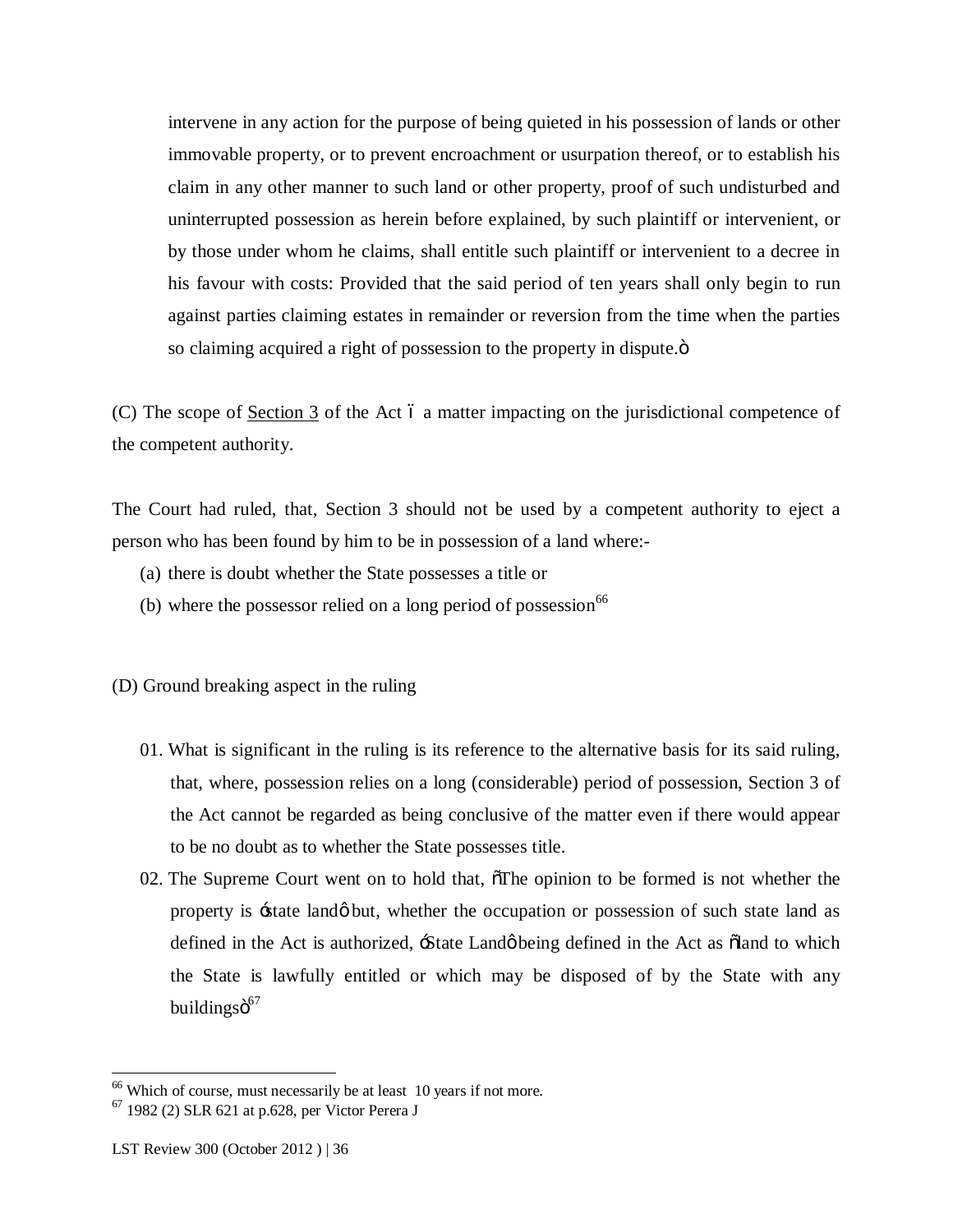intervene in any action for the purpose of being quieted in his possession of lands or other immovable property, or to prevent encroachment or usurpation thereof, or to establish his claim in any other manner to such land or other property, proof of such undisturbed and uninterrupted possession as herein before explained, by such plaintiff or intervenient, or by those under whom he claims, shall entitle such plaintiff or intervenient to a decree in his favour with costs: Provided that the said period of ten years shall only begin to run against parties claiming estates in remainder or reversion from the time when the parties so claiming acquired a right of possession to the property in dispute."

(C) The scope of Section 3 of the Act – a matter impacting on the jurisdictional competence of the competent authority.

The Court had ruled, that, Section 3 should not be used by a competent authority to eject a person who has been found by him to be in possession of a land where:-

(a) there is doubt whether the State possesses a title or
(b) where the possessor relied on a long period of possession[66]

(D) Ground breaking aspect in the ruling

01. What is significant in the ruling is its reference to the alternative basis for its said ruling, that, where, possession relies on a long (considerable) period of possession, Section 3 of the Act cannot be regarded as being conclusive of the matter even if there would appear to be no doubt as to whether the State possesses title.

02. The Supreme Court went on to hold that, "The opinion to be formed is not whether the property is 'state land' but, whether the occupation or possession of such state land as defined in the Act is authorized, 'State Land' being defined in the Act as "land to which the State is lawfully entitled or which may be disposed of by the State with any buildings"[67]

---

[66] Which of course, must necessarily be at least 10 years if not more.

[67] 1982 (2) SLR 621 at p.628, per Victor Perera J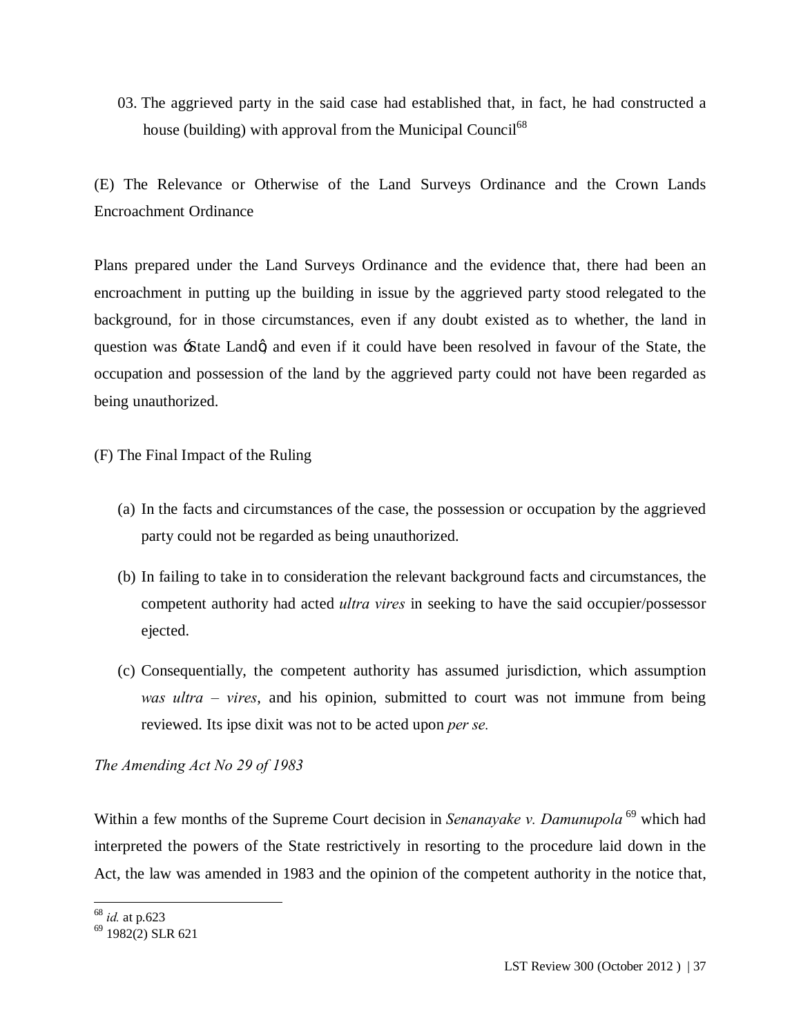03. The aggrieved party in the said case had established that, in fact, he had constructed a house (building) with approval from the Municipal Council[68]

(E) The Relevance or Otherwise of the Land Surveys Ordinance and the Crown Lands Encroachment Ordinance

Plans prepared under the Land Surveys Ordinance and the evidence that, there had been an encroachment in putting up the building in issue by the aggrieved party stood relegated to the background, for in those circumstances, even if any doubt existed as to whether, the land in question was 'State Land', and even if it could have been resolved in favour of the State, the occupation and possession of the land by the aggrieved party could not have been regarded as being unauthorized.

(F) The Final Impact of the Ruling

(a) In the facts and circumstances of the case, the possession or occupation by the aggrieved party could not be regarded as being unauthorized.

(b) In failing to take in to consideration the relevant background facts and circumstances, the competent authority had acted *ultra vires* in seeking to have the said occupier/possessor ejected.

(c) Consequentially, the competent authority has assumed jurisdiction, which assumption *was ultra – vires*, and his opinion, submitted to court was not immune from being reviewed. Its ipse dixit was not to be acted upon *per se.*

*The Amending Act No 29 of 1983*

Within a few months of the Supreme Court decision in *Senanayake v. Damunupola* [69] which had interpreted the powers of the State restrictively in resorting to the procedure laid down in the Act, the law was amended in 1983 and the opinion of the competent authority in the notice that,

---

[68] *id.* at p.623

[69] 1982(2) SLR 621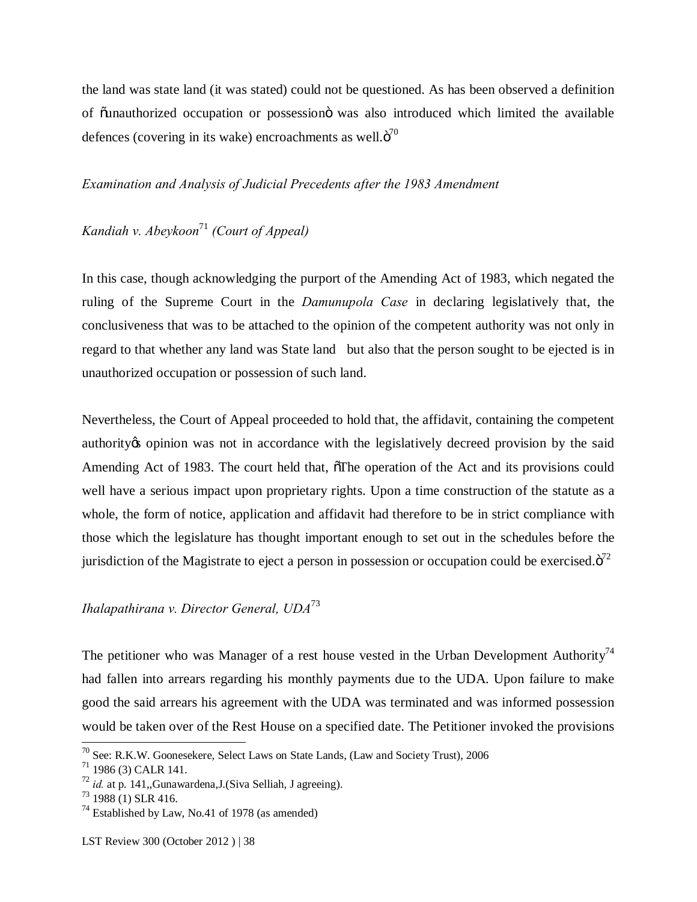the land was state land (it was stated) could not be questioned. As has been observed a definition of "unauthorized occupation or possession" was also introduced which limited the available defences (covering in its wake) encroachments as well."[70]

*Examination and Analysis of Judicial Precedents after the 1983 Amendment*

*Kandiah v. Abeykoon*[71] *(Court of Appeal)*

In this case, though acknowledging the purport of the Amending Act of 1983, which negated the ruling of the Supreme Court in the *Damunupola Case* in declaring legislatively that, the conclusiveness that was to be attached to the opinion of the competent authority was not only in regard to that whether any land was State land but also that the person sought to be ejected is in unauthorized occupation or possession of such land.

Nevertheless, the Court of Appeal proceeded to hold that, the affidavit, containing the competent authority's opinion was not in accordance with the legislatively decreed provision by the said Amending Act of 1983. The court held that, "The operation of the Act and its provisions could well have a serious impact upon proprietary rights. Upon a time construction of the statute as a whole, the form of notice, application and affidavit had therefore to be in strict compliance with those which the legislature has thought important enough to set out in the schedules before the jurisdiction of the Magistrate to eject a person in possession or occupation could be exercised."[72]

*Ihalapathirana v. Director General, UDA*[73]

The petitioner who was Manager of a rest house vested in the Urban Development Authority[74] had fallen into arrears regarding his monthly payments due to the UDA. Upon failure to make good the said arrears his agreement with the UDA was terminated and was informed possession would be taken over of the Rest House on a specified date. The Petitioner invoked the provisions

---

[70] See: R.K.W. Goonesekere, Select Laws on State Lands, (Law and Society Trust), 2006

[71] 1986 (3) CALR 141.

[72] *id.* at p. 141,,Gunawardena,J.(Siva Selliah, J agreeing).

[73] 1988 (1) SLR 416.

[74] Established by Law, No.41 of 1978 (as amended)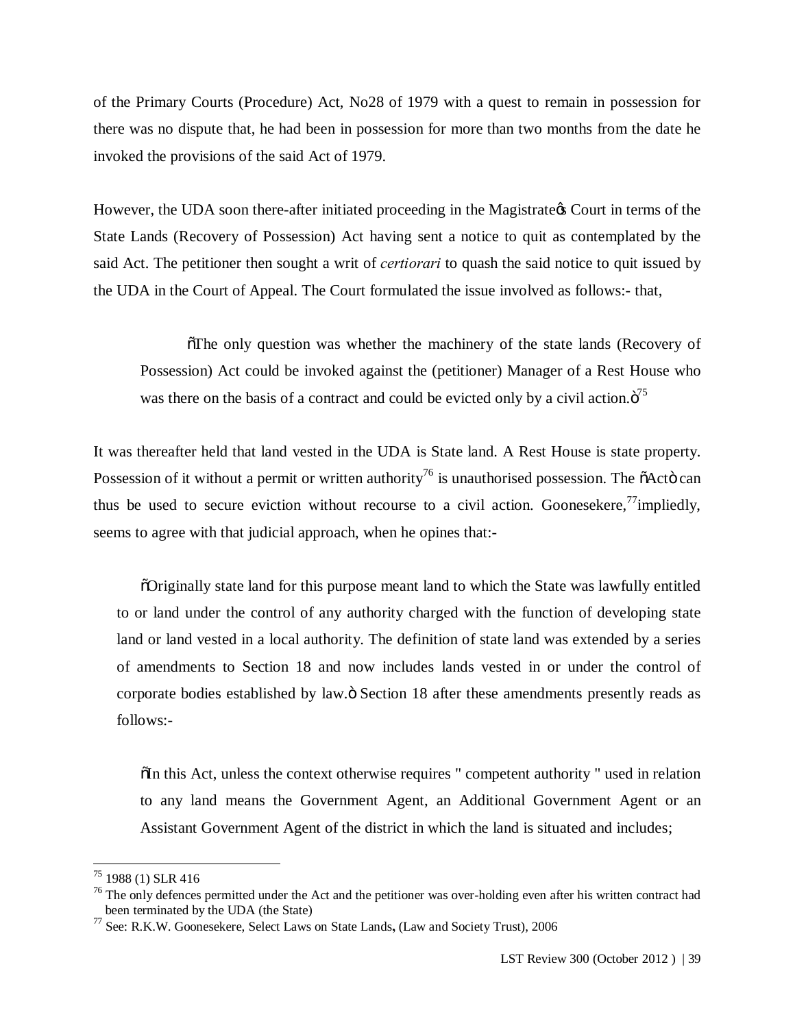of the Primary Courts (Procedure) Act, No28 of 1979 with a quest to remain in possession for there was no dispute that, he had been in possession for more than two months from the date he invoked the provisions of the said Act of 1979.

However, the UDA soon there-after initiated proceeding in the Magistrate's Court in terms of the State Lands (Recovery of Possession) Act having sent a notice to quit as contemplated by the said Act. The petitioner then sought a writ of *certiorari* to quash the said notice to quit issued by the UDA in the Court of Appeal. The Court formulated the issue involved as follows:- that,

> "The only question was whether the machinery of the state lands (Recovery of Possession) Act could be invoked against the (petitioner) Manager of a Rest House who was there on the basis of a contract and could be evicted only by a civil action."[75]

It was thereafter held that land vested in the UDA is State land. A Rest House is state property. Possession of it without a permit or written authority[76] is unauthorised possession. The "Act" can thus be used to secure eviction without recourse to a civil action. Goonesekere,[77] impliedly, seems to agree with that judicial approach, when he opines that:-

> "Originally state land for this purpose meant land to which the State was lawfully entitled to or land under the control of any authority charged with the function of developing state land or land vested in a local authority. The definition of state land was extended by a series of amendments to Section 18 and now includes lands vested in or under the control of corporate bodies established by law." Section 18 after these amendments presently reads as follows:-
>
> "In this Act, unless the context otherwise requires " competent authority " used in relation to any land means the Government Agent, an Additional Government Agent or an Assistant Government Agent of the district in which the land is situated and includes;

---

[75] 1988 (1) SLR 416

[76] The only defences permitted under the Act and the petitioner was over-holding even after his written contract had been terminated by the UDA (the State)

[77] See: R.K.W. Goonesekere, Select Laws on State Lands, (Law and Society Trust), 2006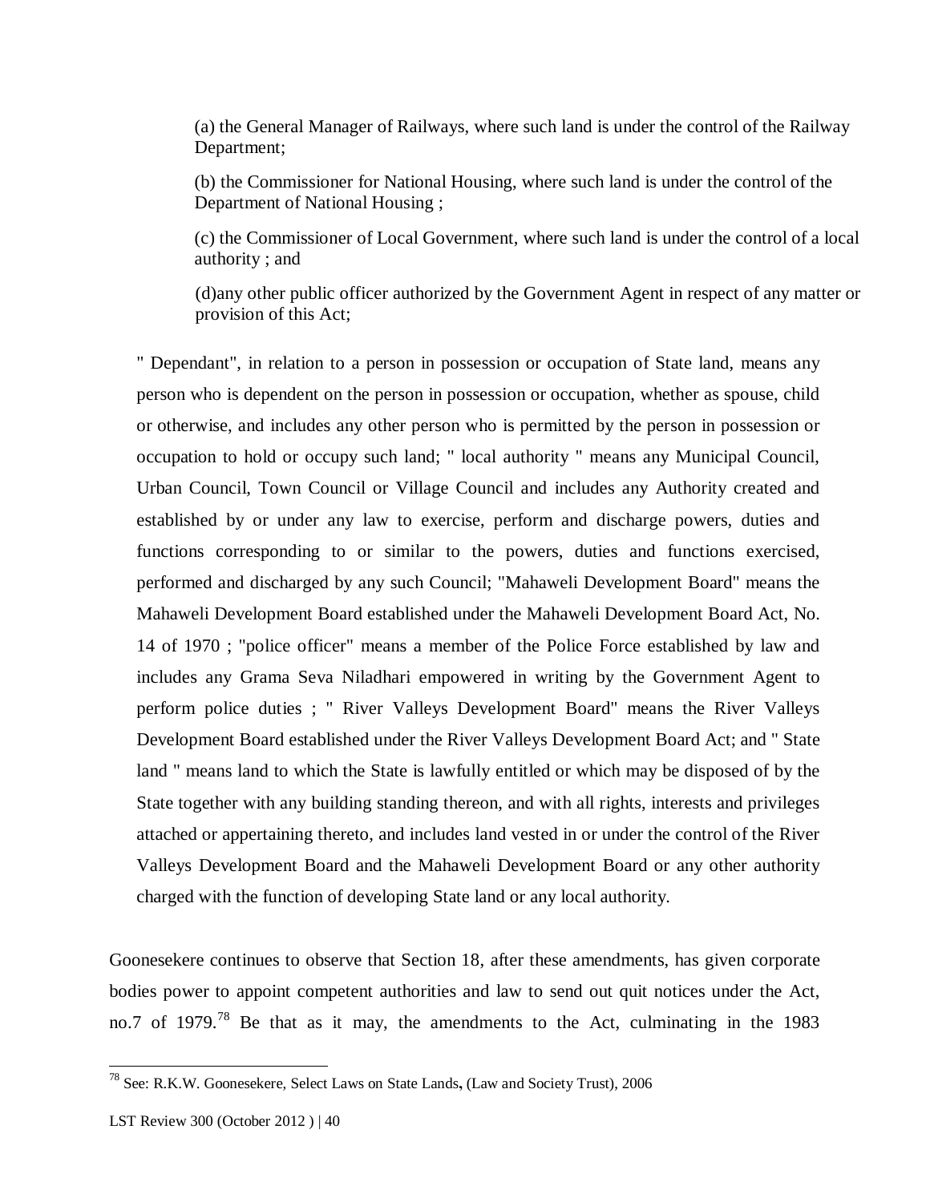(a) the General Manager of Railways, where such land is under the control of the Railway Department;

(b) the Commissioner for National Housing, where such land is under the control of the Department of National Housing ;

(c) the Commissioner of Local Government, where such land is under the control of a local authority ; and

(d)any other public officer authorized by the Government Agent in respect of any matter or provision of this Act;

" Dependant", in relation to a person in possession or occupation of State land, means any person who is dependent on the person in possession or occupation, whether as spouse, child or otherwise, and includes any other person who is permitted by the person in possession or occupation to hold or occupy such land; " local authority " means any Municipal Council, Urban Council, Town Council or Village Council and includes any Authority created and established by or under any law to exercise, perform and discharge powers, duties and functions corresponding to or similar to the powers, duties and functions exercised, performed and discharged by any such Council; "Mahaweli Development Board" means the Mahaweli Development Board established under the Mahaweli Development Board Act, No. 14 of 1970 ; "police officer" means a member of the Police Force established by law and includes any Grama Seva Niladhari empowered in writing by the Government Agent to perform police duties ; " River Valleys Development Board" means the River Valleys Development Board established under the River Valleys Development Board Act; and " State land " means land to which the State is lawfully entitled or which may be disposed of by the State together with any building standing thereon, and with all rights, interests and privileges attached or appertaining thereto, and includes land vested in or under the control of the River Valleys Development Board and the Mahaweli Development Board or any other authority charged with the function of developing State land or any local authority.

Goonesekere continues to observe that Section 18, after these amendments, has given corporate bodies power to appoint competent authorities and law to send out quit notices under the Act, no.7 of 1979.[78] Be that as it may, the amendments to the Act, culminating in the 1983

[78] See: R.K.W. Goonesekere, Select Laws on State Lands, (Law and Society Trust), 2006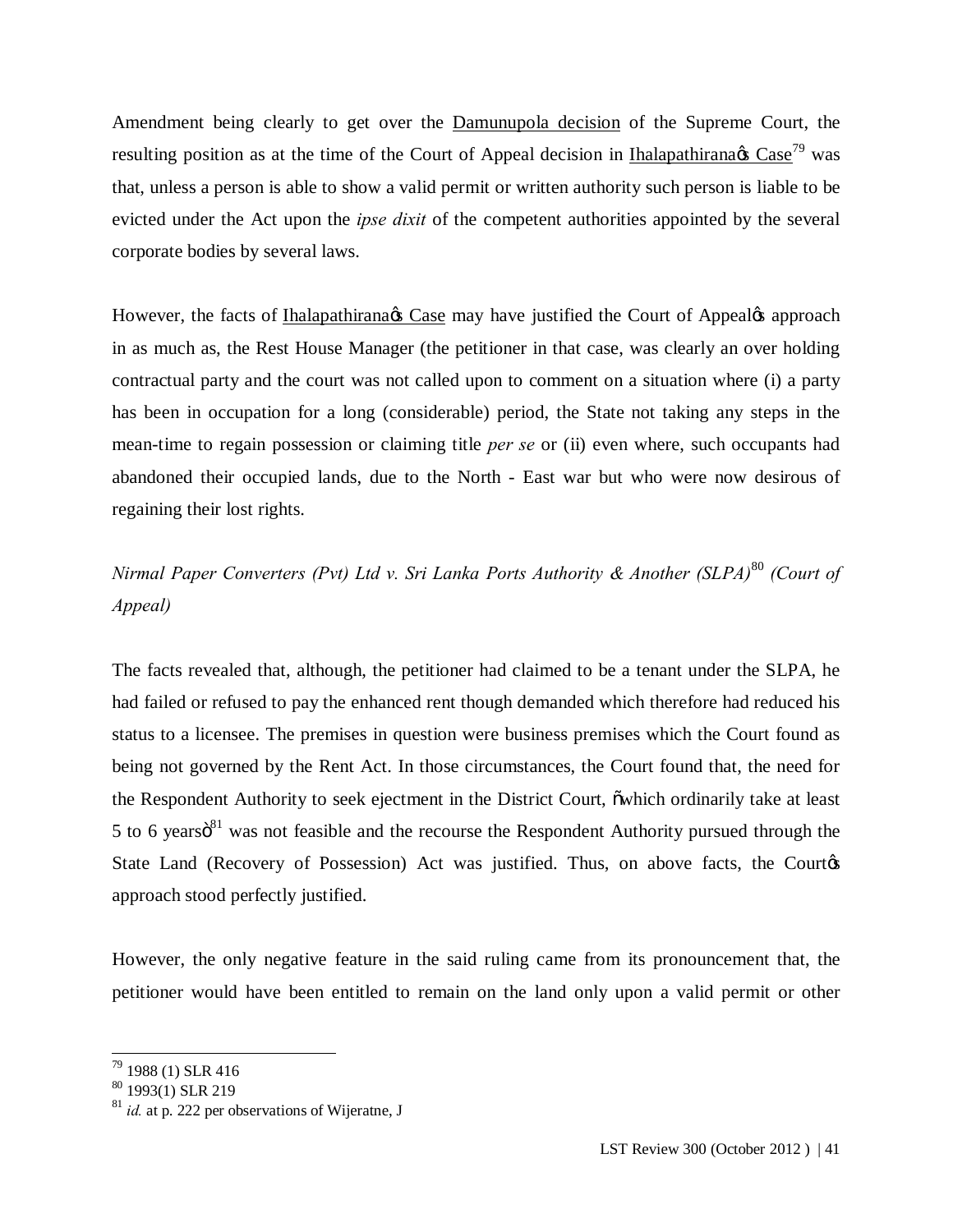Amendment being clearly to get over the Damunupola decision of the Supreme Court, the resulting position as at the time of the Court of Appeal decision in Ihalapathirana's Case[79] was that, unless a person is able to show a valid permit or written authority such person is liable to be evicted under the Act upon the *ipse dixit* of the competent authorities appointed by the several corporate bodies by several laws.

However, the facts of Ihalapathirana's Case may have justified the Court of Appeal's approach in as much as, the Rest House Manager (the petitioner in that case, was clearly an over holding contractual party and the court was not called upon to comment on a situation where (i) a party has been in occupation for a long (considerable) period, the State not taking any steps in the mean-time to regain possession or claiming title *per se* or (ii) even where, such occupants had abandoned their occupied lands, due to the North - East war but who were now desirous of regaining their lost rights.

*Nirmal Paper Converters (Pvt) Ltd v. Sri Lanka Ports Authority & Another (SLPA)*[80] *(Court of Appeal)*

The facts revealed that, although, the petitioner had claimed to be a tenant under the SLPA, he had failed or refused to pay the enhanced rent though demanded which therefore had reduced his status to a licensee. The premises in question were business premises which the Court found as being not governed by the Rent Act. In those circumstances, the Court found that, the need for the Respondent Authority to seek ejectment in the District Court, "which ordinarily take at least 5 to 6 years"[81] was not feasible and the recourse the Respondent Authority pursued through the State Land (Recovery of Possession) Act was justified. Thus, on above facts, the Court's approach stood perfectly justified.

However, the only negative feature in the said ruling came from its pronouncement that, the petitioner would have been entitled to remain on the land only upon a valid permit or other

---

[79] 1988 (1) SLR 416

[80] 1993(1) SLR 219

[81] *id.* at p. 222 per observations of Wijeratne, J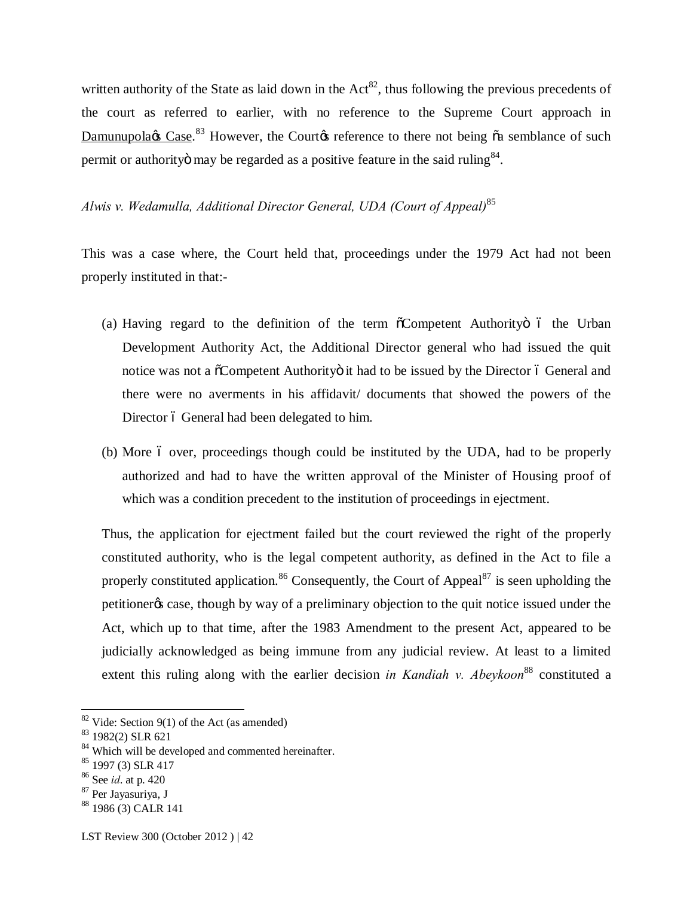written authority of the State as laid down in the Act[82], thus following the previous precedents of the court as referred to earlier, with no reference to the Supreme Court approach in Damunupola's Case.[83] However, the Court's reference to there not being "a semblance of such permit or authority" may be regarded as a positive feature in the said ruling[84].

*Alwis v. Wedamulla, Additional Director General, UDA (Court of Appeal)*[85]

This was a case where, the Court held that, proceedings under the 1979 Act had not been properly instituted in that:-

(a) Having regard to the definition of the term "Competent Authority" – the Urban Development Authority Act, the Additional Director general who had issued the quit notice was not a "Competent Authority" it had to be issued by the Director – General and there were no averments in his affidavit/ documents that showed the powers of the Director – General had been delegated to him.

(b) More – over, proceedings though could be instituted by the UDA, had to be properly authorized and had to have the written approval of the Minister of Housing proof of which was a condition precedent to the institution of proceedings in ejectment.

Thus, the application for ejectment failed but the court reviewed the right of the properly constituted authority, who is the legal competent authority, as defined in the Act to file a properly constituted application.[86] Consequently, the Court of Appeal[87] is seen upholding the petitioner's case, though by way of a preliminary objection to the quit notice issued under the Act, which up to that time, after the 1983 Amendment to the present Act, appeared to be judicially acknowledged as being immune from any judicial review. At least to a limited extent this ruling along with the earlier decision *in Kandiah v. Abeykoon*[88] constituted a

---

[82] Vide: Section 9(1) of the Act (as amended)

[83] 1982(2) SLR 621

[84] Which will be developed and commented hereinafter.

[85] 1997 (3) SLR 417

[86] See *id*. at p. 420

[87] Per Jayasuriya, J

[88] 1986 (3) CALR 141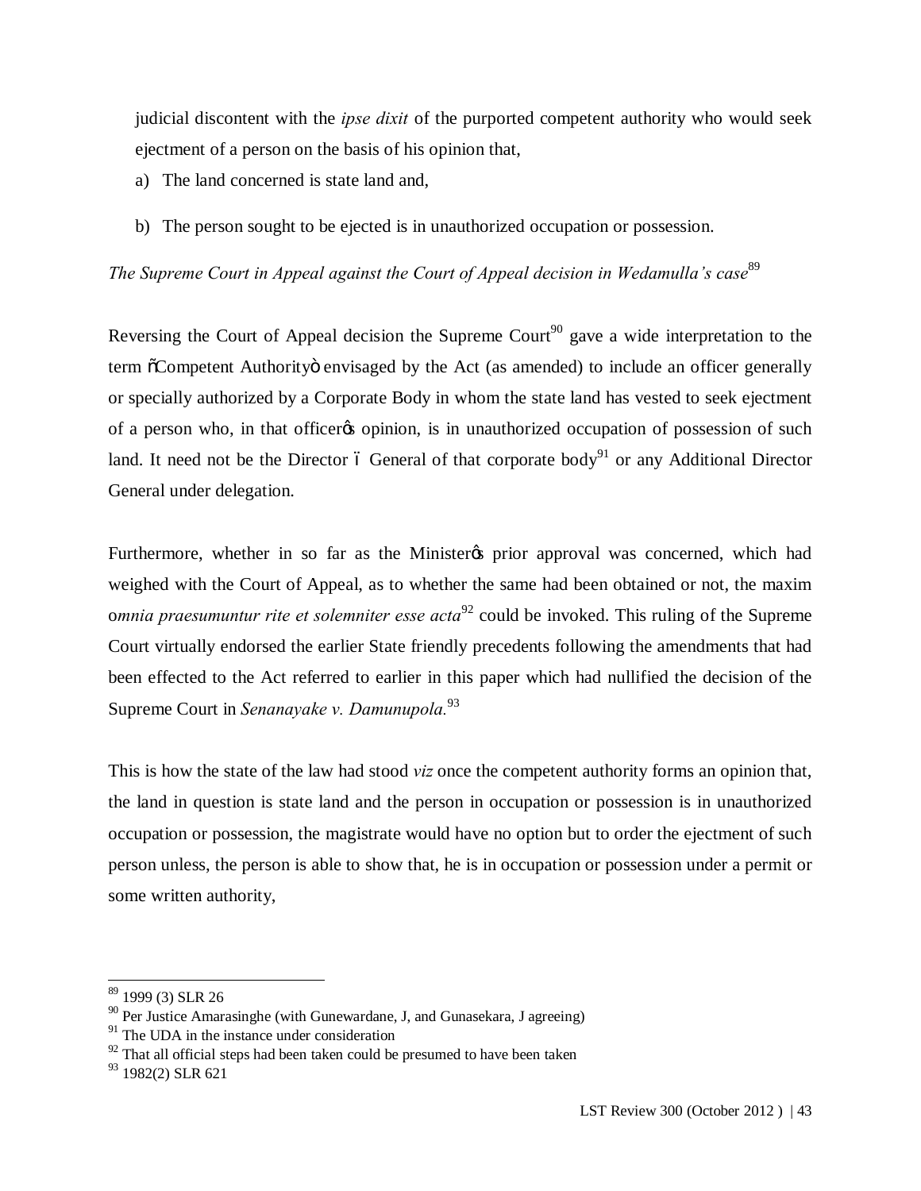judicial discontent with the *ipse dixit* of the purported competent authority who would seek ejectment of a person on the basis of his opinion that,

a) The land concerned is state land and,

b) The person sought to be ejected is in unauthorized occupation or possession.

*The Supreme Court in Appeal against the Court of Appeal decision in Wedamulla's case*[89]

Reversing the Court of Appeal decision the Supreme Court[90] gave a wide interpretation to the term "Competent Authority" envisaged by the Act (as amended) to include an officer generally or specially authorized by a Corporate Body in whom the state land has vested to seek ejectment of a person who, in that officer's opinion, is in unauthorized occupation of possession of such land. It need not be the Director – General of that corporate body[91] or any Additional Director General under delegation.

Furthermore, whether in so far as the Minister's prior approval was concerned, which had weighed with the Court of Appeal, as to whether the same had been obtained or not, the maxim o*mnia praesumuntur rite et solemniter esse acta*[92] could be invoked. This ruling of the Supreme Court virtually endorsed the earlier State friendly precedents following the amendments that had been effected to the Act referred to earlier in this paper which had nullified the decision of the Supreme Court in *Senanayake v. Damunupola.*[93]

This is how the state of the law had stood *viz* once the competent authority forms an opinion that, the land in question is state land and the person in occupation or possession is in unauthorized occupation or possession, the magistrate would have no option but to order the ejectment of such person unless, the person is able to show that, he is in occupation or possession under a permit or some written authority,

---

[89] 1999 (3) SLR 26

[90] Per Justice Amarasinghe (with Gunewardane, J, and Gunasekara, J agreeing)

[91] The UDA in the instance under consideration

[92] That all official steps had been taken could be presumed to have been taken

[93] 1982(2) SLR 621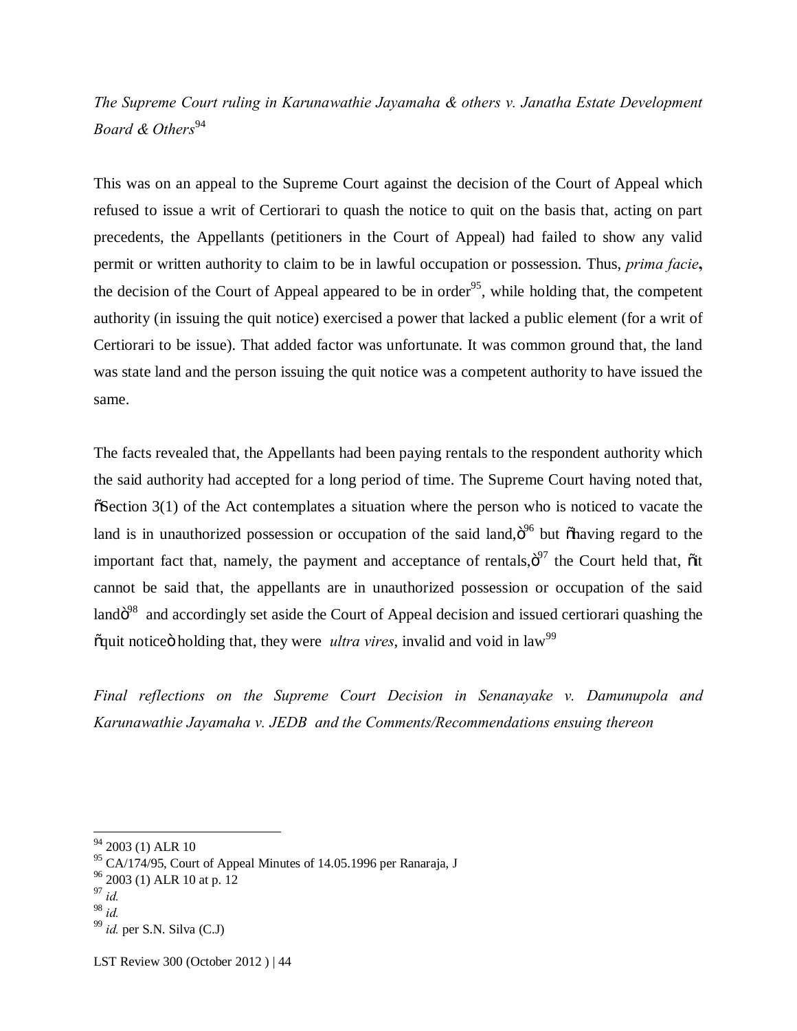*The Supreme Court ruling in Karunawathie Jayamaha & others v. Janatha Estate Development Board & Others*[94]

This was on an appeal to the Supreme Court against the decision of the Court of Appeal which refused to issue a writ of Certiorari to quash the notice to quit on the basis that, acting on part precedents, the Appellants (petitioners in the Court of Appeal) had failed to show any valid permit or written authority to claim to be in lawful occupation or possession. Thus, *prima facie***,** the decision of the Court of Appeal appeared to be in order[95], while holding that, the competent authority (in issuing the quit notice) exercised a power that lacked a public element (for a writ of Certiorari to be issue). That added factor was unfortunate. It was common ground that, the land was state land and the person issuing the quit notice was a competent authority to have issued the same.

The facts revealed that, the Appellants had been paying rentals to the respondent authority which the said authority had accepted for a long period of time. The Supreme Court having noted that, "Section 3(1) of the Act contemplates a situation where the person who is noticed to vacate the land is in unauthorized possession or occupation of the said land,"[96] but "having regard to the important fact that, namely, the payment and acceptance of rentals,"[97] the Court held that, "it cannot be said that, the appellants are in unauthorized possession or occupation of the said land"[98] and accordingly set aside the Court of Appeal decision and issued certiorari quashing the "quit notice" holding that, they were *ultra vires*, invalid and void in law[99]

*Final reflections on the Supreme Court Decision in Senanayake v. Damunupola and Karunawathie Jayamaha v. JEDB and the Comments/Recommendations ensuing thereon*

---

[94] 2003 (1) ALR 10

[95] CA/174/95, Court of Appeal Minutes of 14.05.1996 per Ranaraja, J

[96] 2003 (1) ALR 10 at p. 12

[97] *id.*

[98] *id.*

[99] *id.* per S.N. Silva (C.J)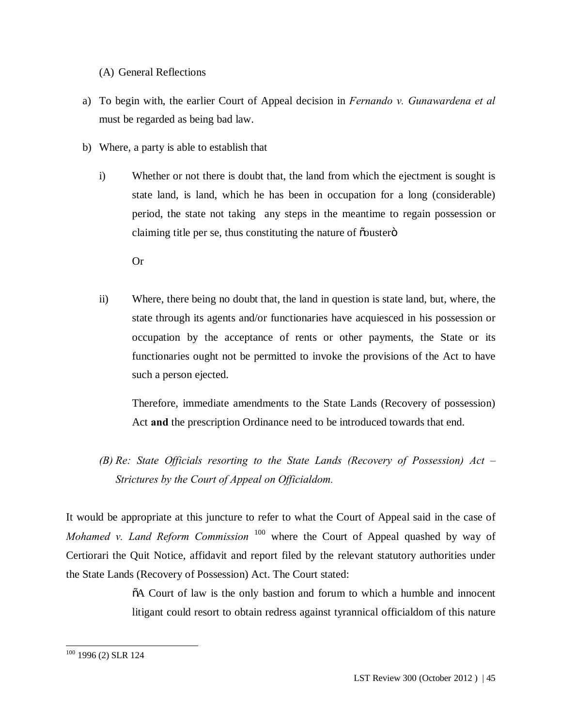(A) General Reflections

a) To begin with, the earlier Court of Appeal decision in *Fernando v. Gunawardena et al* must be regarded as being bad law.

b) Where, a party is able to establish that

   i) Whether or not there is doubt that, the land from which the ejectment is sought is state land, is land, which he has been in occupation for a long (considerable) period, the state not taking any steps in the meantime to regain possession or claiming title per se, thus constituting the nature of "ouster"

   Or

   ii) Where, there being no doubt that, the land in question is state land, but, where, the state through its agents and/or functionaries have acquiesced in his possession or occupation by the acceptance of rents or other payments, the State or its functionaries ought not be permitted to invoke the provisions of the Act to have such a person ejected.

   Therefore, immediate amendments to the State Lands (Recovery of possession) Act **and** the prescription Ordinance need to be introduced towards that end.

*(B) Re: State Officials resorting to the State Lands (Recovery of Possession) Act – Strictures by the Court of Appeal on Officialdom.*

It would be appropriate at this juncture to refer to what the Court of Appeal said in the case of *Mohamed v. Land Reform Commission* [100] where the Court of Appeal quashed by way of Certiorari the Quit Notice, affidavit and report filed by the relevant statutory authorities under the State Lands (Recovery of Possession) Act. The Court stated:

> "A Court of law is the only bastion and forum to which a humble and innocent litigant could resort to obtain redress against tyrannical officialdom of this nature

[100] 1996 (2) SLR 124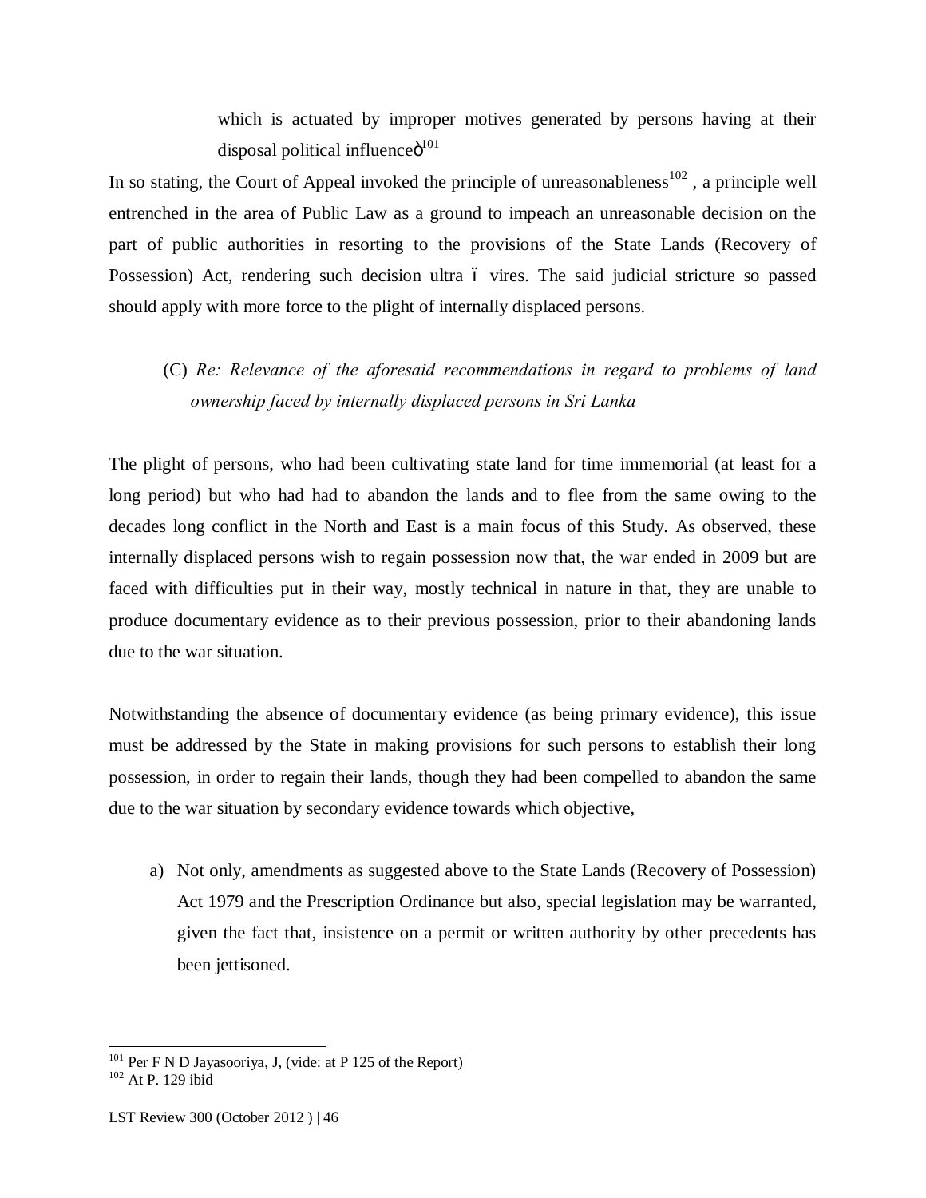which is actuated by improper motives generated by persons having at their disposal political influence"[101]

In so stating, the Court of Appeal invoked the principle of unreasonableness[102], a principle well entrenched in the area of Public Law as a ground to impeach an unreasonable decision on the part of public authorities in resorting to the provisions of the State Lands (Recovery of Possession) Act, rendering such decision ultra – vires. The said judicial stricture so passed should apply with more force to the plight of internally displaced persons.

(C) *Re: Relevance of the aforesaid recommendations in regard to problems of land ownership faced by internally displaced persons in Sri Lanka*

The plight of persons, who had been cultivating state land for time immemorial (at least for a long period) but who had had to abandon the lands and to flee from the same owing to the decades long conflict in the North and East is a main focus of this Study. As observed, these internally displaced persons wish to regain possession now that, the war ended in 2009 but are faced with difficulties put in their way, mostly technical in nature in that, they are unable to produce documentary evidence as to their previous possession, prior to their abandoning lands due to the war situation.

Notwithstanding the absence of documentary evidence (as being primary evidence), this issue must be addressed by the State in making provisions for such persons to establish their long possession, in order to regain their lands, though they had been compelled to abandon the same due to the war situation by secondary evidence towards which objective,

a) Not only, amendments as suggested above to the State Lands (Recovery of Possession) Act 1979 and the Prescription Ordinance but also, special legislation may be warranted, given the fact that, insistence on a permit or written authority by other precedents has been jettisoned.

---

[101] Per F N D Jayasooriya, J, (vide: at P 125 of the Report)

[102] At P. 129 ibid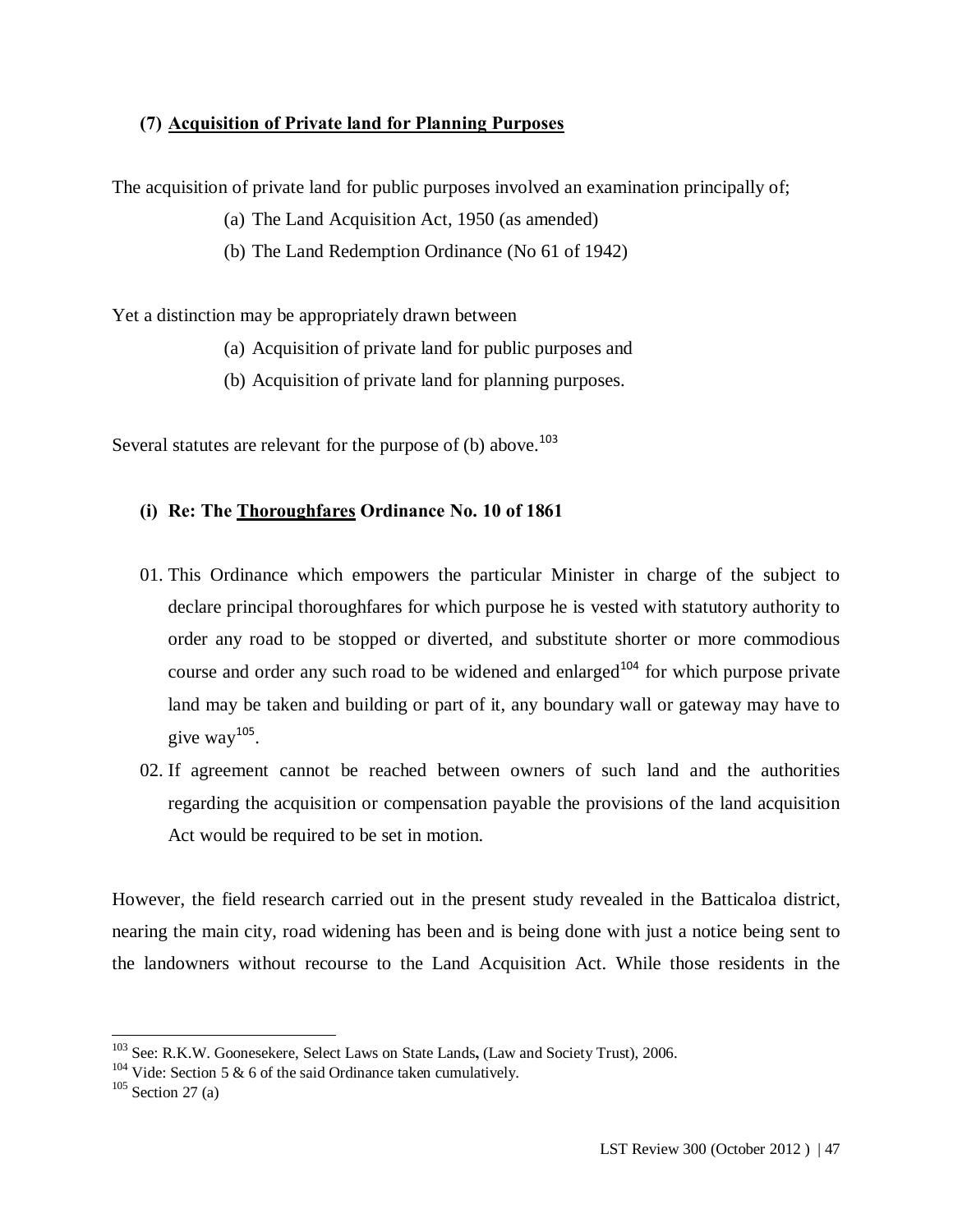### (7) Acquisition of Private land for Planning Purposes

The acquisition of private land for public purposes involved an examination principally of;

(a) The Land Acquisition Act, 1950 (as amended)

(b) The Land Redemption Ordinance (No 61 of 1942)

Yet a distinction may be appropriately drawn between

(a) Acquisition of private land for public purposes and

(b) Acquisition of private land for planning purposes.

Several statutes are relevant for the purpose of (b) above.[103]

#### (i) Re: The Thoroughfares Ordinance No. 10 of 1861

01. This Ordinance which empowers the particular Minister in charge of the subject to declare principal thoroughfares for which purpose he is vested with statutory authority to order any road to be stopped or diverted, and substitute shorter or more commodious course and order any such road to be widened and enlarged[104] for which purpose private land may be taken and building or part of it, any boundary wall or gateway may have to give way[105].
02. If agreement cannot be reached between owners of such land and the authorities regarding the acquisition or compensation payable the provisions of the land acquisition Act would be required to be set in motion.

However, the field research carried out in the present study revealed in the Batticaloa district, nearing the main city, road widening has been and is being done with just a notice being sent to the landowners without recourse to the Land Acquisition Act. While those residents in the

---

[103] See: R.K.W. Goonesekere, Select Laws on State Lands, (Law and Society Trust), 2006.

[104] Vide: Section 5 & 6 of the said Ordinance taken cumulatively.

[105] Section 27 (a)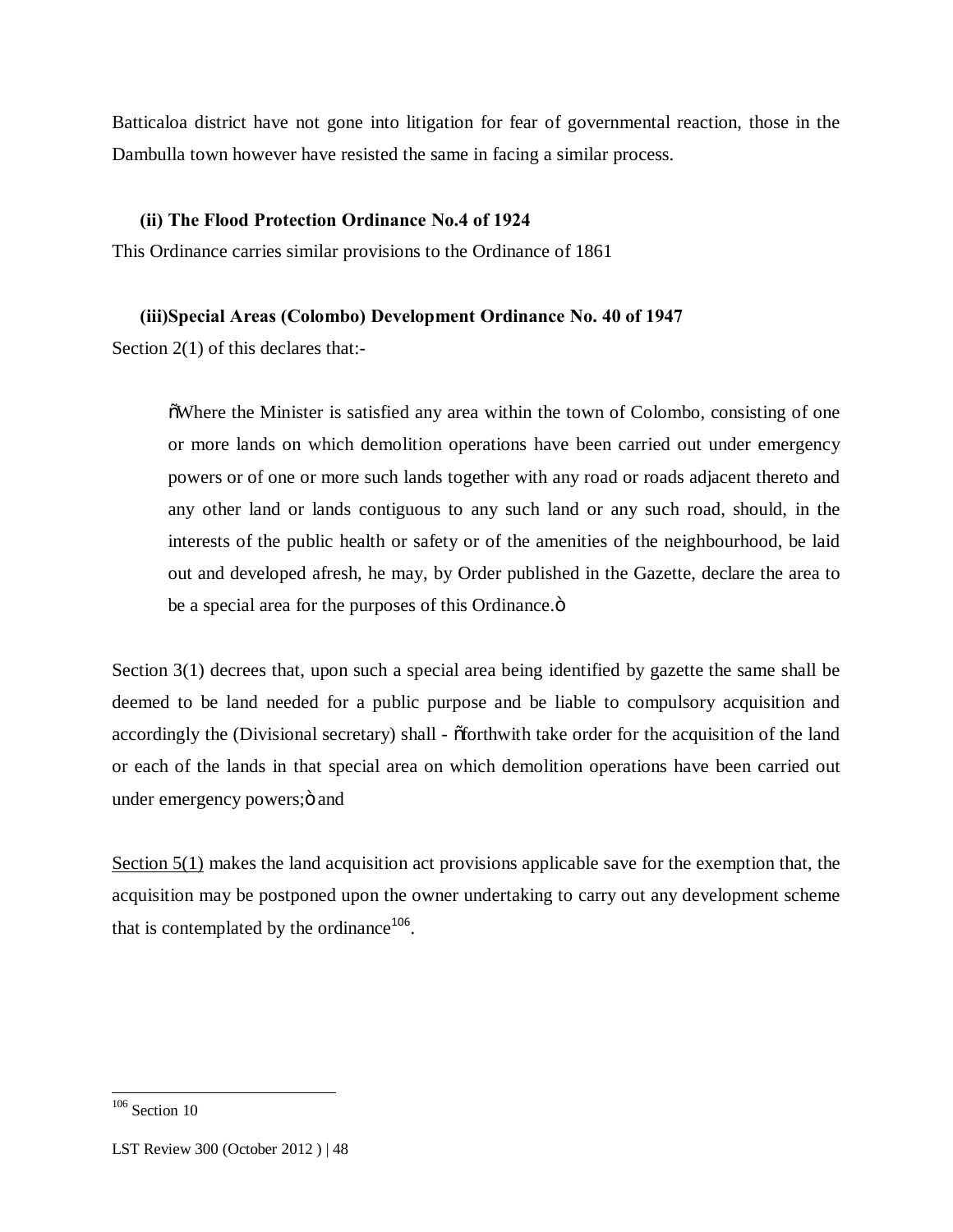Batticaloa district have not gone into litigation for fear of governmental reaction, those in the Dambulla town however have resisted the same in facing a similar process.

**(ii) The Flood Protection Ordinance No.4 of 1924**

This Ordinance carries similar provisions to the Ordinance of 1861

**(iii)Special Areas (Colombo) Development Ordinance No. 40 of 1947**

Section 2(1) of this declares that:-

> "Where the Minister is satisfied any area within the town of Colombo, consisting of one or more lands on which demolition operations have been carried out under emergency powers or of one or more such lands together with any road or roads adjacent thereto and any other land or lands contiguous to any such land or any such road, should, in the interests of the public health or safety or of the amenities of the neighbourhood, be laid out and developed afresh, he may, by Order published in the Gazette, declare the area to be a special area for the purposes of this Ordinance."

Section 3(1) decrees that, upon such a special area being identified by gazette the same shall be deemed to be land needed for a public purpose and be liable to compulsory acquisition and accordingly the (Divisional secretary) shall - "forthwith take order for the acquisition of the land or each of the lands in that special area on which demolition operations have been carried out under emergency powers;" and

Section 5(1) makes the land acquisition act provisions applicable save for the exemption that, the acquisition may be postponed upon the owner undertaking to carry out any development scheme that is contemplated by the ordinance[106].

[106] Section 10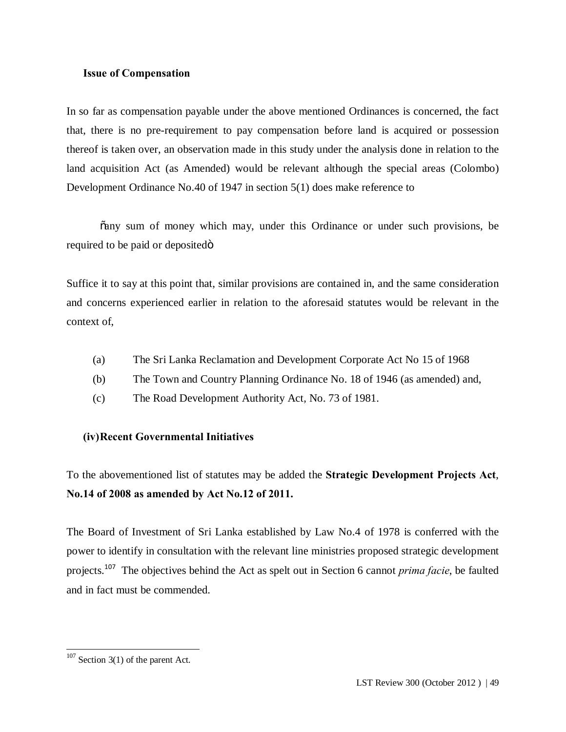**Issue of Compensation**

In so far as compensation payable under the above mentioned Ordinances is concerned, the fact that, there is no pre-requirement to pay compensation before land is acquired or possession thereof is taken over, an observation made in this study under the analysis done in relation to the land acquisition Act (as Amended) would be relevant although the special areas (Colombo) Development Ordinance No.40 of 1947 in section 5(1) does make reference to

õany sum of money which may, under this Ordinance or under such provisions, be required to be paid or depositedö

Suffice it to say at this point that, similar provisions are contained in, and the same consideration and concerns experienced earlier in relation to the aforesaid statutes would be relevant in the context of,

(a) The Sri Lanka Reclamation and Development Corporate Act No 15 of 1968
(b) The Town and Country Planning Ordinance No. 18 of 1946 (as amended) and,
(c) The Road Development Authority Act, No. 73 of 1981.

**(iv) Recent Governmental Initiatives**

To the abovementioned list of statutes may be added the **Strategic Development Projects Act**, **No.14 of 2008 as amended by Act No.12 of 2011.**

The Board of Investment of Sri Lanka established by Law No.4 of 1978 is conferred with the power to identify in consultation with the relevant line ministries proposed strategic development projects.[107] The objectives behind the Act as spelt out in Section 6 cannot *prima facie*, be faulted and in fact must be commended.

[107] Section 3(1) of the parent Act.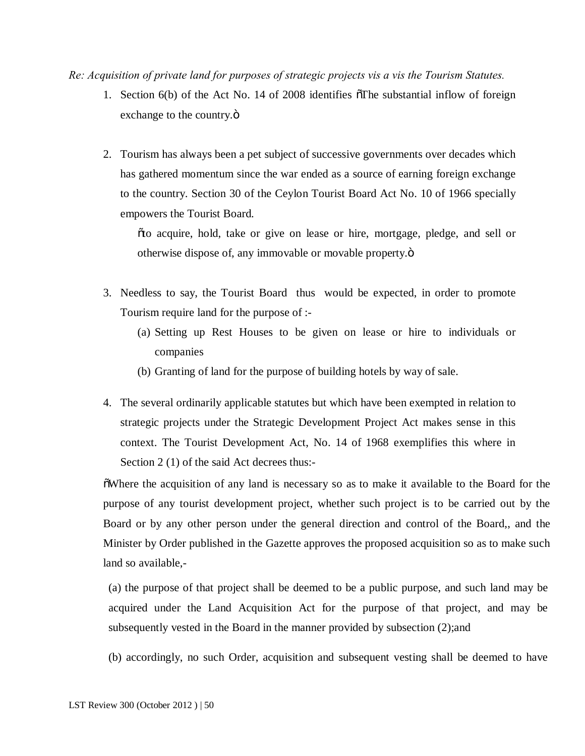*Re: Acquisition of private land for purposes of strategic projects vis a vis the Tourism Statutes.*

1. Section 6(b) of the Act No. 14 of 2008 identifies "The substantial inflow of foreign exchange to the country."

2. Tourism has always been a pet subject of successive governments over decades which has gathered momentum since the war ended as a source of earning foreign exchange to the country. Section 30 of the Ceylon Tourist Board Act No. 10 of 1966 specially empowers the Tourist Board.

   "to acquire, hold, take or give on lease or hire, mortgage, pledge, and sell or otherwise dispose of, any immovable or movable property."

3. Needless to say, the Tourist Board thus would be expected, in order to promote Tourism require land for the purpose of :-
   (a) Setting up Rest Houses to be given on lease or hire to individuals or companies
   (b) Granting of land for the purpose of building hotels by way of sale.

4. The several ordinarily applicable statutes but which have been exempted in relation to strategic projects under the Strategic Development Project Act makes sense in this context. The Tourist Development Act, No. 14 of 1968 exemplifies this where in Section 2 (1) of the said Act decrees thus:-

"Where the acquisition of any land is necessary so as to make it available to the Board for the purpose of any tourist development project, whether such project is to be carried out by the Board or by any other person under the general direction and control of the Board,, and the Minister by Order published in the Gazette approves the proposed acquisition so as to make such land so available,-

(a) the purpose of that project shall be deemed to be a public purpose, and such land may be acquired under the Land Acquisition Act for the purpose of that project, and may be subsequently vested in the Board in the manner provided by subsection (2);and

(b) accordingly, no such Order, acquisition and subsequent vesting shall be deemed to have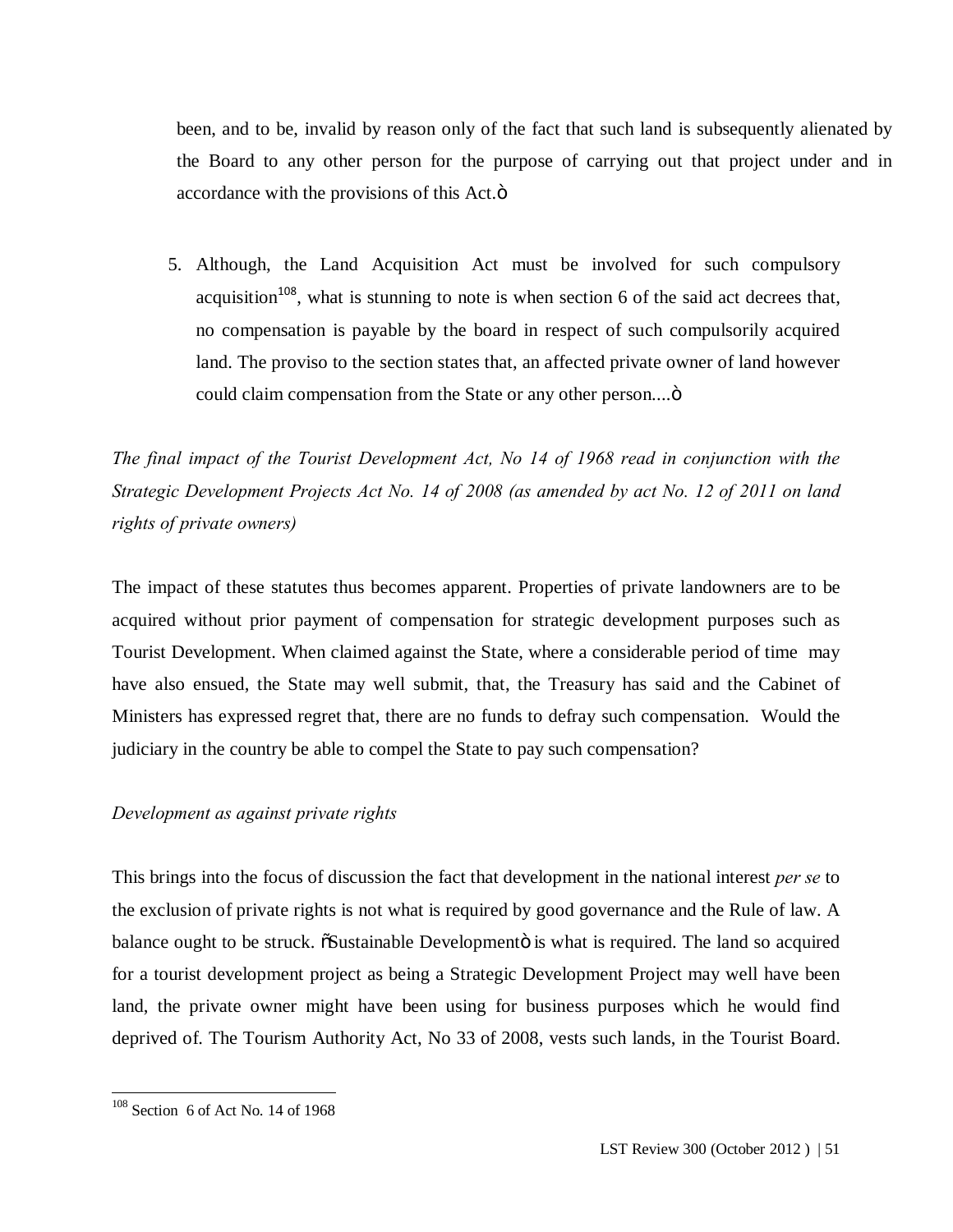been, and to be, invalid by reason only of the fact that such land is subsequently alienated by the Board to any other person for the purpose of carrying out that project under and in accordance with the provisions of this Act.ö

5. Although, the Land Acquisition Act must be involved for such compulsory acquisition[108], what is stunning to note is when section 6 of the said act decrees that, no compensation is payable by the board in respect of such compulsorily acquired land. The proviso to the section states that, an affected private owner of land however could claim compensation from the State or any other person....ö

*The final impact of the Tourist Development Act, No 14 of 1968 read in conjunction with the Strategic Development Projects Act No. 14 of 2008 (as amended by act No. 12 of 2011 on land rights of private owners)*

The impact of these statutes thus becomes apparent. Properties of private landowners are to be acquired without prior payment of compensation for strategic development purposes such as Tourist Development. When claimed against the State, where a considerable period of time may have also ensued, the State may well submit, that, the Treasury has said and the Cabinet of Ministers has expressed regret that, there are no funds to defray such compensation. Would the judiciary in the country be able to compel the State to pay such compensation?

*Development as against private rights*

This brings into the focus of discussion the fact that development in the national interest *per se* to the exclusion of private rights is not what is required by good governance and the Rule of law. A balance ought to be struck. õSustainable Developmentö is what is required. The land so acquired for a tourist development project as being a Strategic Development Project may well have been land, the private owner might have been using for business purposes which he would find deprived of. The Tourism Authority Act, No 33 of 2008, vests such lands, in the Tourist Board.

---

[108] Section 6 of Act No. 14 of 1968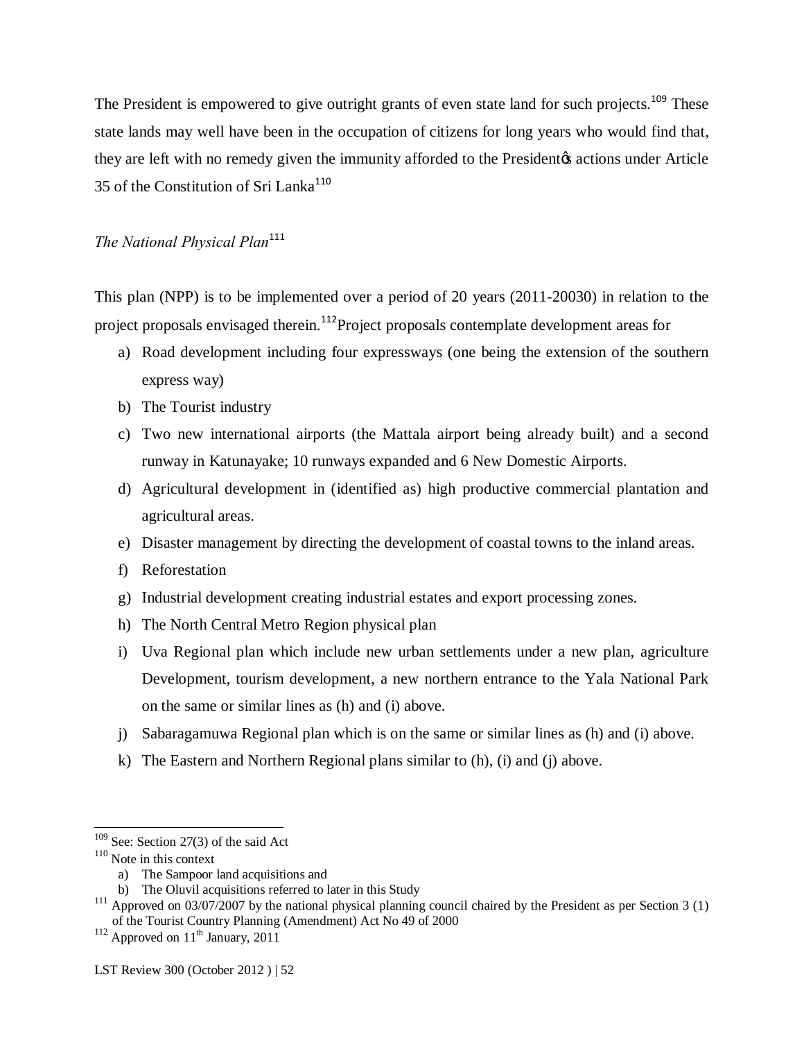The President is empowered to give outright grants of even state land for such projects.[109] These state lands may well have been in the occupation of citizens for long years who would find that, they are left with no remedy given the immunity afforded to the President's actions under Article 35 of the Constitution of Sri Lanka[110]

*The National Physical Plan*[111]

This plan (NPP) is to be implemented over a period of 20 years (2011-20030) in relation to the project proposals envisaged therein.[112]Project proposals contemplate development areas for

a) Road development including four expressways (one being the extension of the southern express way)
b) The Tourist industry
c) Two new international airports (the Mattala airport being already built) and a second runway in Katunayake; 10 runways expanded and 6 New Domestic Airports.
d) Agricultural development in (identified as) high productive commercial plantation and agricultural areas.
e) Disaster management by directing the development of coastal towns to the inland areas.
f) Reforestation
g) Industrial development creating industrial estates and export processing zones.
h) The North Central Metro Region physical plan
i) Uva Regional plan which include new urban settlements under a new plan, agriculture Development, tourism development, a new northern entrance to the Yala National Park on the same or similar lines as (h) and (i) above.
j) Sabaragamuwa Regional plan which is on the same or similar lines as (h) and (i) above.
k) The Eastern and Northern Regional plans similar to (h), (i) and (j) above.

---

[109] See: Section 27(3) of the said Act

[110] Note in this context
  a) The Sampoor land acquisitions and
  b) The Oluvil acquisitions referred to later in this Study

[111] Approved on 03/07/2007 by the national physical planning council chaired by the President as per Section 3 (1) of the Tourist Country Planning (Amendment) Act No 49 of 2000

[112] Approved on 11th January, 2011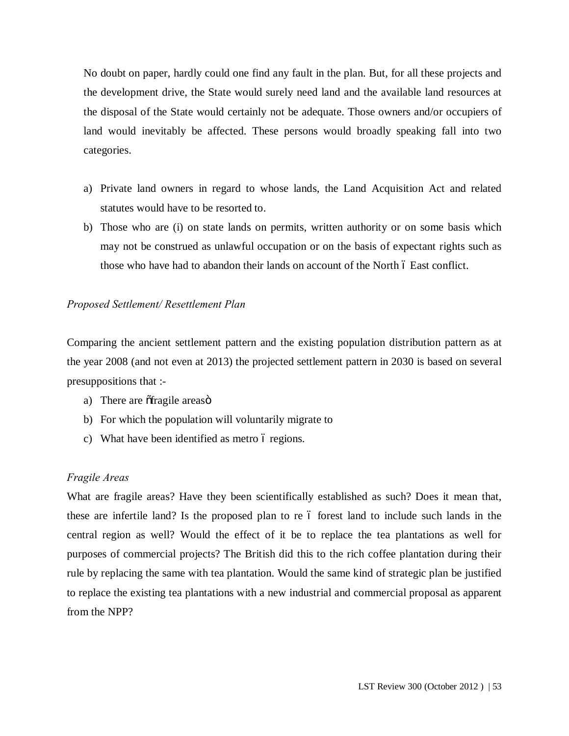No doubt on paper, hardly could one find any fault in the plan. But, for all these projects and the development drive, the State would surely need land and the available land resources at the disposal of the State would certainly not be adequate. Those owners and/or occupiers of land would inevitably be affected. These persons would broadly speaking fall into two categories.

a) Private land owners in regard to whose lands, the Land Acquisition Act and related statutes would have to be resorted to.
b) Those who are (i) on state lands on permits, written authority or on some basis which may not be construed as unlawful occupation or on the basis of expectant rights such as those who have had to abandon their lands on account of the North – East conflict.

*Proposed Settlement/ Resettlement Plan*

Comparing the ancient settlement pattern and the existing population distribution pattern as at the year 2008 (and not even at 2013) the projected settlement pattern in 2030 is based on several presuppositions that :-

a) There are "fragile areas"
b) For which the population will voluntarily migrate to
c) What have been identified as metro – regions.

*Fragile Areas*

What are fragile areas? Have they been scientifically established as such? Does it mean that, these are infertile land? Is the proposed plan to re – forest land to include such lands in the central region as well? Would the effect of it be to replace the tea plantations as well for purposes of commercial projects? The British did this to the rich coffee plantation during their rule by replacing the same with tea plantation. Would the same kind of strategic plan be justified to replace the existing tea plantations with a new industrial and commercial proposal as apparent from the NPP?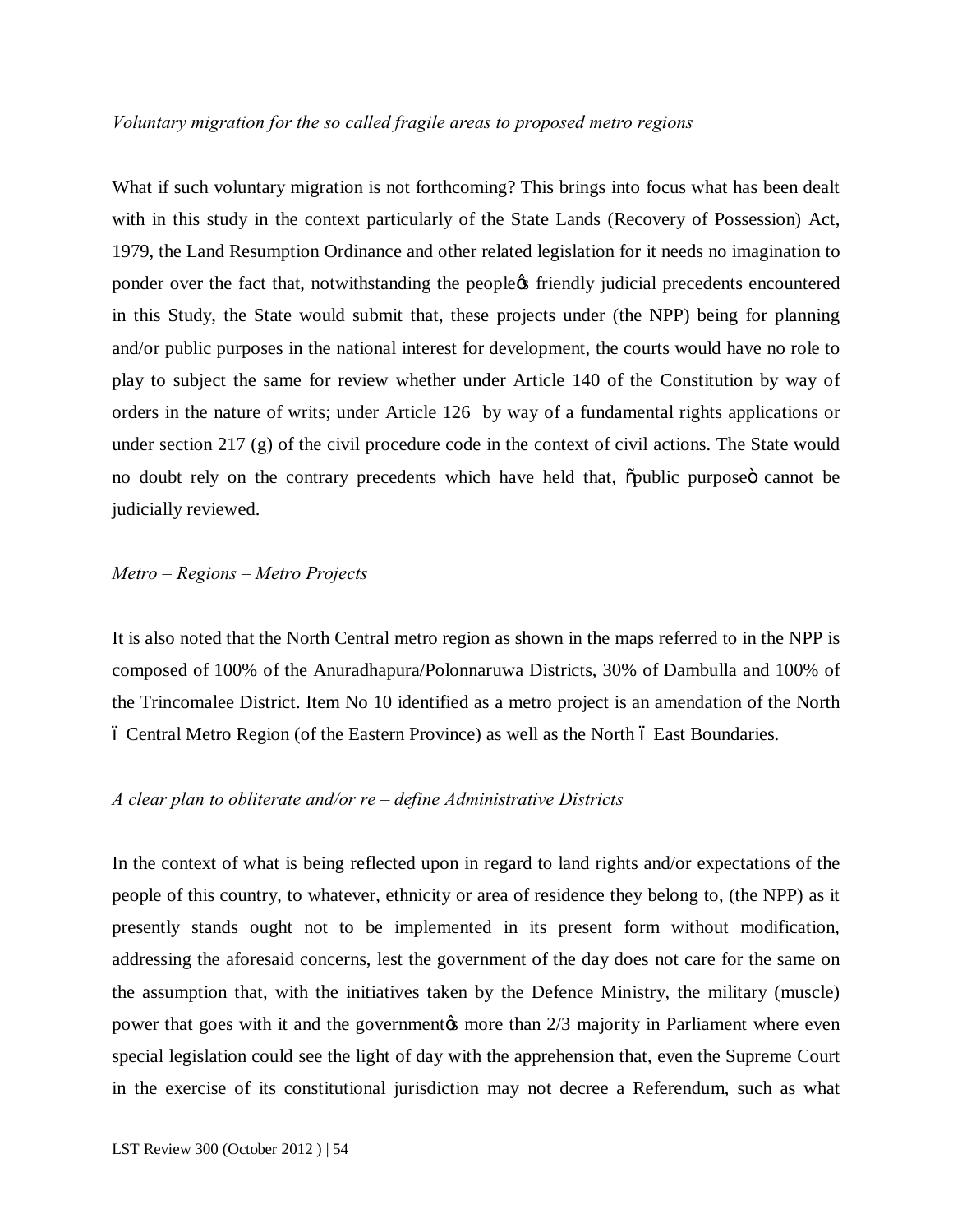*Voluntary migration for the so called fragile areas to proposed metro regions*

What if such voluntary migration is not forthcoming? This brings into focus what has been dealt with in this study in the context particularly of the State Lands (Recovery of Possession) Act, 1979, the Land Resumption Ordinance and other related legislation for it needs no imagination to ponder over the fact that, notwithstanding the people's friendly judicial precedents encountered in this Study, the State would submit that, these projects under (the NPP) being for planning and/or public purposes in the national interest for development, the courts would have no role to play to subject the same for review whether under Article 140 of the Constitution by way of orders in the nature of writs; under Article 126 by way of a fundamental rights applications or under section 217 (g) of the civil procedure code in the context of civil actions. The State would no doubt rely on the contrary precedents which have held that, "public purpose" cannot be judicially reviewed.

*Metro – Regions – Metro Projects*

It is also noted that the North Central metro region as shown in the maps referred to in the NPP is composed of 100% of the Anuradhapura/Polonnaruwa Districts, 30% of Dambulla and 100% of the Trincomalee District. Item No 10 identified as a metro project is an amendation of the North – Central Metro Region (of the Eastern Province) as well as the North – East Boundaries.

*A clear plan to obliterate and/or re – define Administrative Districts*

In the context of what is being reflected upon in regard to land rights and/or expectations of the people of this country, to whatever, ethnicity or area of residence they belong to, (the NPP) as it presently stands ought not to be implemented in its present form without modification, addressing the aforesaid concerns, lest the government of the day does not care for the same on the assumption that, with the initiatives taken by the Defence Ministry, the military (muscle) power that goes with it and the government's more than 2/3 majority in Parliament where even special legislation could see the light of day with the apprehension that, even the Supreme Court in the exercise of its constitutional jurisdiction may not decree a Referendum, such as what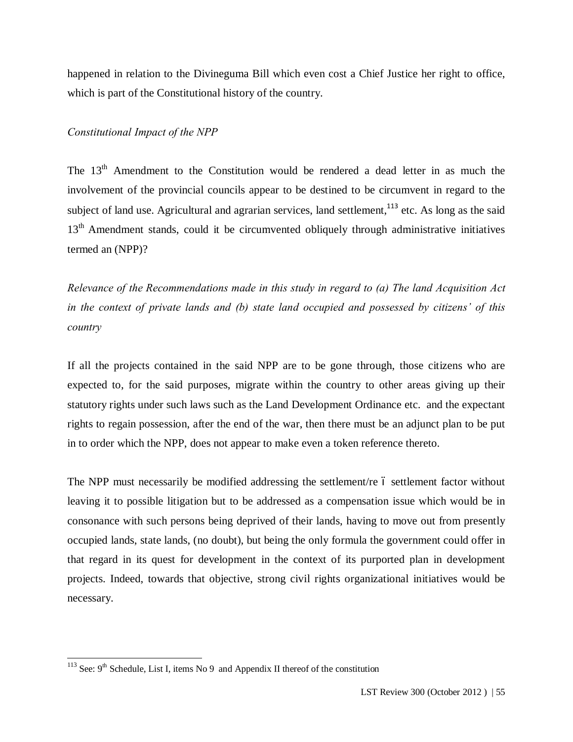happened in relation to the Divineguma Bill which even cost a Chief Justice her right to office, which is part of the Constitutional history of the country.

*Constitutional Impact of the NPP*

The 13th Amendment to the Constitution would be rendered a dead letter in as much the involvement of the provincial councils appear to be destined to be circumvent in regard to the subject of land use. Agricultural and agrarian services, land settlement,[113] etc. As long as the said 13th Amendment stands, could it be circumvented obliquely through administrative initiatives termed an (NPP)?

*Relevance of the Recommendations made in this study in regard to (a) The land Acquisition Act in the context of private lands and (b) state land occupied and possessed by citizens' of this country*

If all the projects contained in the said NPP are to be gone through, those citizens who are expected to, for the said purposes, migrate within the country to other areas giving up their statutory rights under such laws such as the Land Development Ordinance etc. and the expectant rights to regain possession, after the end of the war, then there must be an adjunct plan to be put in to order which the NPP, does not appear to make even a token reference thereto.

The NPP must necessarily be modified addressing the settlement/re – settlement factor without leaving it to possible litigation but to be addressed as a compensation issue which would be in consonance with such persons being deprived of their lands, having to move out from presently occupied lands, state lands, (no doubt), but being the only formula the government could offer in that regard in its quest for development in the context of its purported plan in development projects. Indeed, towards that objective, strong civil rights organizational initiatives would be necessary.

---

[113] See: 9th Schedule, List I, items No 9 and Appendix II thereof of the constitution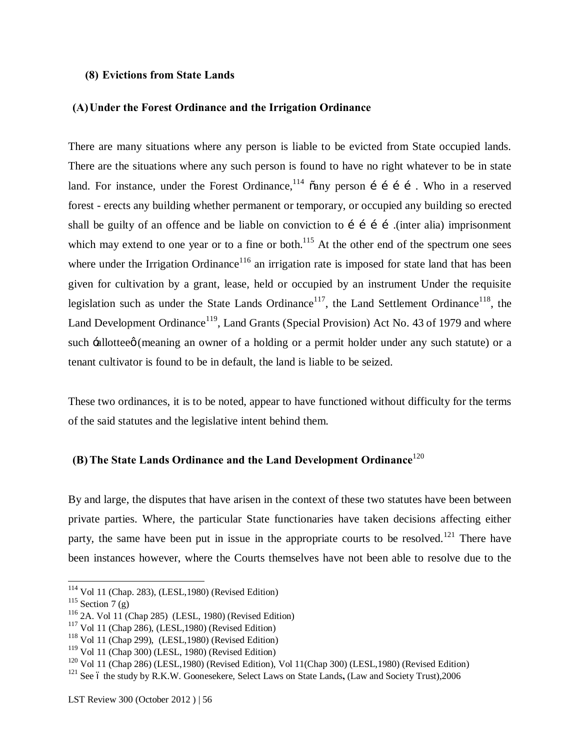### (8) Evictions from State Lands

#### (A) Under the Forest Ordinance and the Irrigation Ordinance

There are many situations where any person is liable to be evicted from State occupied lands. There are the situations where any such person is found to have no right whatever to be in state land. For instance, under the Forest Ordinance,[114] "any person ………. Who in a reserved forest - erects any building whether permanent or temporary, or occupied any building so erected shall be guilty of an offence and be liable on conviction to ………..(inter alia) imprisonment which may extend to one year or to a fine or both.[115] At the other end of the spectrum one sees where under the Irrigation Ordinance[116] an irrigation rate is imposed for state land that has been given for cultivation by a grant, lease, held or occupied by an instrument Under the requisite legislation such as under the State Lands Ordinance[117], the Land Settlement Ordinance[118], the Land Development Ordinance[119], Land Grants (Special Provision) Act No. 43 of 1979 and where such 'allottee' (meaning an owner of a holding or a permit holder under any such statute) or a tenant cultivator is found to be in default, the land is liable to be seized.

These two ordinances, it is to be noted, appear to have functioned without difficulty for the terms of the said statutes and the legislative intent behind them.

#### (B) The State Lands Ordinance and the Land Development Ordinance[120]

By and large, the disputes that have arisen in the context of these two statutes have been between private parties. Where, the particular State functionaries have taken decisions affecting either party, the same have been put in issue in the appropriate courts to be resolved.[121] There have been instances however, where the Courts themselves have not been able to resolve due to the

---

[114] Vol 11 (Chap. 283), (LESL,1980) (Revised Edition)

[115] Section 7 (g)

[116] 2A. Vol 11 (Chap 285) (LESL, 1980) (Revised Edition)

[117] Vol 11 (Chap 286), (LESL,1980) (Revised Edition)

[118] Vol 11 (Chap 299), (LESL,1980) (Revised Edition)

[119] Vol 11 (Chap 300) (LESL, 1980) (Revised Edition)

[120] Vol 11 (Chap 286) (LESL,1980) (Revised Edition), Vol 11(Chap 300) (LESL,1980) (Revised Edition)

[121] See – the study by R.K.W. Goonesekere, Select Laws on State Lands, (Law and Society Trust),2006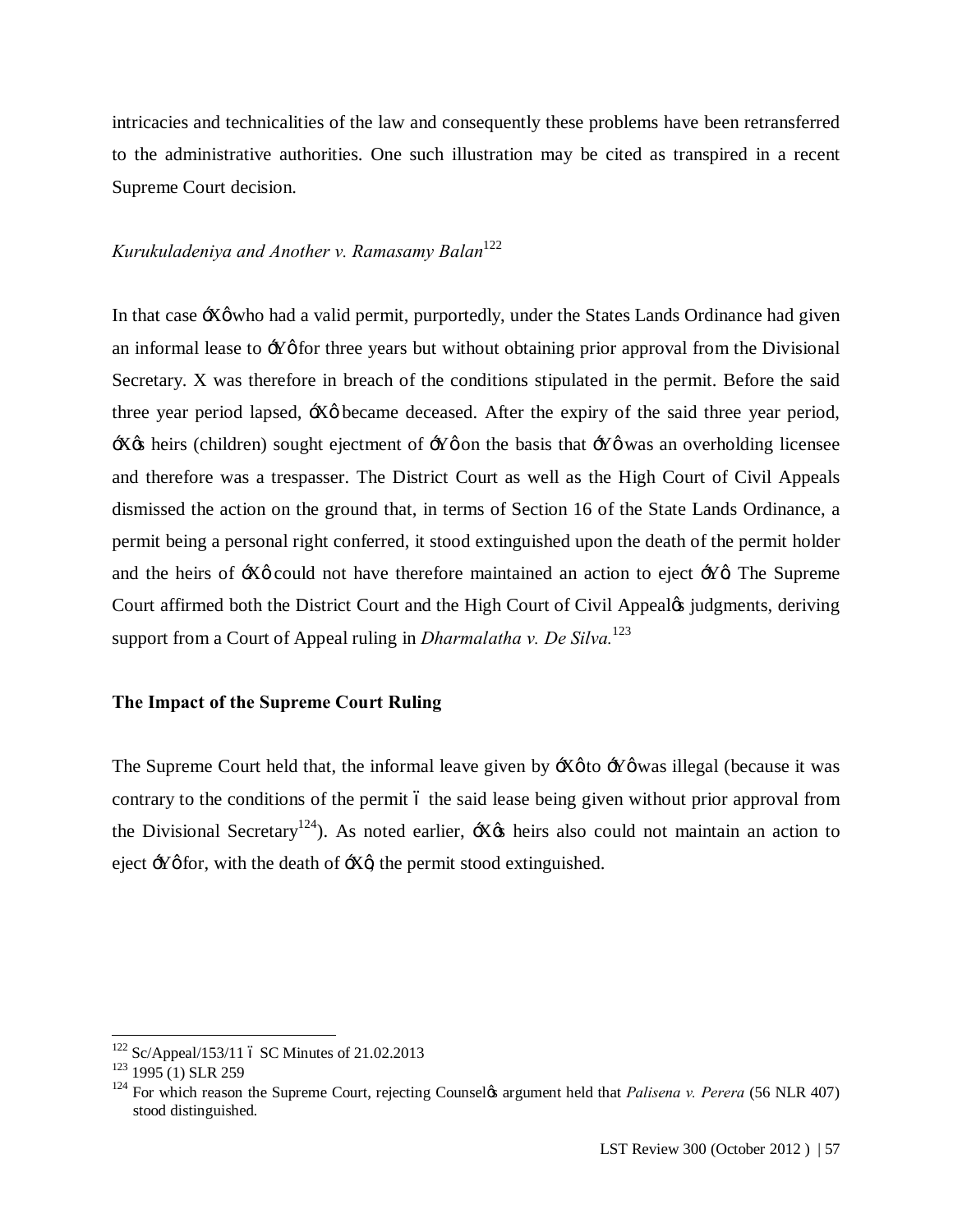intricacies and technicalities of the law and consequently these problems have been retransferred to the administrative authorities. One such illustration may be cited as transpired in a recent Supreme Court decision.

*Kurukuladeniya and Another v. Ramasamy Balan*[122]

In that case 'X' who had a valid permit, purportedly, under the States Lands Ordinance had given an informal lease to 'Y' for three years but without obtaining prior approval from the Divisional Secretary. X was therefore in breach of the conditions stipulated in the permit. Before the said three year period lapsed, 'X' became deceased. After the expiry of the said three year period, 'X's heirs (children) sought ejectment of 'Y' on the basis that 'Y' was an overholding licensee and therefore was a trespasser. The District Court as well as the High Court of Civil Appeals dismissed the action on the ground that, in terms of Section 16 of the State Lands Ordinance, a permit being a personal right conferred, it stood extinguished upon the death of the permit holder and the heirs of 'X' could not have therefore maintained an action to eject 'Y'. The Supreme Court affirmed both the District Court and the High Court of Civil Appeal's judgments, deriving support from a Court of Appeal ruling in *Dharmalatha v. De Silva.*[123]

**The Impact of the Supreme Court Ruling**

The Supreme Court held that, the informal leave given by 'X' to 'Y' was illegal (because it was contrary to the conditions of the permit – the said lease being given without prior approval from the Divisional Secretary[124]). As noted earlier, 'X's heirs also could not maintain an action to eject 'Y' for, with the death of 'X', the permit stood extinguished.

---

[122] Sc/Appeal/153/11 – SC Minutes of 21.02.2013

[123] 1995 (1) SLR 259

[124] For which reason the Supreme Court, rejecting Counsel's argument held that *Palisena v. Perera* (56 NLR 407) stood distinguished.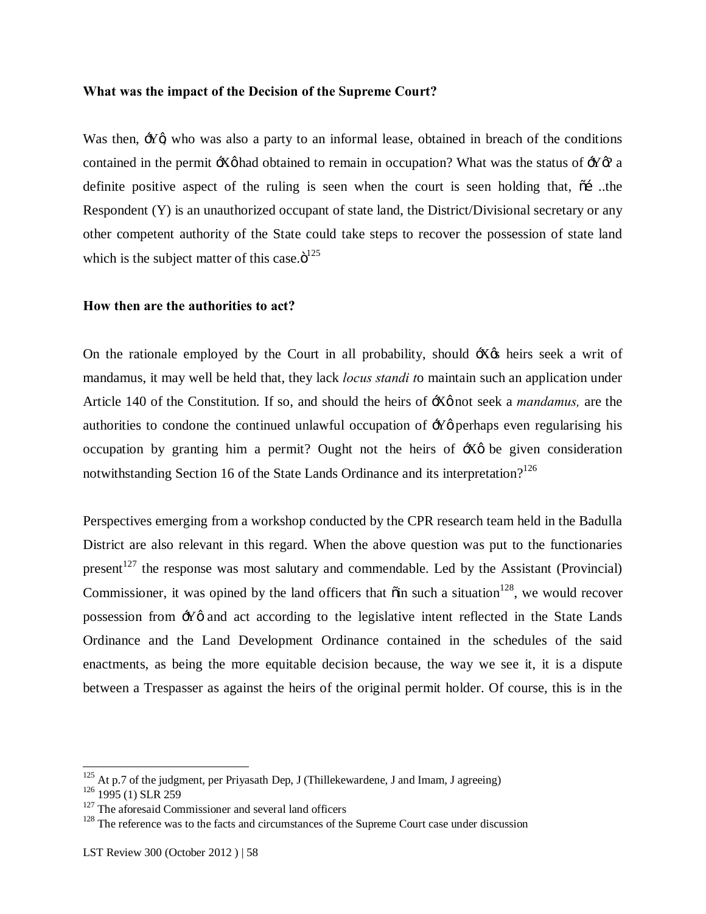**What was the impact of the Decision of the Supreme Court?**

Was then, 'Y', who was also a party to an informal lease, obtained in breach of the conditions contained in the permit 'X' had obtained to remain in occupation? What was the status of 'Y'? a definite positive aspect of the ruling is seen when the court is seen holding that, "… ..the Respondent (Y) is an unauthorized occupant of state land, the District/Divisional secretary or any other competent authority of the State could take steps to recover the possession of state land which is the subject matter of this case."[125]

**How then are the authorities to act?**

On the rationale employed by the Court in all probability, should 'X's heirs seek a writ of mandamus, it may well be held that, they lack *locus standi t*o maintain such an application under Article 140 of the Constitution. If so, and should the heirs of 'X' not seek a *mandamus,* are the authorities to condone the continued unlawful occupation of 'Y' perhaps even regularising his occupation by granting him a permit? Ought not the heirs of 'X' be given consideration notwithstanding Section 16 of the State Lands Ordinance and its interpretation?[126]

Perspectives emerging from a workshop conducted by the CPR research team held in the Badulla District are also relevant in this regard. When the above question was put to the functionaries present[127] the response was most salutary and commendable. Led by the Assistant (Provincial) Commissioner, it was opined by the land officers that "in such a situation[128], we would recover possession from 'Y' and act according to the legislative intent reflected in the State Lands Ordinance and the Land Development Ordinance contained in the schedules of the said enactments, as being the more equitable decision because, the way we see it, it is a dispute between a Trespasser as against the heirs of the original permit holder. Of course, this is in the

---

[125] At p.7 of the judgment, per Priyasath Dep, J (Thillekewardene, J and Imam, J agreeing)

[126] 1995 (1) SLR 259

[127] The aforesaid Commissioner and several land officers

[128] The reference was to the facts and circumstances of the Supreme Court case under discussion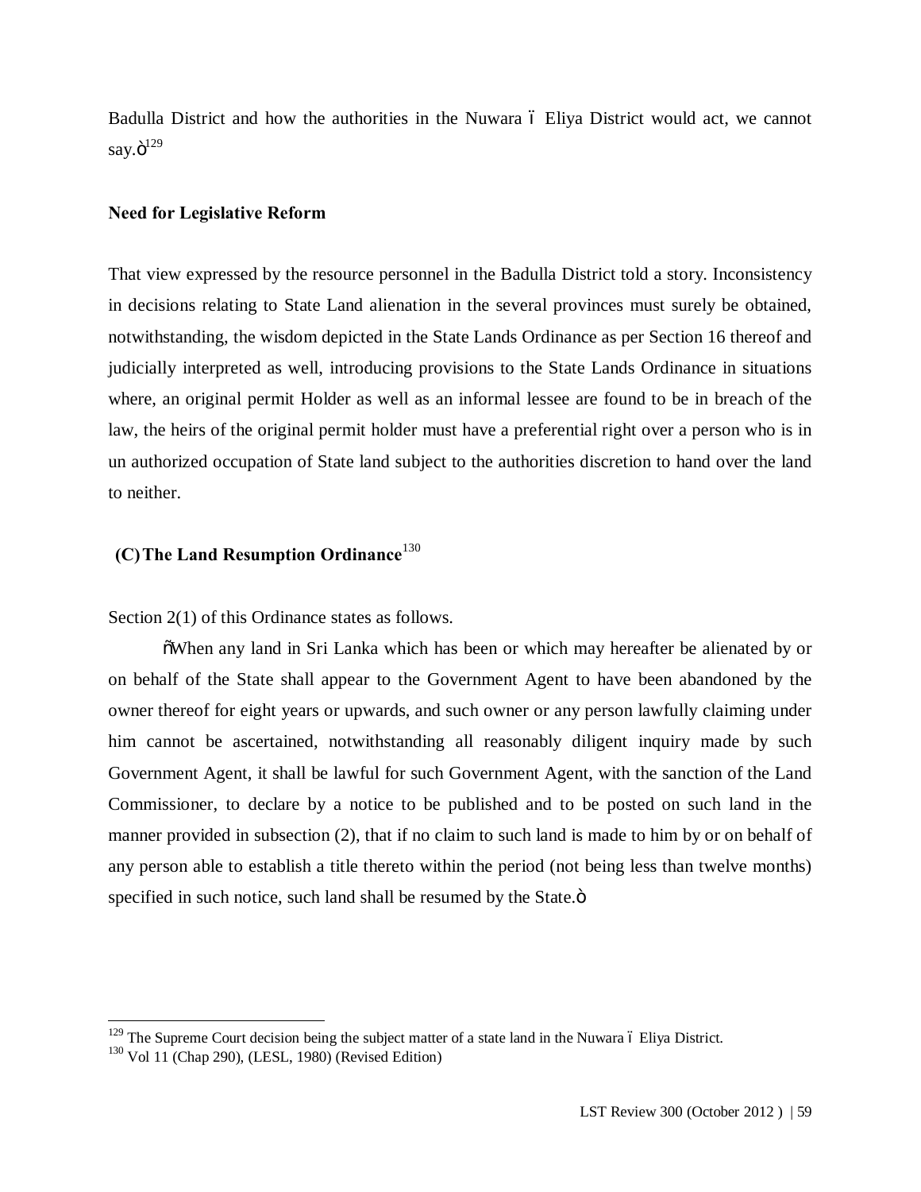Badulla District and how the authorities in the Nuwara – Eliya District would act, we cannot say."[129]

**Need for Legislative Reform**

That view expressed by the resource personnel in the Badulla District told a story. Inconsistency in decisions relating to State Land alienation in the several provinces must surely be obtained, notwithstanding, the wisdom depicted in the State Lands Ordinance as per Section 16 thereof and judicially interpreted as well, introducing provisions to the State Lands Ordinance in situations where, an original permit Holder as well as an informal lessee are found to be in breach of the law, the heirs of the original permit holder must have a preferential right over a person who is in un authorized occupation of State land subject to the authorities discretion to hand over the land to neither.

**(C) The Land Resumption Ordinance**[130]

Section 2(1) of this Ordinance states as follows.

"When any land in Sri Lanka which has been or which may hereafter be alienated by or on behalf of the State shall appear to the Government Agent to have been abandoned by the owner thereof for eight years or upwards, and such owner or any person lawfully claiming under him cannot be ascertained, notwithstanding all reasonably diligent inquiry made by such Government Agent, it shall be lawful for such Government Agent, with the sanction of the Land Commissioner, to declare by a notice to be published and to be posted on such land in the manner provided in subsection (2), that if no claim to such land is made to him by or on behalf of any person able to establish a title thereto within the period (not being less than twelve months) specified in such notice, such land shall be resumed by the State."

---

[129] The Supreme Court decision being the subject matter of a state land in the Nuwara – Eliya District.

[130] Vol 11 (Chap 290), (LESL, 1980) (Revised Edition)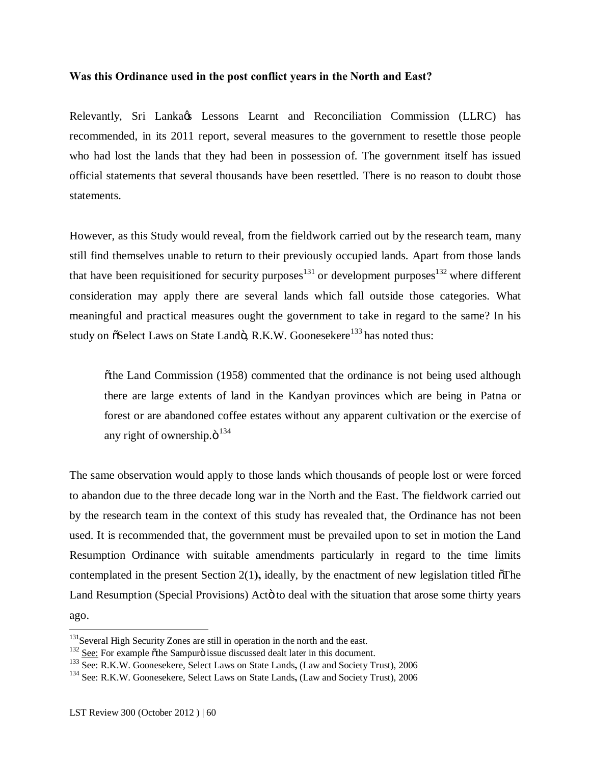**Was this Ordinance used in the post conflict years in the North and East?**

Relevantly, Sri Lanka's Lessons Learnt and Reconciliation Commission (LLRC) has recommended, in its 2011 report, several measures to the government to resettle those people who had lost the lands that they had been in possession of. The government itself has issued official statements that several thousands have been resettled. There is no reason to doubt those statements.

However, as this Study would reveal, from the fieldwork carried out by the research team, many still find themselves unable to return to their previously occupied lands. Apart from those lands that have been requisitioned for security purposes[131] or development purposes[132] where different consideration may apply there are several lands which fall outside those categories. What meaningful and practical measures ought the government to take in regard to the same? In his study on "Select Laws on State Land", R.K.W. Goonesekere[133] has noted thus:

> "the Land Commission (1958) commented that the ordinance is not being used although there are large extents of land in the Kandyan provinces which are being in Patna or forest or are abandoned coffee estates without any apparent cultivation or the exercise of any right of ownership."[134]

The same observation would apply to those lands which thousands of people lost or were forced to abandon due to the three decade long war in the North and the East. The fieldwork carried out by the research team in the context of this study has revealed that, the Ordinance has not been used. It is recommended that, the government must be prevailed upon to set in motion the Land Resumption Ordinance with suitable amendments particularly in regard to the time limits contemplated in the present Section 2(1**),** ideally, by the enactment of new legislation titled "The Land Resumption (Special Provisions) Act" to deal with the situation that arose some thirty years ago.

---

[131] Several High Security Zones are still in operation in the north and the east.

[132] See: For example "the Sampur" issue discussed dealt later in this document.

[133] See: R.K.W. Goonesekere, Select Laws on State Lands**,** (Law and Society Trust), 2006

[134] See: R.K.W. Goonesekere, Select Laws on State Lands**,** (Law and Society Trust), 2006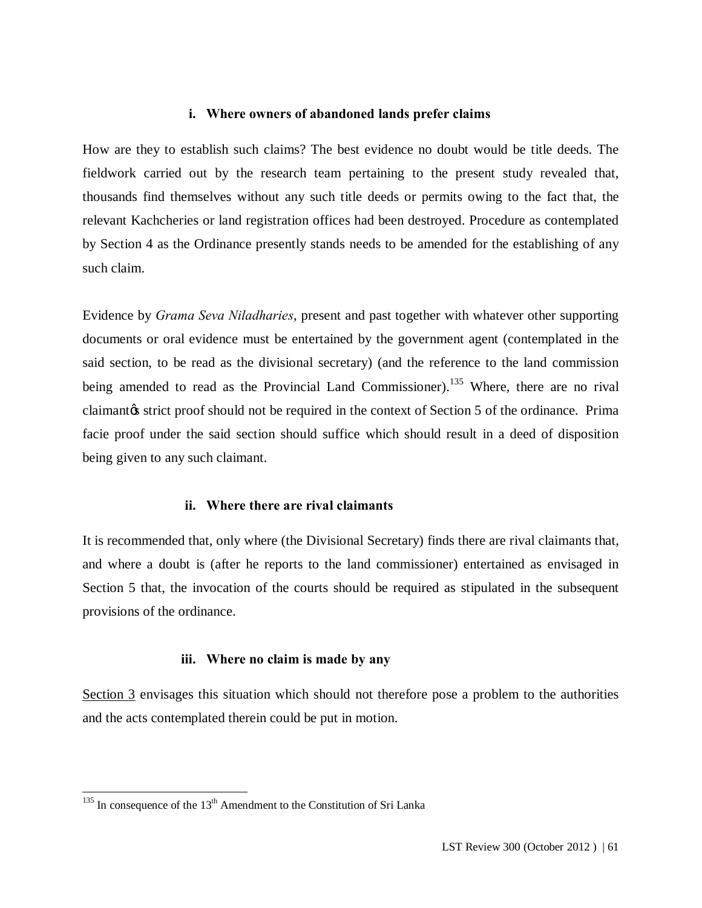#### i. Where owners of abandoned lands prefer claims

How are they to establish such claims? The best evidence no doubt would be title deeds. The fieldwork carried out by the research team pertaining to the present study revealed that, thousands find themselves without any such title deeds or permits owing to the fact that, the relevant Kachcheries or land registration offices had been destroyed. Procedure as contemplated by Section 4 as the Ordinance presently stands needs to be amended for the establishing of any such claim.

Evidence by *Grama Seva Niladharies*, present and past together with whatever other supporting documents or oral evidence must be entertained by the government agent (contemplated in the said section, to be read as the divisional secretary) (and the reference to the land commission being amended to read as the Provincial Land Commissioner).[135] Where, there are no rival claimantǿs strict proof should not be required in the context of Section 5 of the ordinance. Prima facie proof under the said section should suffice which should result in a deed of disposition being given to any such claimant.

#### ii. Where there are rival claimants

It is recommended that, only where (the Divisional Secretary) finds there are rival claimants that, and where a doubt is (after he reports to the land commissioner) entertained as envisaged in Section 5 that, the invocation of the courts should be required as stipulated in the subsequent provisions of the ordinance.

#### iii. Where no claim is made by any

Section 3 envisages this situation which should not therefore pose a problem to the authorities and the acts contemplated therein could be put in motion.

---

[135] In consequence of the 13th Amendment to the Constitution of Sri Lanka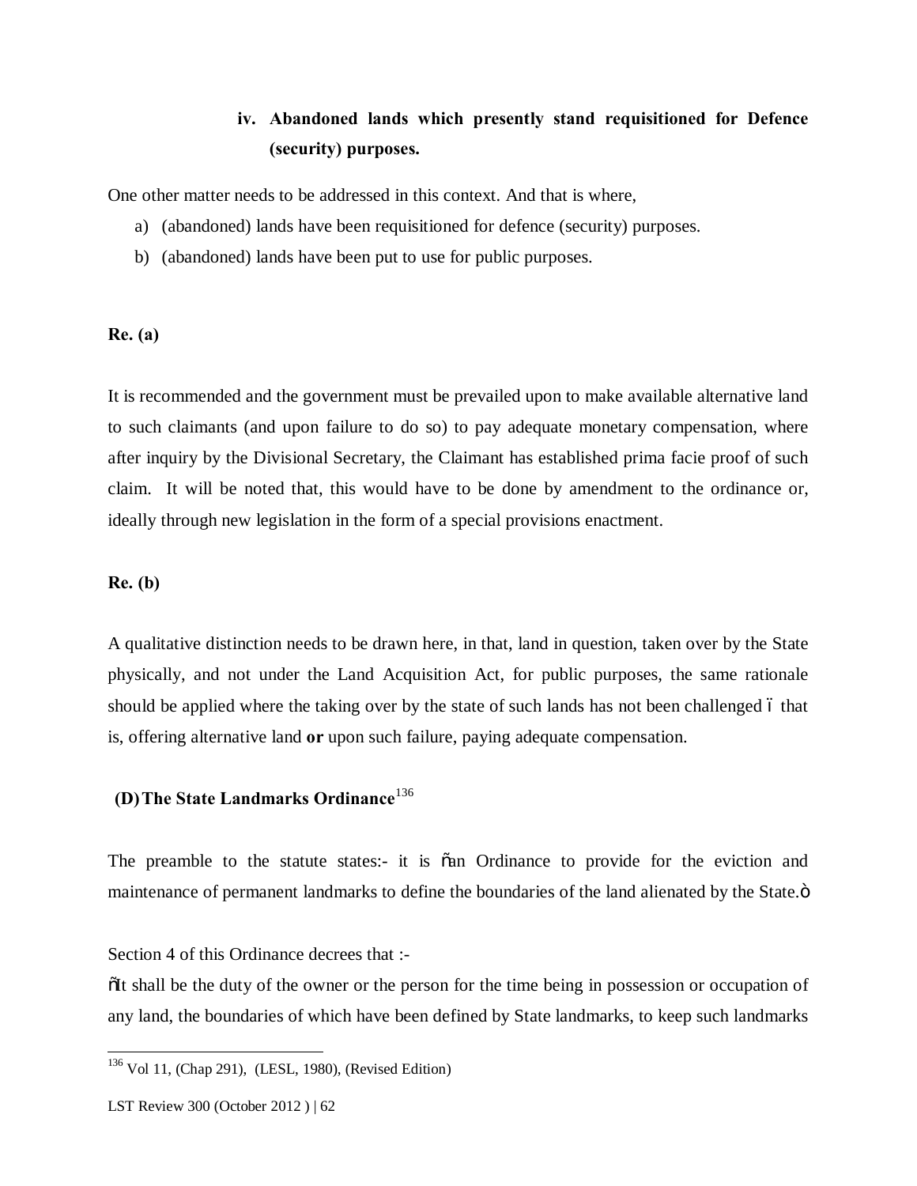**iv. Abandoned lands which presently stand requisitioned for Defence (security) purposes.**

One other matter needs to be addressed in this context. And that is where,

a) (abandoned) lands have been requisitioned for defence (security) purposes.

b) (abandoned) lands have been put to use for public purposes.

**Re. (a)**

It is recommended and the government must be prevailed upon to make available alternative land to such claimants (and upon failure to do so) to pay adequate monetary compensation, where after inquiry by the Divisional Secretary, the Claimant has established prima facie proof of such claim. It will be noted that, this would have to be done by amendment to the ordinance or, ideally through new legislation in the form of a special provisions enactment.

**Re. (b)**

A qualitative distinction needs to be drawn here, in that, land in question, taken over by the State physically, and not under the Land Acquisition Act, for public purposes, the same rationale should be applied where the taking over by the state of such lands has not been challenged – that is, offering alternative land **or** upon such failure, paying adequate compensation.

### (D) The State Landmarks Ordinance[136]

The preamble to the statute states:- it is "an Ordinance to provide for the eviction and maintenance of permanent landmarks to define the boundaries of the land alienated by the State."

Section 4 of this Ordinance decrees that :-

"It shall be the duty of the owner or the person for the time being in possession or occupation of any land, the boundaries of which have been defined by State landmarks, to keep such landmarks

---

[136] Vol 11, (Chap 291), (LESL, 1980), (Revised Edition)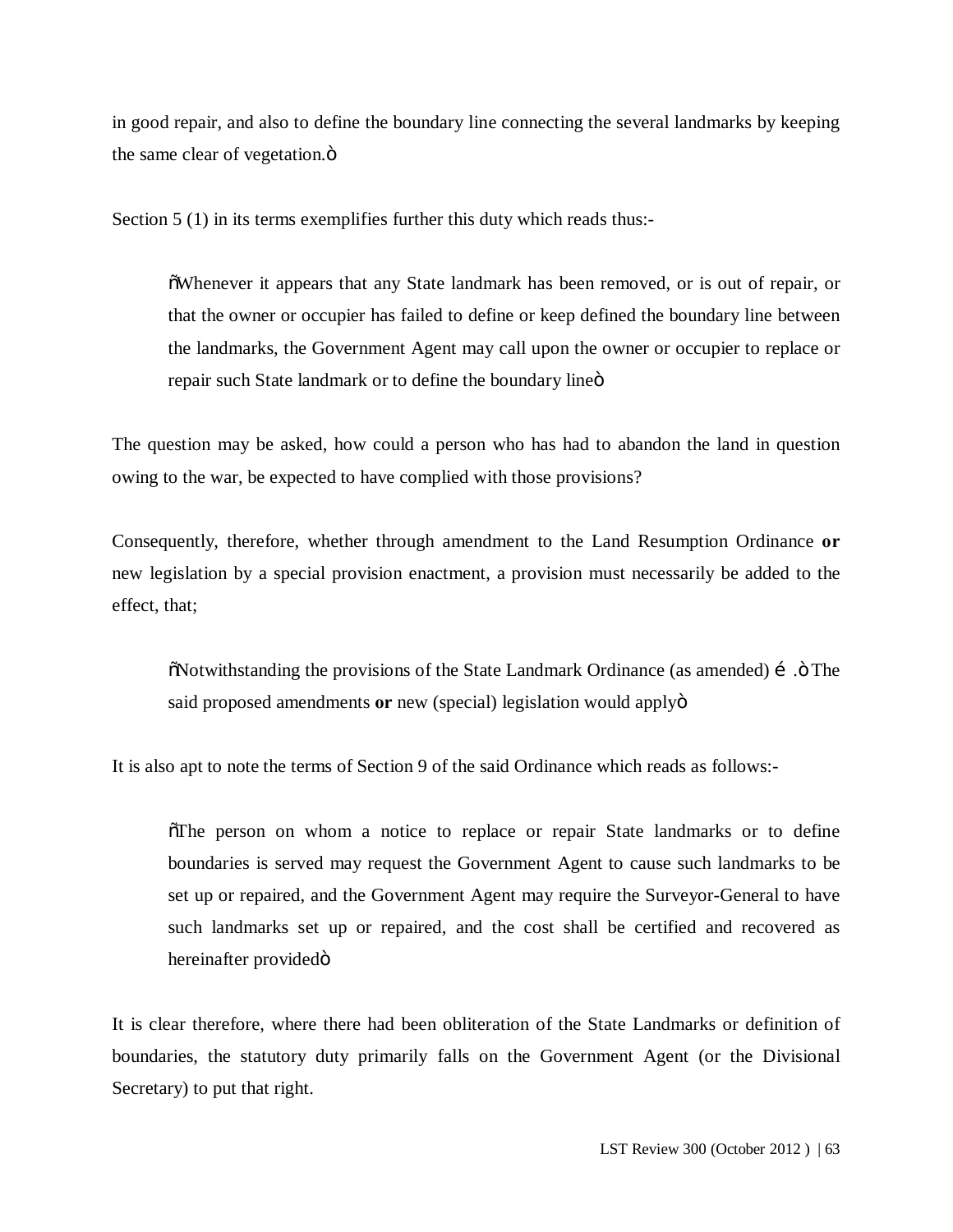in good repair, and also to define the boundary line connecting the several landmarks by keeping the same clear of vegetation."

Section 5 (1) in its terms exemplifies further this duty which reads thus:-

> "Whenever it appears that any State landmark has been removed, or is out of repair, or that the owner or occupier has failed to define or keep defined the boundary line between the landmarks, the Government Agent may call upon the owner or occupier to replace or repair such State landmark or to define the boundary line"

The question may be asked, how could a person who has had to abandon the land in question owing to the war, be expected to have complied with those provisions?

Consequently, therefore, whether through amendment to the Land Resumption Ordinance **or** new legislation by a special provision enactment, a provision must necessarily be added to the effect, that;

> "Notwithstanding the provisions of the State Landmark Ordinance (as amended) … ." The said proposed amendments **or** new (special) legislation would apply"

It is also apt to note the terms of Section 9 of the said Ordinance which reads as follows:-

> "The person on whom a notice to replace or repair State landmarks or to define boundaries is served may request the Government Agent to cause such landmarks to be set up or repaired, and the Government Agent may require the Surveyor-General to have such landmarks set up or repaired, and the cost shall be certified and recovered as hereinafter provided"

It is clear therefore, where there had been obliteration of the State Landmarks or definition of boundaries, the statutory duty primarily falls on the Government Agent (or the Divisional Secretary) to put that right.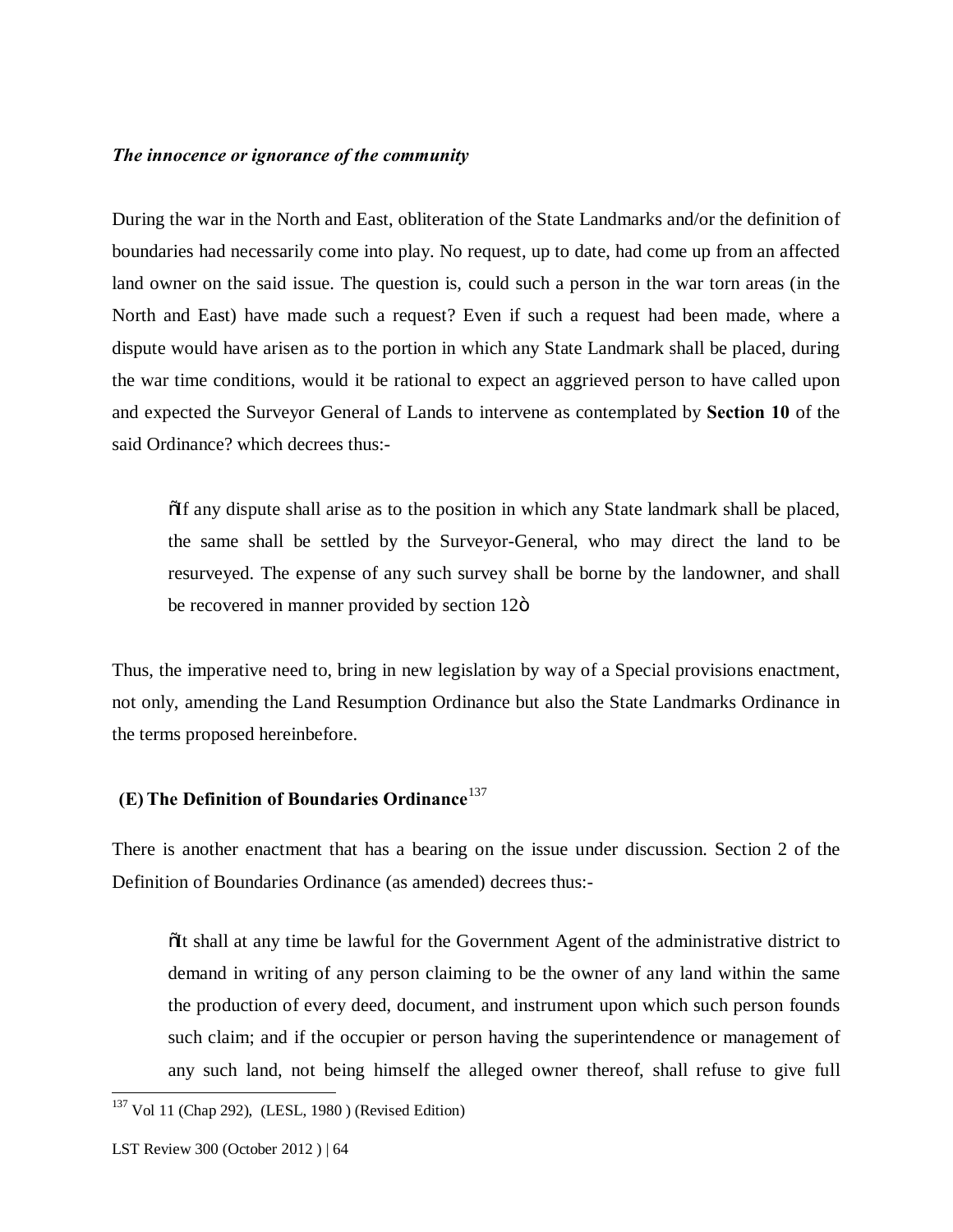***The innocence or ignorance of the community***

During the war in the North and East, obliteration of the State Landmarks and/or the definition of boundaries had necessarily come into play. No request, up to date, had come up from an affected land owner on the said issue. The question is, could such a person in the war torn areas (in the North and East) have made such a request? Even if such a request had been made, where a dispute would have arisen as to the portion in which any State Landmark shall be placed, during the war time conditions, would it be rational to expect an aggrieved person to have called upon and expected the Surveyor General of Lands to intervene as contemplated by **Section 10** of the said Ordinance? which decrees thus:-

> "If any dispute shall arise as to the position in which any State landmark shall be placed, the same shall be settled by the Surveyor-General, who may direct the land to be resurveyed. The expense of any such survey shall be borne by the landowner, and shall be recovered in manner provided by section 12"

Thus, the imperative need to, bring in new legislation by way of a Special provisions enactment, not only, amending the Land Resumption Ordinance but also the State Landmarks Ordinance in the terms proposed hereinbefore.

### (E) The Definition of Boundaries Ordinance[137]

There is another enactment that has a bearing on the issue under discussion. Section 2 of the Definition of Boundaries Ordinance (as amended) decrees thus:-

> "It shall at any time be lawful for the Government Agent of the administrative district to demand in writing of any person claiming to be the owner of any land within the same the production of every deed, document, and instrument upon which such person founds such claim; and if the occupier or person having the superintendence or management of any such land, not being himself the alleged owner thereof, shall refuse to give full

---

[137] Vol 11 (Chap 292), (LESL, 1980 ) (Revised Edition)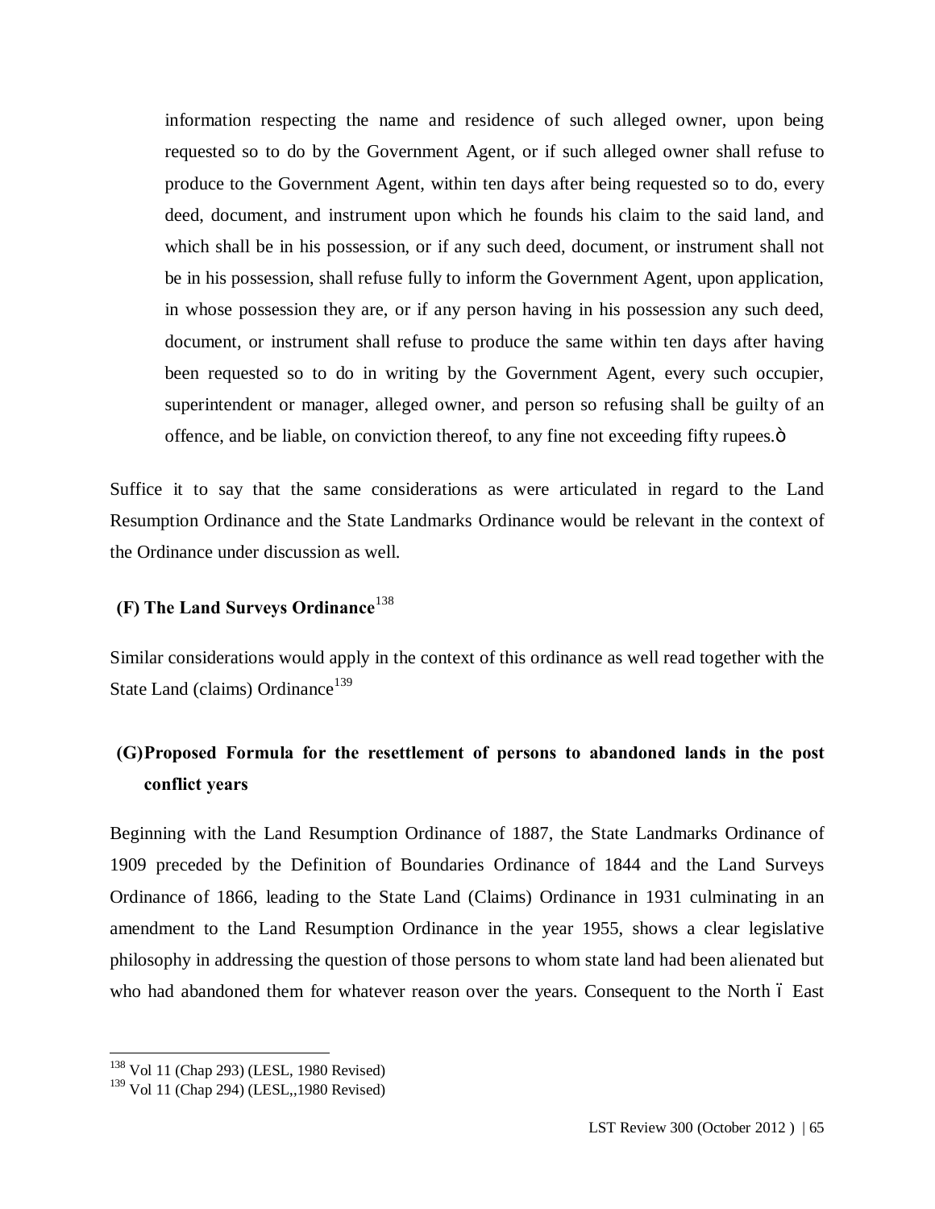information respecting the name and residence of such alleged owner, upon being requested so to do by the Government Agent, or if such alleged owner shall refuse to produce to the Government Agent, within ten days after being requested so to do, every deed, document, and instrument upon which he founds his claim to the said land, and which shall be in his possession, or if any such deed, document, or instrument shall not be in his possession, shall refuse fully to inform the Government Agent, upon application, in whose possession they are, or if any person having in his possession any such deed, document, or instrument shall refuse to produce the same within ten days after having been requested so to do in writing by the Government Agent, every such occupier, superintendent or manager, alleged owner, and person so refusing shall be guilty of an offence, and be liable, on conviction thereof, to any fine not exceeding fifty rupees.ö

Suffice it to say that the same considerations as were articulated in regard to the Land Resumption Ordinance and the State Landmarks Ordinance would be relevant in the context of the Ordinance under discussion as well.

### (F) The Land Surveys Ordinance[138]

Similar considerations would apply in the context of this ordinance as well read together with the State Land (claims) Ordinance[139]

### (G) Proposed Formula for the resettlement of persons to abandoned lands in the post conflict years

Beginning with the Land Resumption Ordinance of 1887, the State Landmarks Ordinance of 1909 preceded by the Definition of Boundaries Ordinance of 1844 and the Land Surveys Ordinance of 1866, leading to the State Land (Claims) Ordinance in 1931 culminating in an amendment to the Land Resumption Ordinance in the year 1955, shows a clear legislative philosophy in addressing the question of those persons to whom state land had been alienated but who had abandoned them for whatever reason over the years. Consequent to the North ó East

---

[138] Vol 11 (Chap 293) (LESL, 1980 Revised)

[139] Vol 11 (Chap 294) (LESL,,1980 Revised)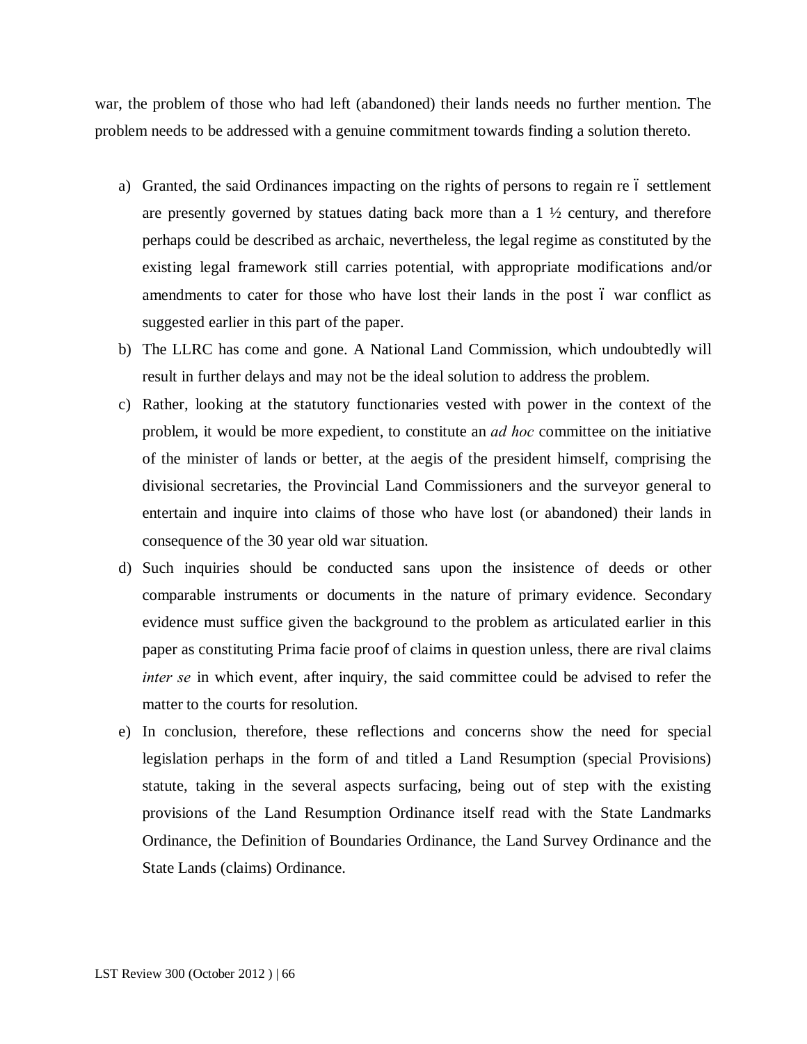war, the problem of those who had left (abandoned) their lands needs no further mention. The problem needs to be addressed with a genuine commitment towards finding a solution thereto.

a) Granted, the said Ordinances impacting on the rights of persons to regain re – settlement are presently governed by statues dating back more than a 1 ½ century, and therefore perhaps could be described as archaic, nevertheless, the legal regime as constituted by the existing legal framework still carries potential, with appropriate modifications and/or amendments to cater for those who have lost their lands in the post – war conflict as suggested earlier in this part of the paper.
b) The LLRC has come and gone. A National Land Commission, which undoubtedly will result in further delays and may not be the ideal solution to address the problem.
c) Rather, looking at the statutory functionaries vested with power in the context of the problem, it would be more expedient, to constitute an *ad hoc* committee on the initiative of the minister of lands or better, at the aegis of the president himself, comprising the divisional secretaries, the Provincial Land Commissioners and the surveyor general to entertain and inquire into claims of those who have lost (or abandoned) their lands in consequence of the 30 year old war situation.
d) Such inquiries should be conducted sans upon the insistence of deeds or other comparable instruments or documents in the nature of primary evidence. Secondary evidence must suffice given the background to the problem as articulated earlier in this paper as constituting Prima facie proof of claims in question unless, there are rival claims *inter se* in which event, after inquiry, the said committee could be advised to refer the matter to the courts for resolution.
e) In conclusion, therefore, these reflections and concerns show the need for special legislation perhaps in the form of and titled a Land Resumption (special Provisions) statute, taking in the several aspects surfacing, being out of step with the existing provisions of the Land Resumption Ordinance itself read with the State Landmarks Ordinance, the Definition of Boundaries Ordinance, the Land Survey Ordinance and the State Lands (claims) Ordinance.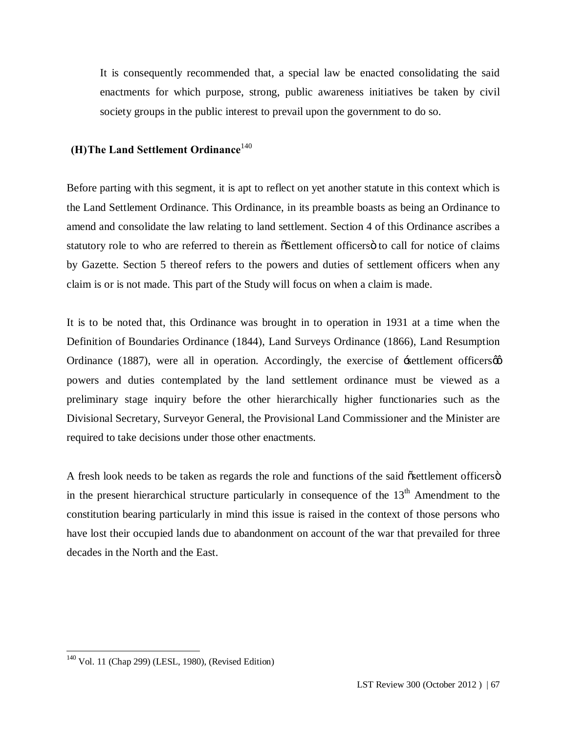It is consequently recommended that, a special law be enacted consolidating the said enactments for which purpose, strong, public awareness initiatives be taken by civil society groups in the public interest to prevail upon the government to do so.

### (H) The Land Settlement Ordinance[140]

Before parting with this segment, it is apt to reflect on yet another statute in this context which is the Land Settlement Ordinance. This Ordinance, in its preamble boasts as being an Ordinance to amend and consolidate the law relating to land settlement. Section 4 of this Ordinance ascribes a statutory role to who are referred to therein as "Settlement officers" to call for notice of claims by Gazette. Section 5 thereof refers to the powers and duties of settlement officers when any claim is or is not made. This part of the Study will focus on when a claim is made.

It is to be noted that, this Ordinance was brought in to operation in 1931 at a time when the Definition of Boundaries Ordinance (1844), Land Surveys Ordinance (1866), Land Resumption Ordinance (1887), were all in operation. Accordingly, the exercise of 'settlement officers'' powers and duties contemplated by the land settlement ordinance must be viewed as a preliminary stage inquiry before the other hierarchically higher functionaries such as the Divisional Secretary, Surveyor General, the Provisional Land Commissioner and the Minister are required to take decisions under those other enactments.

A fresh look needs to be taken as regards the role and functions of the said "settlement officers" in the present hierarchical structure particularly in consequence of the 13th Amendment to the constitution bearing particularly in mind this issue is raised in the context of those persons who have lost their occupied lands due to abandonment on account of the war that prevailed for three decades in the North and the East.

---

[140] Vol. 11 (Chap 299) (LESL, 1980), (Revised Edition)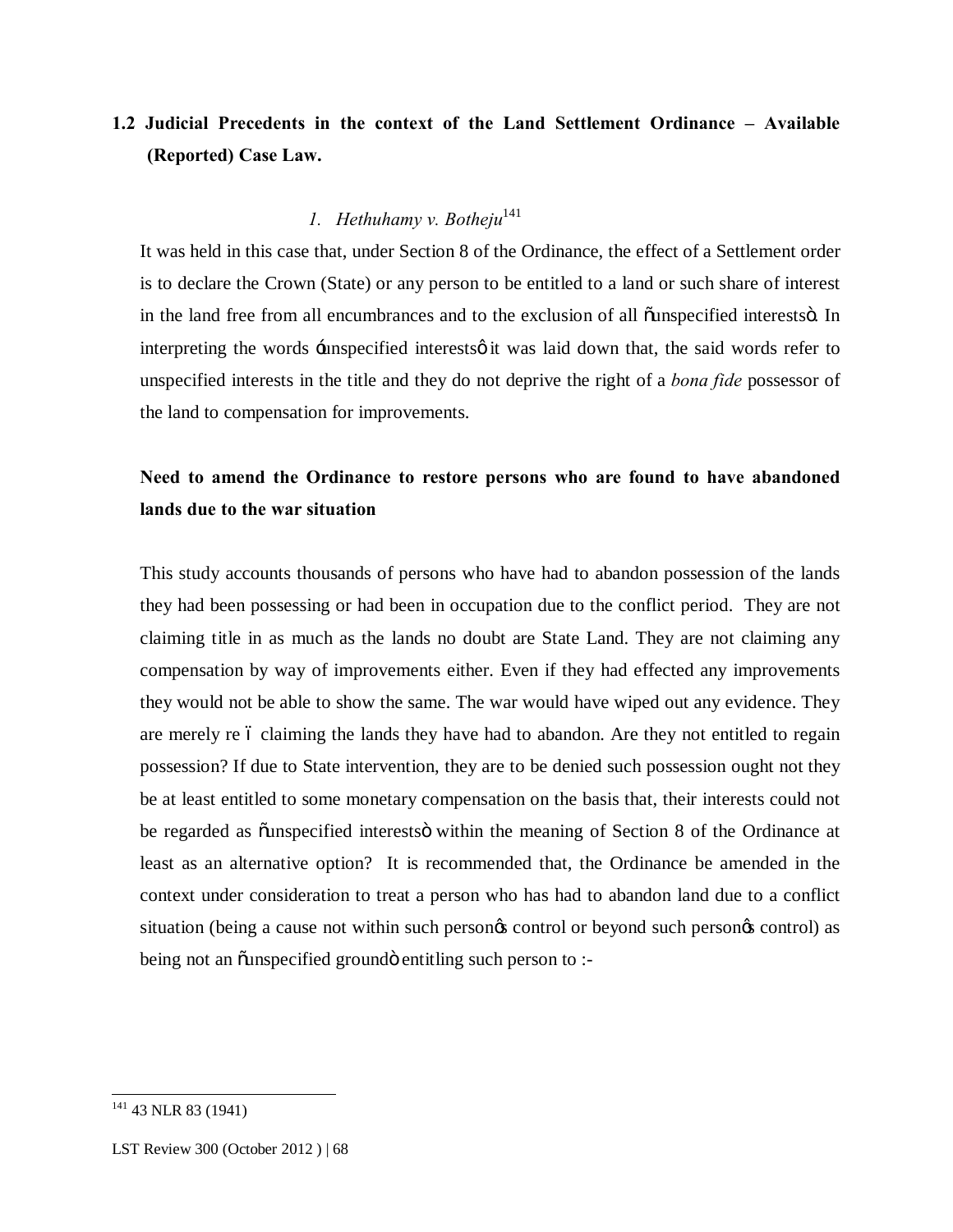## 1.2 Judicial Precedents in the context of the Land Settlement Ordinance – Available (Reported) Case Law.

### *1. Hethuhamy v. Botheju*[141]

It was held in this case that, under Section 8 of the Ordinance, the effect of a Settlement order is to declare the Crown (State) or any person to be entitled to a land or such share of interest in the land free from all encumbrances and to the exclusion of all "unspecified interests". In interpreting the words 'unspecified interests' it was laid down that, the said words refer to unspecified interests in the title and they do not deprive the right of a *bona fide* possessor of the land to compensation for improvements.

**Need to amend the Ordinance to restore persons who are found to have abandoned lands due to the war situation**

This study accounts thousands of persons who have had to abandon possession of the lands they had been possessing or had been in occupation due to the conflict period. They are not claiming title in as much as the lands no doubt are State Land. They are not claiming any compensation by way of improvements either. Even if they had effected any improvements they would not be able to show the same. The war would have wiped out any evidence. They are merely re – claiming the lands they have had to abandon. Are they not entitled to regain possession? If due to State intervention, they are to be denied such possession ought not they be at least entitled to some monetary compensation on the basis that, their interests could not be regarded as "unspecified interests" within the meaning of Section 8 of the Ordinance at least as an alternative option? It is recommended that, the Ordinance be amended in the context under consideration to treat a person who has had to abandon land due to a conflict situation (being a cause not within such person's control or beyond such person's control) as being not an "unspecified ground" entitling such person to :-

---

[141] 43 NLR 83 (1941)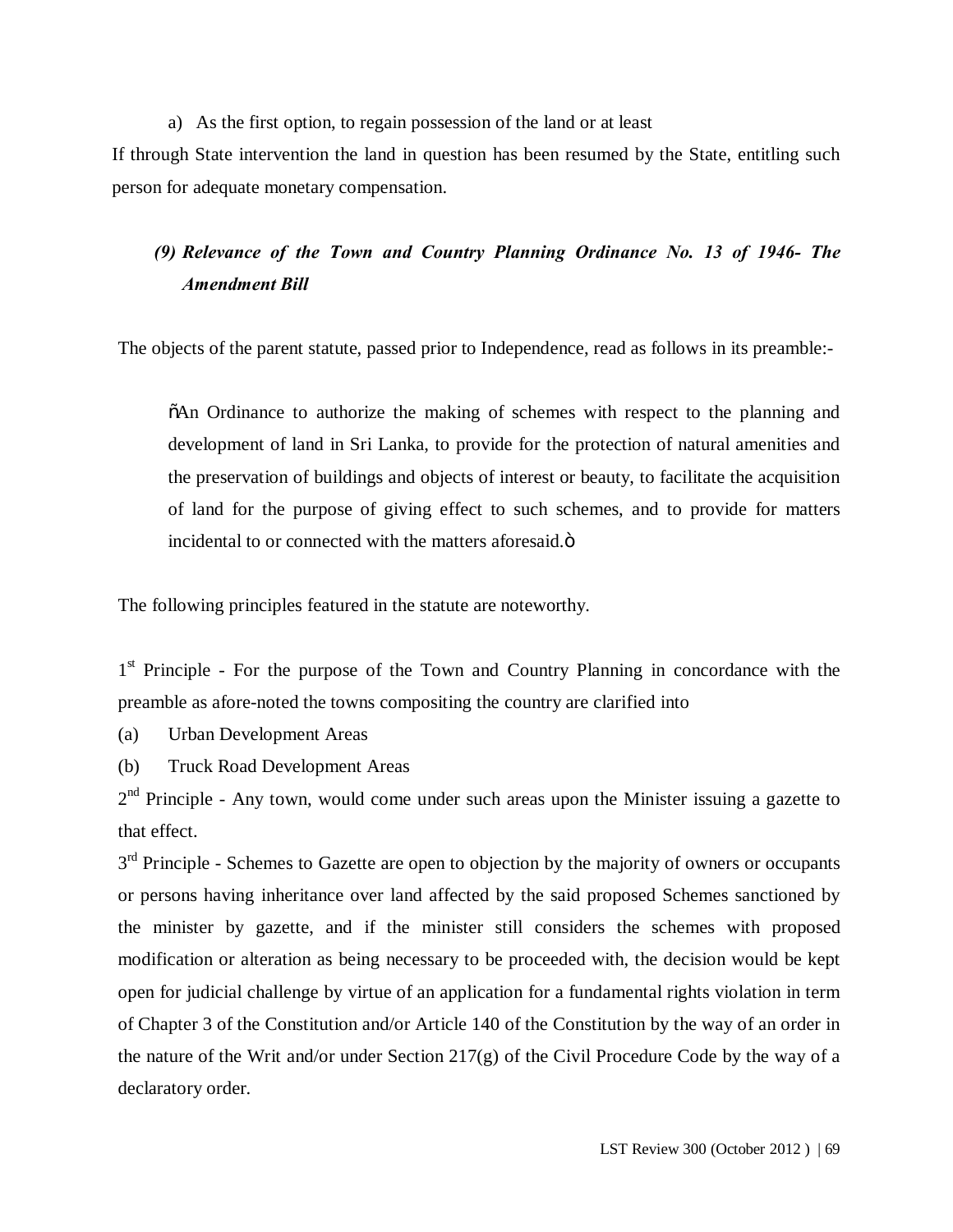a) As the first option, to regain possession of the land or at least

If through State intervention the land in question has been resumed by the State, entitling such person for adequate monetary compensation.

### *(9) Relevance of the Town and Country Planning Ordinance No. 13 of 1946- The Amendment Bill*

The objects of the parent statute, passed prior to Independence, read as follows in its preamble:-

> õAn Ordinance to authorize the making of schemes with respect to the planning and development of land in Sri Lanka, to provide for the protection of natural amenities and the preservation of buildings and objects of interest or beauty, to facilitate the acquisition of land for the purpose of giving effect to such schemes, and to provide for matters incidental to or connected with the matters aforesaid.ö

The following principles featured in the statute are noteworthy.

1st Principle - For the purpose of the Town and Country Planning in concordance with the preamble as afore-noted the towns compositing the country are clarified into

(a) Urban Development Areas

(b) Truck Road Development Areas

2nd Principle - Any town, would come under such areas upon the Minister issuing a gazette to that effect.

3rd Principle - Schemes to Gazette are open to objection by the majority of owners or occupants or persons having inheritance over land affected by the said proposed Schemes sanctioned by the minister by gazette, and if the minister still considers the schemes with proposed modification or alteration as being necessary to be proceeded with, the decision would be kept open for judicial challenge by virtue of an application for a fundamental rights violation in term of Chapter 3 of the Constitution and/or Article 140 of the Constitution by the way of an order in the nature of the Writ and/or under Section 217(g) of the Civil Procedure Code by the way of a declaratory order.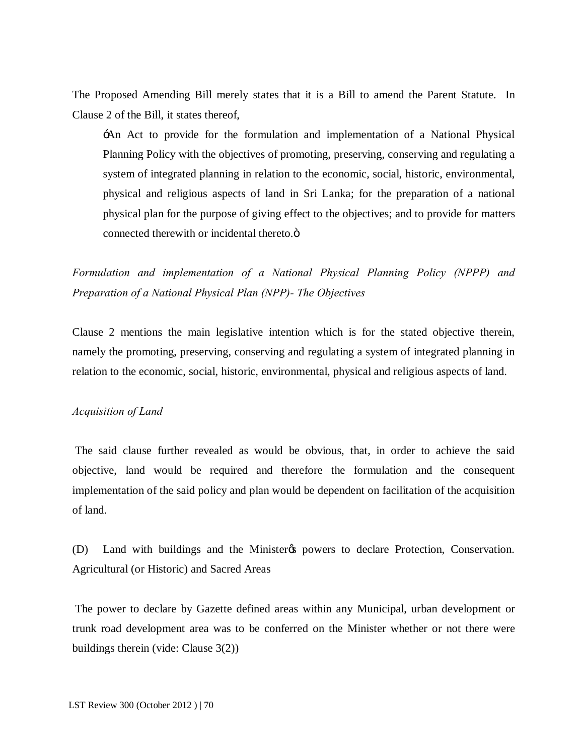The Proposed Amending Bill merely states that it is a Bill to amend the Parent Statute. In Clause 2 of the Bill, it states thereof,

> "An Act to provide for the formulation and implementation of a National Physical Planning Policy with the objectives of promoting, preserving, conserving and regulating a system of integrated planning in relation to the economic, social, historic, environmental, physical and religious aspects of land in Sri Lanka; for the preparation of a national physical plan for the purpose of giving effect to the objectives; and to provide for matters connected therewith or incidental thereto."

*Formulation and implementation of a National Physical Planning Policy (NPPP) and Preparation of a National Physical Plan (NPP)- The Objectives*

Clause 2 mentions the main legislative intention which is for the stated objective therein, namely the promoting, preserving, conserving and regulating a system of integrated planning in relation to the economic, social, historic, environmental, physical and religious aspects of land.

*Acquisition of Land*

The said clause further revealed as would be obvious, that, in order to achieve the said objective, land would be required and therefore the formulation and the consequent implementation of the said policy and plan would be dependent on facilitation of the acquisition of land.

(D) Land with buildings and the Minister's powers to declare Protection, Conservation. Agricultural (or Historic) and Sacred Areas

The power to declare by Gazette defined areas within any Municipal, urban development or trunk road development area was to be conferred on the Minister whether or not there were buildings therein (vide: Clause 3(2))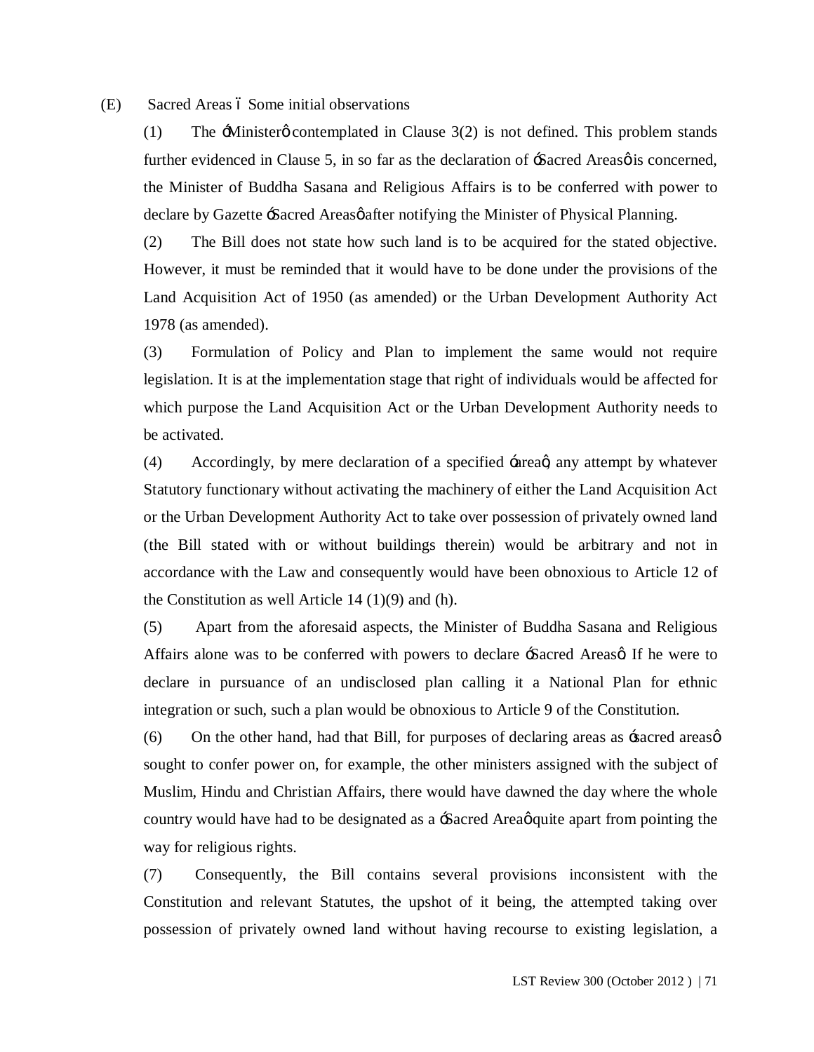(E) Sacred Areas – Some initial observations

(1) The 'Minister' contemplated in Clause 3(2) is not defined. This problem stands further evidenced in Clause 5, in so far as the declaration of 'Sacred Areas' is concerned, the Minister of Buddha Sasana and Religious Affairs is to be conferred with power to declare by Gazette 'Sacred Areas' after notifying the Minister of Physical Planning.

(2) The Bill does not state how such land is to be acquired for the stated objective. However, it must be reminded that it would have to be done under the provisions of the Land Acquisition Act of 1950 (as amended) or the Urban Development Authority Act 1978 (as amended).

(3) Formulation of Policy and Plan to implement the same would not require legislation. It is at the implementation stage that right of individuals would be affected for which purpose the Land Acquisition Act or the Urban Development Authority needs to be activated.

(4) Accordingly, by mere declaration of a specified 'area', any attempt by whatever Statutory functionary without activating the machinery of either the Land Acquisition Act or the Urban Development Authority Act to take over possession of privately owned land (the Bill stated with or without buildings therein) would be arbitrary and not in accordance with the Law and consequently would have been obnoxious to Article 12 of the Constitution as well Article 14 (1)(9) and (h).

(5) Apart from the aforesaid aspects, the Minister of Buddha Sasana and Religious Affairs alone was to be conferred with powers to declare 'Sacred Areas'. If he were to declare in pursuance of an undisclosed plan calling it a National Plan for ethnic integration or such, such a plan would be obnoxious to Article 9 of the Constitution.

(6) On the other hand, had that Bill, for purposes of declaring areas as 'sacred areas' sought to confer power on, for example, the other ministers assigned with the subject of Muslim, Hindu and Christian Affairs, there would have dawned the day where the whole country would have had to be designated as a 'Sacred Area' quite apart from pointing the way for religious rights.

(7) Consequently, the Bill contains several provisions inconsistent with the Constitution and relevant Statutes, the upshot of it being, the attempted taking over possession of privately owned land without having recourse to existing legislation, a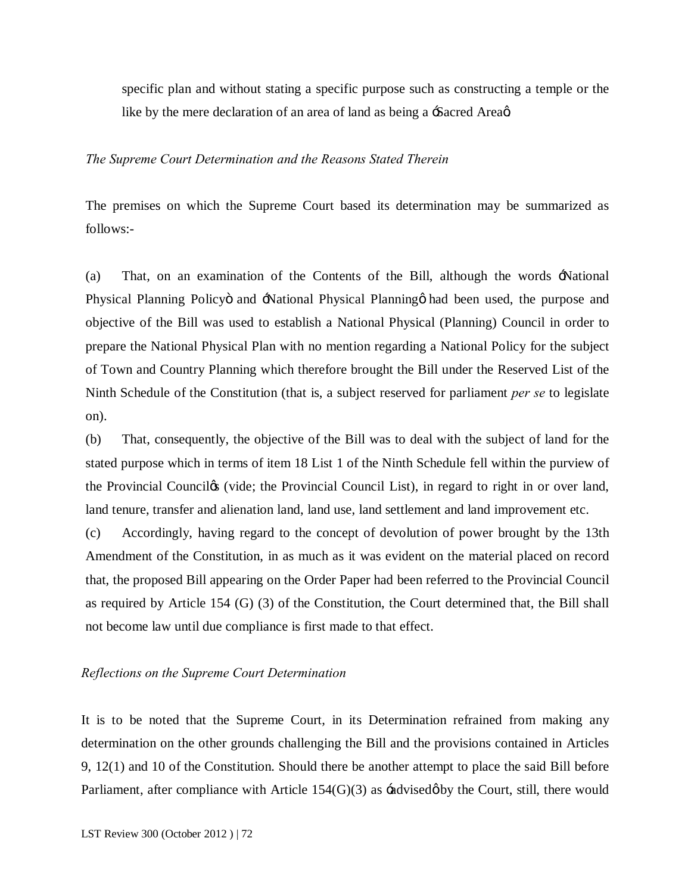specific plan and without stating a specific purpose such as constructing a temple or the like by the mere declaration of an area of land as being a 'Sacred Area'

*The Supreme Court Determination and the Reasons Stated Therein*

The premises on which the Supreme Court based its determination may be summarized as follows:-

(a) That, on an examination of the Contents of the Bill, although the words 'National Physical Planning Policy' and 'National Physical Planning' had been used, the purpose and objective of the Bill was used to establish a National Physical (Planning) Council in order to prepare the National Physical Plan with no mention regarding a National Policy for the subject of Town and Country Planning which therefore brought the Bill under the Reserved List of the Ninth Schedule of the Constitution (that is, a subject reserved for parliament *per se* to legislate on).

(b) That, consequently, the objective of the Bill was to deal with the subject of land for the stated purpose which in terms of item 18 List 1 of the Ninth Schedule fell within the purview of the Provincial Council's (vide; the Provincial Council List), in regard to right in or over land, land tenure, transfer and alienation land, land use, land settlement and land improvement etc.

(c) Accordingly, having regard to the concept of devolution of power brought by the 13th Amendment of the Constitution, in as much as it was evident on the material placed on record that, the proposed Bill appearing on the Order Paper had been referred to the Provincial Council as required by Article 154 (G) (3) of the Constitution, the Court determined that, the Bill shall not become law until due compliance is first made to that effect.

*Reflections on the Supreme Court Determination*

It is to be noted that the Supreme Court, in its Determination refrained from making any determination on the other grounds challenging the Bill and the provisions contained in Articles 9, 12(1) and 10 of the Constitution. Should there be another attempt to place the said Bill before Parliament, after compliance with Article 154(G)(3) as 'advised' by the Court, still, there would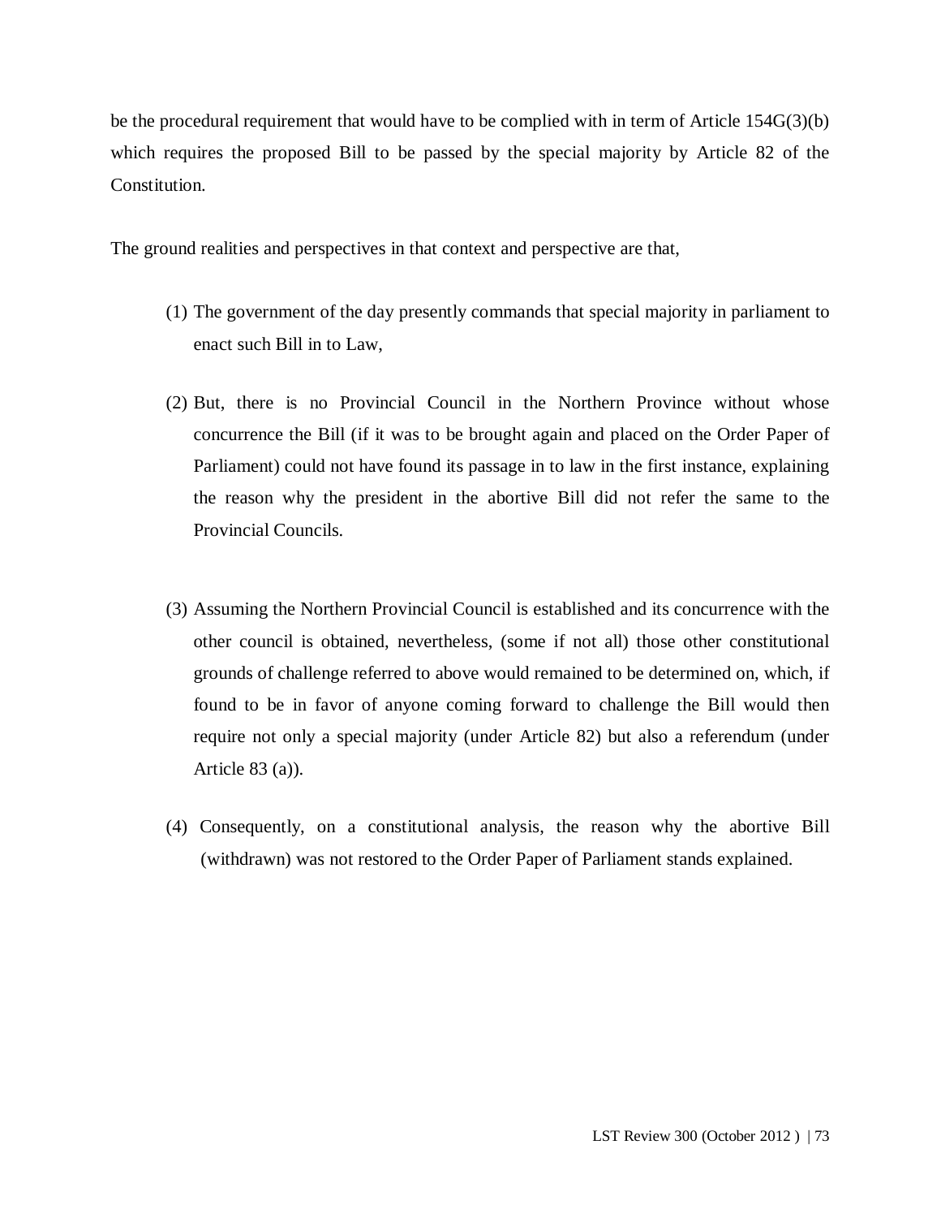be the procedural requirement that would have to be complied with in term of Article 154G(3)(b) which requires the proposed Bill to be passed by the special majority by Article 82 of the Constitution.

The ground realities and perspectives in that context and perspective are that,

(1) The government of the day presently commands that special majority in parliament to enact such Bill in to Law,

(2) But, there is no Provincial Council in the Northern Province without whose concurrence the Bill (if it was to be brought again and placed on the Order Paper of Parliament) could not have found its passage in to law in the first instance, explaining the reason why the president in the abortive Bill did not refer the same to the Provincial Councils.

(3) Assuming the Northern Provincial Council is established and its concurrence with the other council is obtained, nevertheless, (some if not all) those other constitutional grounds of challenge referred to above would remained to be determined on, which, if found to be in favor of anyone coming forward to challenge the Bill would then require not only a special majority (under Article 82) but also a referendum (under Article 83 (a)).

(4) Consequently, on a constitutional analysis, the reason why the abortive Bill (withdrawn) was not restored to the Order Paper of Parliament stands explained.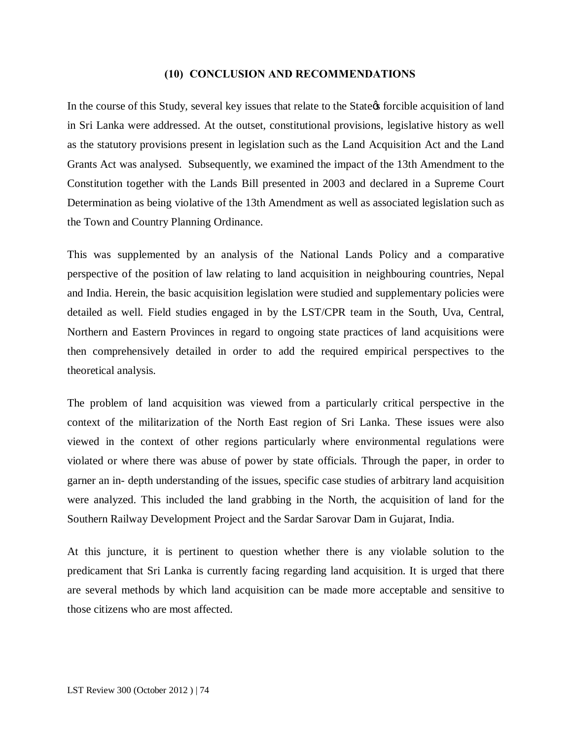## (10) CONCLUSION AND RECOMMENDATIONS

In the course of this Study, several key issues that relate to the Stateφs forcible acquisition of land in Sri Lanka were addressed. At the outset, constitutional provisions, legislative history as well as the statutory provisions present in legislation such as the Land Acquisition Act and the Land Grants Act was analysed. Subsequently, we examined the impact of the 13th Amendment to the Constitution together with the Lands Bill presented in 2003 and declared in a Supreme Court Determination as being violative of the 13th Amendment as well as associated legislation such as the Town and Country Planning Ordinance.

This was supplemented by an analysis of the National Lands Policy and a comparative perspective of the position of law relating to land acquisition in neighbouring countries, Nepal and India. Herein, the basic acquisition legislation were studied and supplementary policies were detailed as well. Field studies engaged in by the LST/CPR team in the South, Uva, Central, Northern and Eastern Provinces in regard to ongoing state practices of land acquisitions were then comprehensively detailed in order to add the required empirical perspectives to the theoretical analysis.

The problem of land acquisition was viewed from a particularly critical perspective in the context of the militarization of the North East region of Sri Lanka. These issues were also viewed in the context of other regions particularly where environmental regulations were violated or where there was abuse of power by state officials. Through the paper, in order to garner an in- depth understanding of the issues, specific case studies of arbitrary land acquisition were analyzed. This included the land grabbing in the North, the acquisition of land for the Southern Railway Development Project and the Sardar Sarovar Dam in Gujarat, India.

At this juncture, it is pertinent to question whether there is any violable solution to the predicament that Sri Lanka is currently facing regarding land acquisition. It is urged that there are several methods by which land acquisition can be made more acceptable and sensitive to those citizens who are most affected.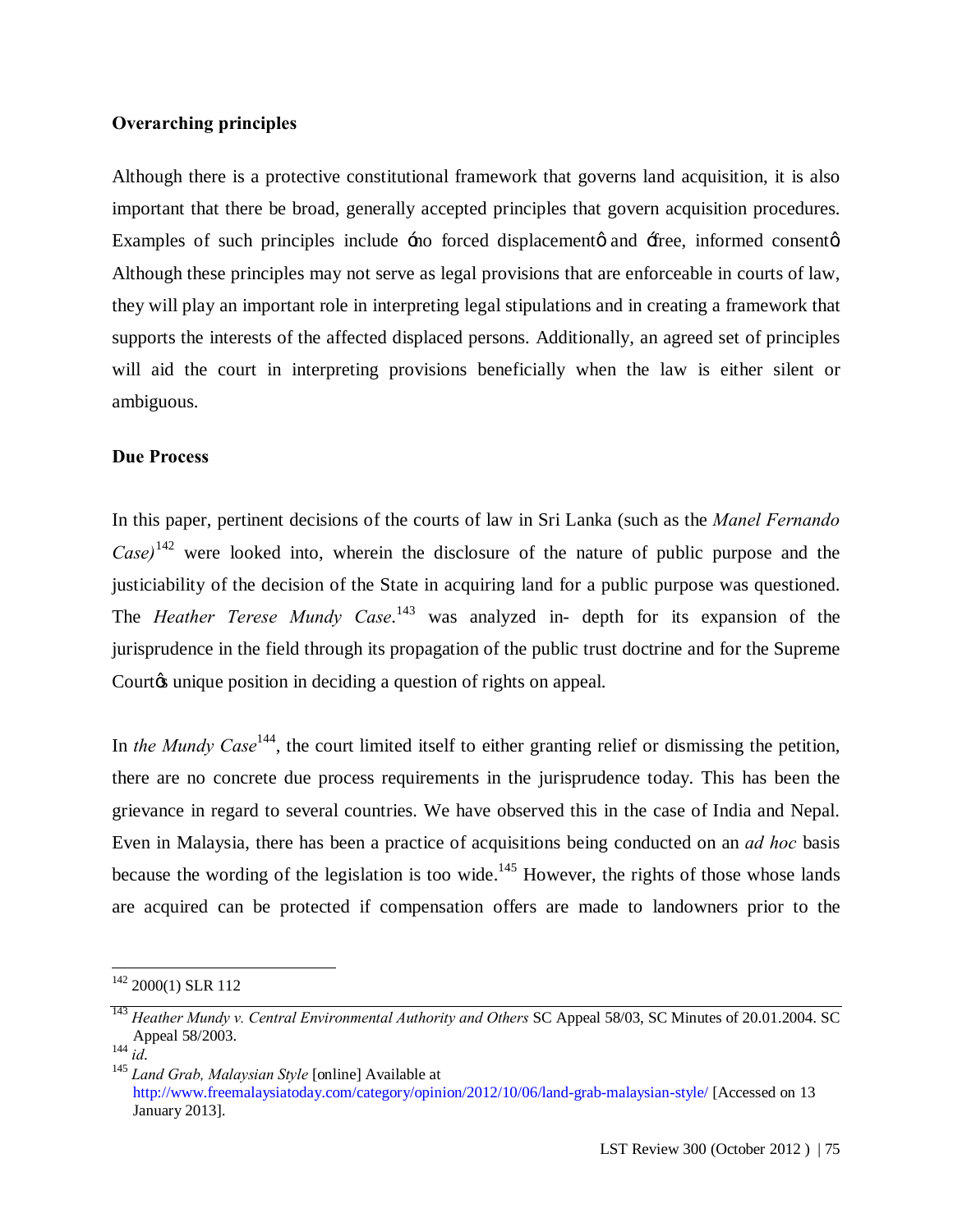**Overarching principles**

Although there is a protective constitutional framework that governs land acquisition, it is also important that there be broad, generally accepted principles that govern acquisition procedures. Examples of such principles include 'no forced displacement' and 'free, informed consent'. Although these principles may not serve as legal provisions that are enforceable in courts of law, they will play an important role in interpreting legal stipulations and in creating a framework that supports the interests of the affected displaced persons. Additionally, an agreed set of principles will aid the court in interpreting provisions beneficially when the law is either silent or ambiguous.

**Due Process**

In this paper, pertinent decisions of the courts of law in Sri Lanka (such as the *Manel Fernando Case)*[142] were looked into, wherein the disclosure of the nature of public purpose and the justiciability of the decision of the State in acquiring land for a public purpose was questioned. The *Heather Terese Mundy Case*.[143] was analyzed in- depth for its expansion of the jurisprudence in the field through its propagation of the public trust doctrine and for the Supreme Court's unique position in deciding a question of rights on appeal.

In *the Mundy Case*[144], the court limited itself to either granting relief or dismissing the petition, there are no concrete due process requirements in the jurisprudence today. This has been the grievance in regard to several countries. We have observed this in the case of India and Nepal. Even in Malaysia, there has been a practice of acquisitions being conducted on an *ad hoc* basis because the wording of the legislation is too wide.[145] However, the rights of those whose lands are acquired can be protected if compensation offers are made to landowners prior to the

---

[142] 2000(1) SLR 112

[143] *Heather Mundy v. Central Environmental Authority and Others* SC Appeal 58/03, SC Minutes of 20.01.2004. SC Appeal 58/2003.

[144] *id.*

[145] *Land Grab, Malaysian Style* [online] Available at http://www.freemalaysiatoday.com/category/opinion/2012/10/06/land-grab-malaysian-style/ [Accessed on 13 January 2013].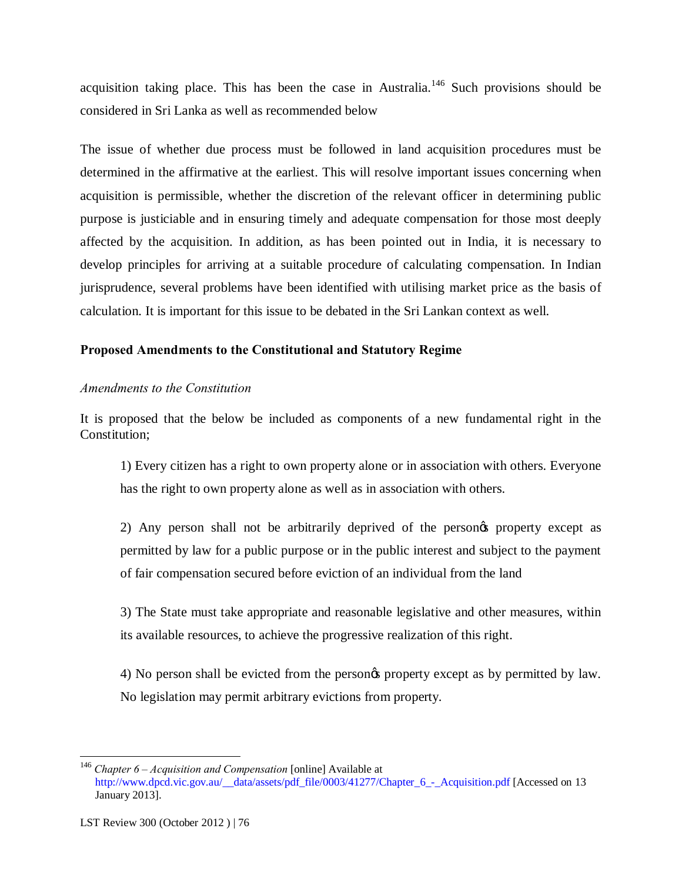acquisition taking place. This has been the case in Australia.[146] Such provisions should be considered in Sri Lanka as well as recommended below

The issue of whether due process must be followed in land acquisition procedures must be determined in the affirmative at the earliest. This will resolve important issues concerning when acquisition is permissible, whether the discretion of the relevant officer in determining public purpose is justiciable and in ensuring timely and adequate compensation for those most deeply affected by the acquisition. In addition, as has been pointed out in India, it is necessary to develop principles for arriving at a suitable procedure of calculating compensation. In Indian jurisprudence, several problems have been identified with utilising market price as the basis of calculation. It is important for this issue to be debated in the Sri Lankan context as well.

### Proposed Amendments to the Constitutional and Statutory Regime

#### *Amendments to the Constitution*

It is proposed that the below be included as components of a new fundamental right in the Constitution;

> 1) Every citizen has a right to own property alone or in association with others. Everyone has the right to own property alone as well as in association with others.
>
> 2) Any person shall not be arbitrarily deprived of the person's property except as permitted by law for a public purpose or in the public interest and subject to the payment of fair compensation secured before eviction of an individual from the land
>
> 3) The State must take appropriate and reasonable legislative and other measures, within its available resources, to achieve the progressive realization of this right.
>
> 4) No person shall be evicted from the person's property except as by permitted by law. No legislation may permit arbitrary evictions from property.

---

[146] *Chapter 6 – Acquisition and Compensation* [online] Available at http://www.dpcd.vic.gov.au/__data/assets/pdf_file/0003/41277/Chapter_6_-_Acquisition.pdf [Accessed on 13 January 2013].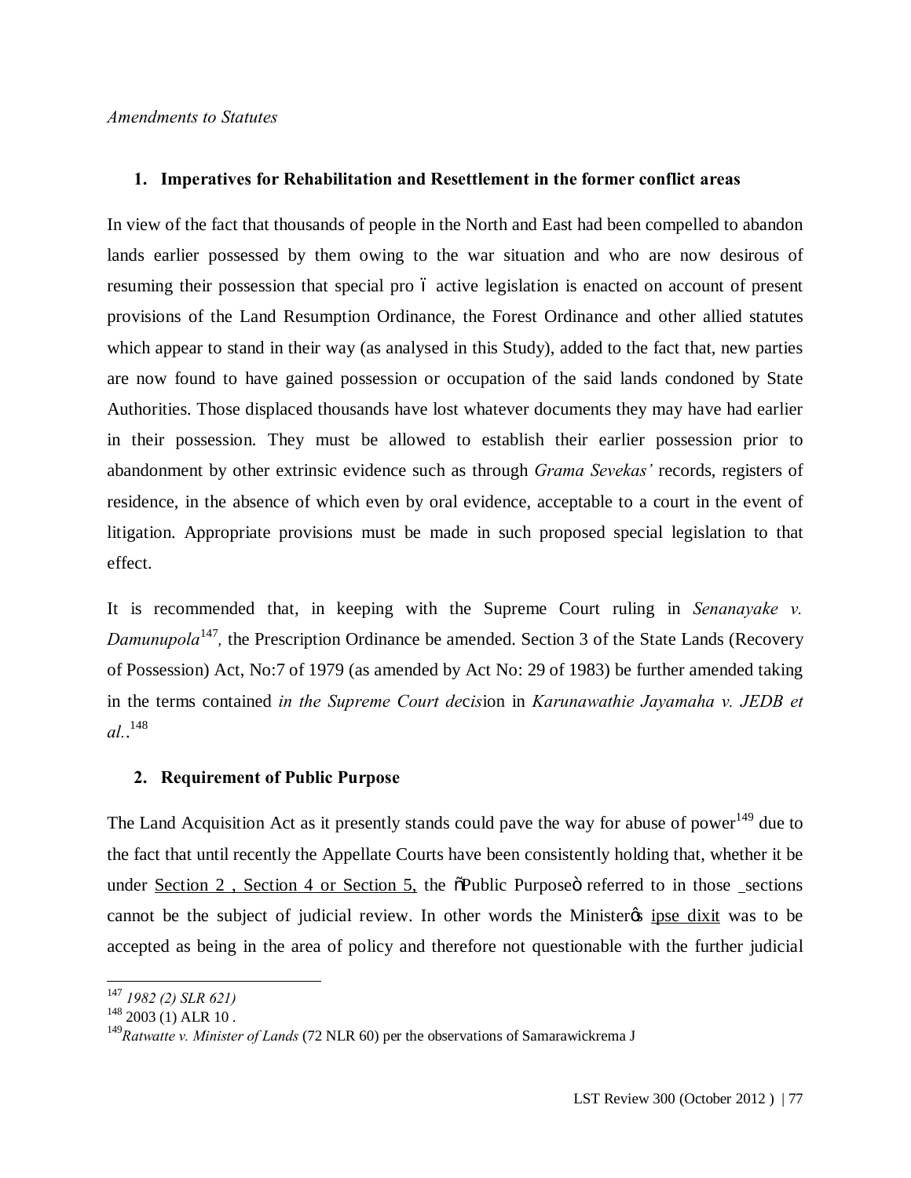*Amendments to Statutes*

**1. Imperatives for Rehabilitation and Resettlement in the former conflict areas**

In view of the fact that thousands of people in the North and East had been compelled to abandon lands earlier possessed by them owing to the war situation and who are now desirous of resuming their possession that special pro – active legislation is enacted on account of present provisions of the Land Resumption Ordinance, the Forest Ordinance and other allied statutes which appear to stand in their way (as analysed in this Study), added to the fact that, new parties are now found to have gained possession or occupation of the said lands condoned by State Authorities. Those displaced thousands have lost whatever documents they may have had earlier in their possession. They must be allowed to establish their earlier possession prior to abandonment by other extrinsic evidence such as through *Grama Sevekas'* records, registers of residence, in the absence of which even by oral evidence, acceptable to a court in the event of litigation. Appropriate provisions must be made in such proposed special legislation to that effect.

It is recommended that, in keeping with the Supreme Court ruling in *Senanayake v. Damunupola*[147]*,* the Prescription Ordinance be amended. Section 3 of the State Lands (Recovery of Possession) Act, No:7 of 1979 (as amended by Act No: 29 of 1983) be further amended taking in the terms contained *in the Supreme Court decis*ion in *Karunawathie Jayamaha v. JEDB et al.*.[148]

**2. Requirement of Public Purpose**

The Land Acquisition Act as it presently stands could pave the way for abuse of power[149] due to the fact that until recently the Appellate Courts have been consistently holding that, whether it be under Section 2 , Section 4 or Section 5, the "Public Purpose" referred to in those sections cannot be the subject of judicial review. In other words the Minister's ipse dixit was to be accepted as being in the area of policy and therefore not questionable with the further judicial

---

[147] *1982 (2) SLR 621)*

[148] 2003 (1) ALR 10 .

[149] *Ratwatte v. Minister of Lands* (72 NLR 60) per the observations of Samarawickrema J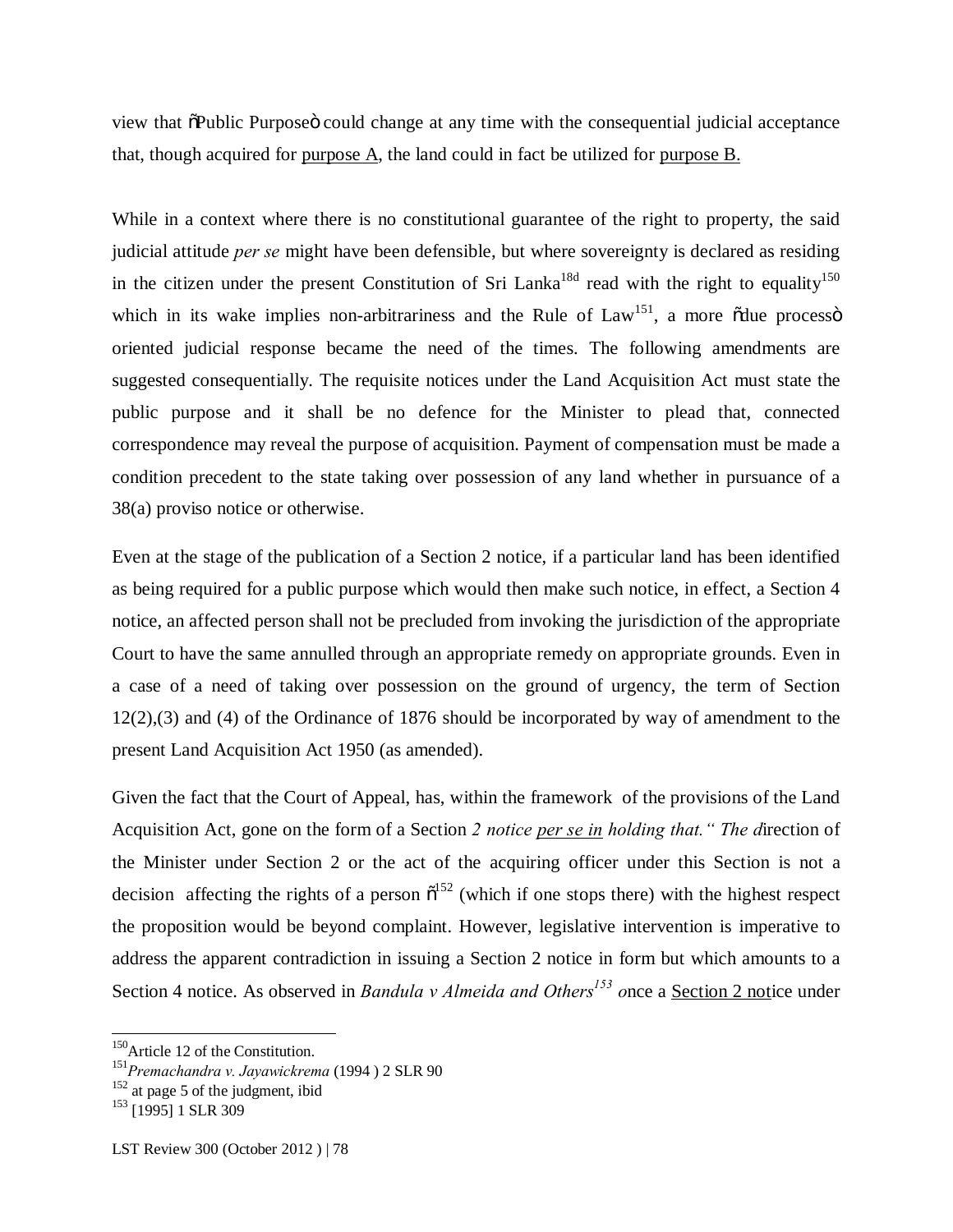view that "Public Purpose" could change at any time with the consequential judicial acceptance that, though acquired for <u>purpose A</u>, the land could in fact be utilized for <u>purpose B.</u>

While in a context where there is no constitutional guarantee of the right to property, the said judicial attitude *per se* might have been defensible, but where sovereignty is declared as residing in the citizen under the present Constitution of Sri Lanka[18d] read with the right to equality[150] which in its wake implies non-arbitrariness and the Rule of Law[151], a more "due process" oriented judicial response became the need of the times. The following amendments are suggested consequentially. The requisite notices under the Land Acquisition Act must state the public purpose and it shall be no defence for the Minister to plead that, connected correspondence may reveal the purpose of acquisition. Payment of compensation must be made a condition precedent to the state taking over possession of any land whether in pursuance of a 38(a) proviso notice or otherwise.

Even at the stage of the publication of a Section 2 notice, if a particular land has been identified as being required for a public purpose which would then make such notice, in effect, a Section 4 notice, an affected person shall not be precluded from invoking the jurisdiction of the appropriate Court to have the same annulled through an appropriate remedy on appropriate grounds. Even in a case of a need of taking over possession on the ground of urgency, the term of Section 12(2),(3) and (4) of the Ordinance of 1876 should be incorporated by way of amendment to the present Land Acquisition Act 1950 (as amended).

Given the fact that the Court of Appeal, has, within the framework of the provisions of the Land Acquisition Act, gone on the form of a Section *2 notice <u>per se in</u> holding that." The d*irection of the Minister under Section 2 or the act of the acquiring officer under this Section is not a decision affecting the rights of a person "[152] (which if one stops there) with the highest respect the proposition would be beyond complaint. However, legislative intervention is imperative to address the apparent contradiction in issuing a Section 2 notice in form but which amounts to a Section 4 notice. As observed in *Bandula v Almeida and Others[153] o*nce a <u>Section 2 noti</u>ce under

---

[150] Article 12 of the Constitution.

[151] *Premachandra v. Jayawickrema* (1994 ) 2 SLR 90

[152] at page 5 of the judgment, ibid

[153] [1995] 1 SLR 309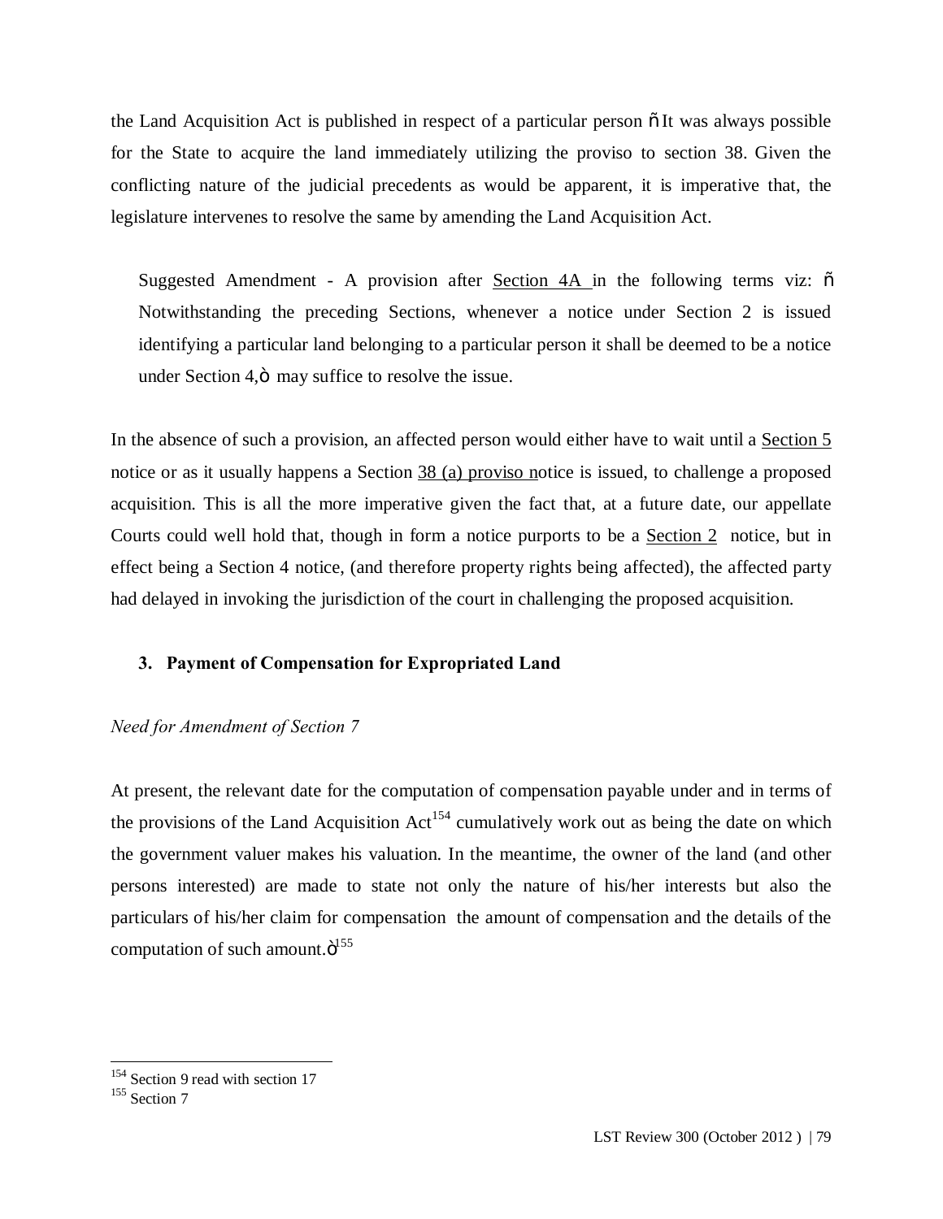the Land Acquisition Act is published in respect of a particular person ñ It was always possible for the State to acquire the land immediately utilizing the proviso to section 38. Given the conflicting nature of the judicial precedents as would be apparent, it is imperative that, the legislature intervenes to resolve the same by amending the Land Acquisition Act.

> Suggested Amendment - A provision after Section 4A in the following terms viz: ñ Notwithstanding the preceding Sections, whenever a notice under Section 2 is issued identifying a particular land belonging to a particular person it shall be deemed to be a notice under Section 4,ò may suffice to resolve the issue.

In the absence of such a provision, an affected person would either have to wait until a Section 5 notice or as it usually happens a Section 38 (a) proviso notice is issued, to challenge a proposed acquisition. This is all the more imperative given the fact that, at a future date, our appellate Courts could well hold that, though in form a notice purports to be a Section 2 notice, but in effect being a Section 4 notice, (and therefore property rights being affected), the affected party had delayed in invoking the jurisdiction of the court in challenging the proposed acquisition.

### 3. Payment of Compensation for Expropriated Land

*Need for Amendment of Section 7*

At present, the relevant date for the computation of compensation payable under and in terms of the provisions of the Land Acquisition Act[154] cumulatively work out as being the date on which the government valuer makes his valuation. In the meantime, the owner of the land (and other persons interested) are made to state not only the nature of his/her interests but also the particulars of his/her claim for compensation the amount of compensation and the details of the computation of such amount.ò[155]

---

[154] Section 9 read with section 17

[155] Section 7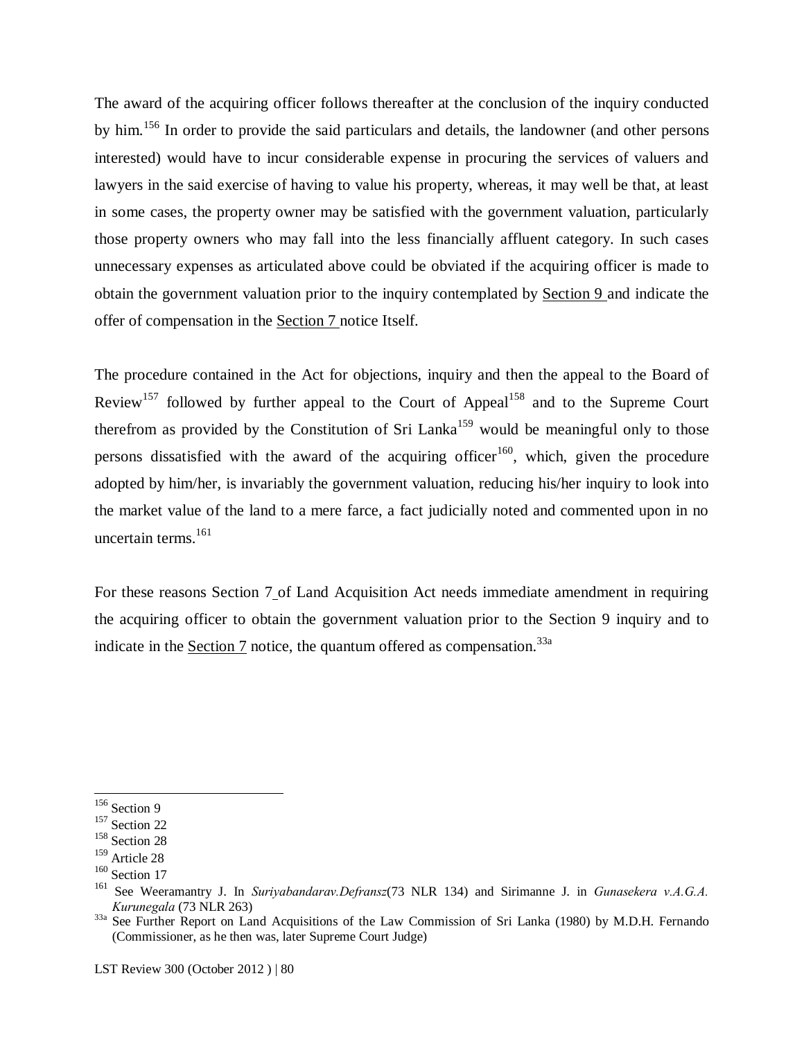The award of the acquiring officer follows thereafter at the conclusion of the inquiry conducted by him.[156] In order to provide the said particulars and details, the landowner (and other persons interested) would have to incur considerable expense in procuring the services of valuers and lawyers in the said exercise of having to value his property, whereas, it may well be that, at least in some cases, the property owner may be satisfied with the government valuation, particularly those property owners who may fall into the less financially affluent category. In such cases unnecessary expenses as articulated above could be obviated if the acquiring officer is made to obtain the government valuation prior to the inquiry contemplated by Section 9 and indicate the offer of compensation in the Section 7 notice Itself.

The procedure contained in the Act for objections, inquiry and then the appeal to the Board of Review[157] followed by further appeal to the Court of Appeal[158] and to the Supreme Court therefrom as provided by the Constitution of Sri Lanka[159] would be meaningful only to those persons dissatisfied with the award of the acquiring officer[160], which, given the procedure adopted by him/her, is invariably the government valuation, reducing his/her inquiry to look into the market value of the land to a mere farce, a fact judicially noted and commented upon in no uncertain terms.[161]

For these reasons Section 7 of Land Acquisition Act needs immediate amendment in requiring the acquiring officer to obtain the government valuation prior to the Section 9 inquiry and to indicate in the Section 7 notice, the quantum offered as compensation.[33a]

---

[156] Section 9

[157] Section 22

[158] Section 28

[159] Article 28

[160] Section 17

[161] See Weeramantry J. In *Suriyabandarav.Defransz*(73 NLR 134) and Sirimanne J. in *Gunasekera v.A.G.A. Kurunegala* (73 NLR 263)

[33a] See Further Report on Land Acquisitions of the Law Commission of Sri Lanka (1980) by M.D.H. Fernando (Commissioner, as he then was, later Supreme Court Judge)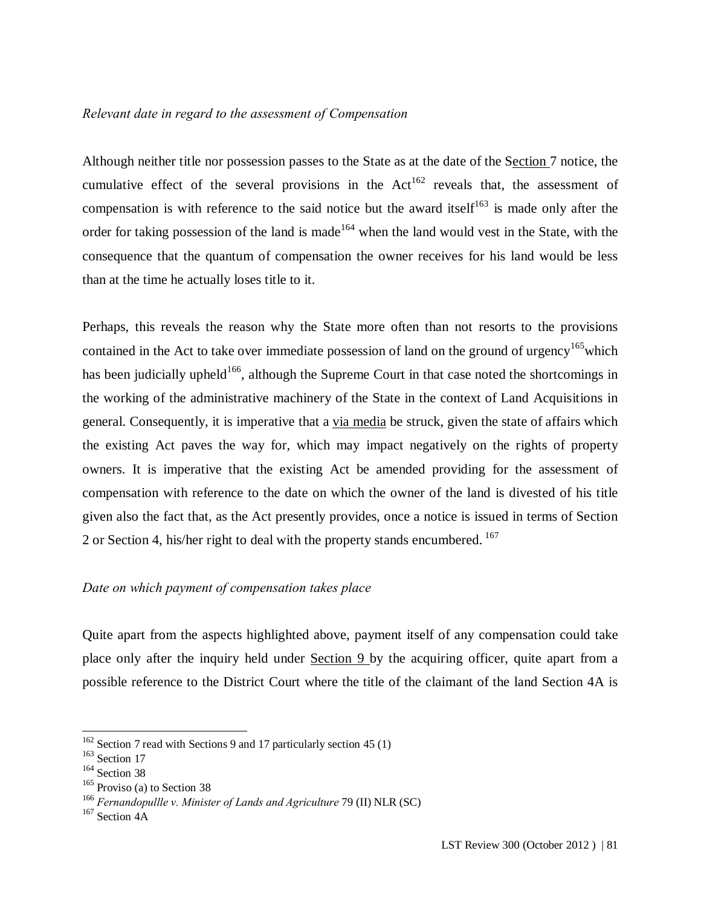*Relevant date in regard to the assessment of Compensation*

Although neither title nor possession passes to the State as at the date of the Section 7 notice, the cumulative effect of the several provisions in the Act[162] reveals that, the assessment of compensation is with reference to the said notice but the award itself[163] is made only after the order for taking possession of the land is made[164] when the land would vest in the State, with the consequence that the quantum of compensation the owner receives for his land would be less than at the time he actually loses title to it.

Perhaps, this reveals the reason why the State more often than not resorts to the provisions contained in the Act to take over immediate possession of land on the ground of urgency[165]which has been judicially upheld[166], although the Supreme Court in that case noted the shortcomings in the working of the administrative machinery of the State in the context of Land Acquisitions in general. Consequently, it is imperative that a via media be struck, given the state of affairs which the existing Act paves the way for, which may impact negatively on the rights of property owners. It is imperative that the existing Act be amended providing for the assessment of compensation with reference to the date on which the owner of the land is divested of his title given also the fact that, as the Act presently provides, once a notice is issued in terms of Section 2 or Section 4, his/her right to deal with the property stands encumbered. [167]

*Date on which payment of compensation takes place*

Quite apart from the aspects highlighted above, payment itself of any compensation could take place only after the inquiry held under Section 9 by the acquiring officer, quite apart from a possible reference to the District Court where the title of the claimant of the land Section 4A is

---

[162] Section 7 read with Sections 9 and 17 particularly section 45 (1)

[163] Section 17

[164] Section 38

[165] Proviso (a) to Section 38

[166] *Fernandopullle v. Minister of Lands and Agriculture* 79 (II) NLR (SC)

[167] Section 4A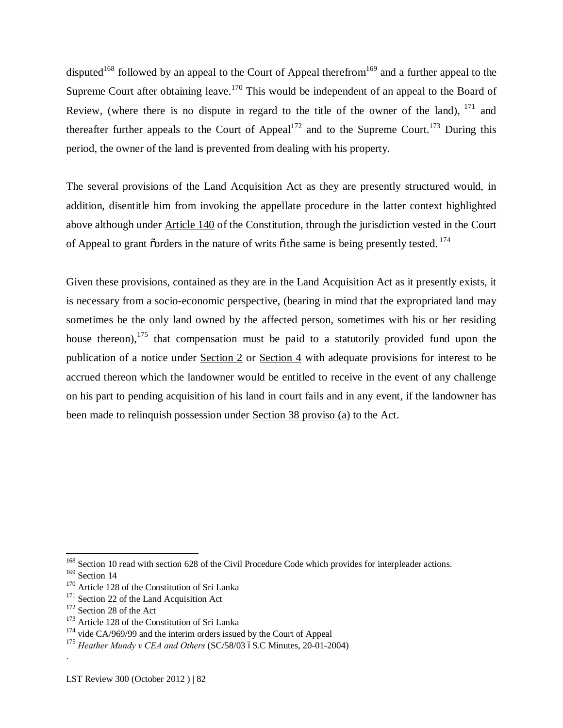disputed[168] followed by an appeal to the Court of Appeal therefrom[169] and a further appeal to the Supreme Court after obtaining leave.[170] This would be independent of an appeal to the Board of Review, (where there is no dispute in regard to the title of the owner of the land), [171] and thereafter further appeals to the Court of Appeal[172] and to the Supreme Court.[173] During this period, the owner of the land is prevented from dealing with his property.

The several provisions of the Land Acquisition Act as they are presently structured would, in addition, disentitle him from invoking the appellate procedure in the latter context highlighted above although under Article 140 of the Constitution, through the jurisdiction vested in the Court of Appeal to grant "orders in the nature of writs" the same is being presently tested. [174]

Given these provisions, contained as they are in the Land Acquisition Act as it presently exists, it is necessary from a socio-economic perspective, (bearing in mind that the expropriated land may sometimes be the only land owned by the affected person, sometimes with his or her residing house thereon),[175] that compensation must be paid to a statutorily provided fund upon the publication of a notice under Section 2 or Section 4 with adequate provisions for interest to be accrued thereon which the landowner would be entitled to receive in the event of any challenge on his part to pending acquisition of his land in court fails and in any event, if the landowner has been made to relinquish possession under Section 38 proviso (a) to the Act.

---

[168] Section 10 read with section 628 of the Civil Procedure Code which provides for interpleader actions.
[169] Section 14
[170] Article 128 of the Constitution of Sri Lanka
[171] Section 22 of the Land Acquisition Act
[172] Section 28 of the Act
[173] Article 128 of the Constitution of Sri Lanka
[174] vide CA/969/99 and the interim orders issued by the Court of Appeal
[175] *Heather Mundy v CEA and Others* (SC/58/03 – S.C Minutes, 20-01-2004)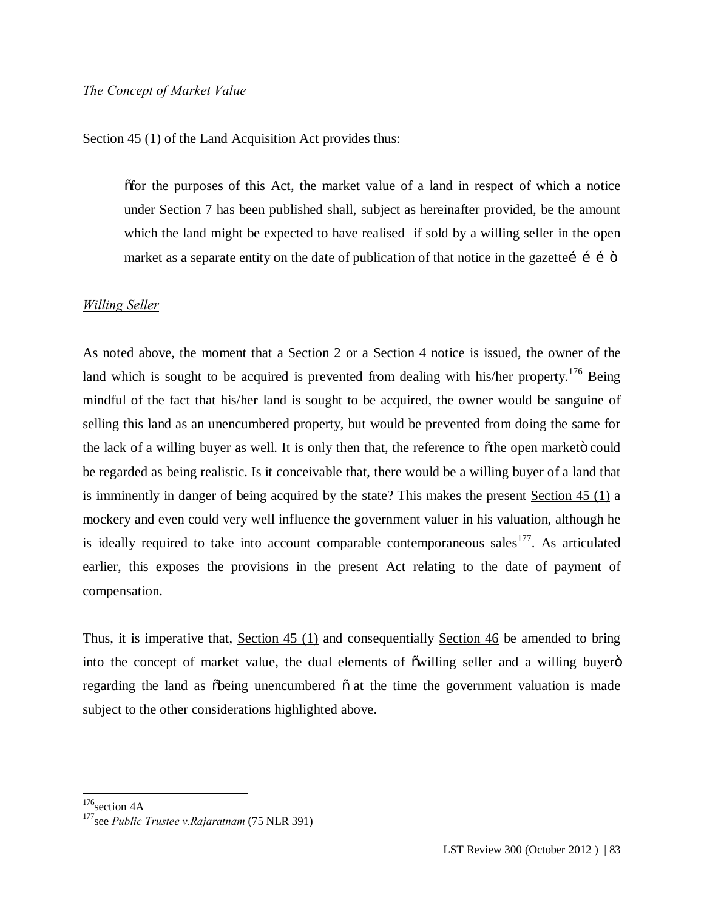*The Concept of Market Value*

Section 45 (1) of the Land Acquisition Act provides thus:

> "for the purposes of this Act, the market value of a land in respect of which a notice under Section 7 has been published shall, subject as hereinafter provided, be the amount which the land might be expected to have realised if sold by a willing seller in the open market as a separate entity on the date of publication of that notice in the gazette……"

*Willing Seller*

As noted above, the moment that a Section 2 or a Section 4 notice is issued, the owner of the land which is sought to be acquired is prevented from dealing with his/her property.[176] Being mindful of the fact that his/her land is sought to be acquired, the owner would be sanguine of selling this land as an unencumbered property, but would be prevented from doing the same for the lack of a willing buyer as well. It is only then that, the reference to "the open market" could be regarded as being realistic. Is it conceivable that, there would be a willing buyer of a land that is imminently in danger of being acquired by the state? This makes the present Section 45 (1) a mockery and even could very well influence the government valuer in his valuation, although he is ideally required to take into account comparable contemporaneous sales[177]. As articulated earlier, this exposes the provisions in the present Act relating to the date of payment of compensation.

Thus, it is imperative that, Section 45 (1) and consequentially Section 46 be amended to bring into the concept of market value, the dual elements of "willing seller and a willing buyer" regarding the land as "being unencumbered " at the time the government valuation is made subject to the other considerations highlighted above.

---

[176] section 4A

[177] see *Public Trustee v.Rajaratnam* (75 NLR 391)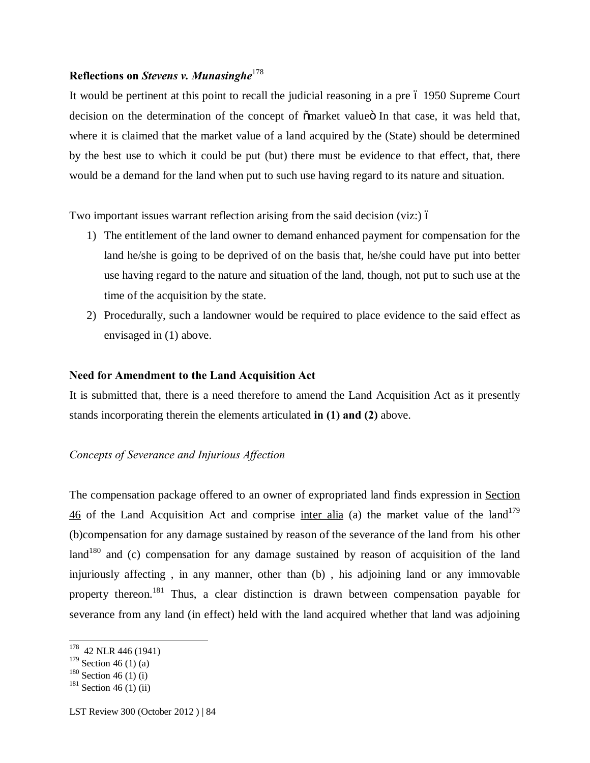### Reflections on *Stevens v. Munasinghe*[178]

It would be pertinent at this point to recall the judicial reasoning in a pre – 1950 Supreme Court decision on the determination of the concept of "market value" In that case, it was held that, where it is claimed that the market value of a land acquired by the (State) should be determined by the best use to which it could be put (but) there must be evidence to that effect, that, there would be a demand for the land when put to such use having regard to its nature and situation.

Two important issues warrant reflection arising from the said decision (viz:) –

1) The entitlement of the land owner to demand enhanced payment for compensation for the land he/she is going to be deprived of on the basis that, he/she could have put into better use having regard to the nature and situation of the land, though, not put to such use at the time of the acquisition by the state.
2) Procedurally, such a landowner would be required to place evidence to the said effect as envisaged in (1) above.

### Need for Amendment to the Land Acquisition Act

It is submitted that, there is a need therefore to amend the Land Acquisition Act as it presently stands incorporating therein the elements articulated **in (1) and (2)** above.

*Concepts of Severance and Injurious Affection*

The compensation package offered to an owner of expropriated land finds expression in Section 46 of the Land Acquisition Act and comprise inter alia (a) the market value of the land[179] (b)compensation for any damage sustained by reason of the severance of the land from his other land[180] and (c) compensation for any damage sustained by reason of acquisition of the land injuriously affecting , in any manner, other than (b) , his adjoining land or any immovable property thereon.[181] Thus, a clear distinction is drawn between compensation payable for severance from any land (in effect) held with the land acquired whether that land was adjoining

---

[178] 42 NLR 446 (1941)

[179] Section 46 (1) (a)

[180] Section 46 (1) (i)

[181] Section 46 (1) (ii)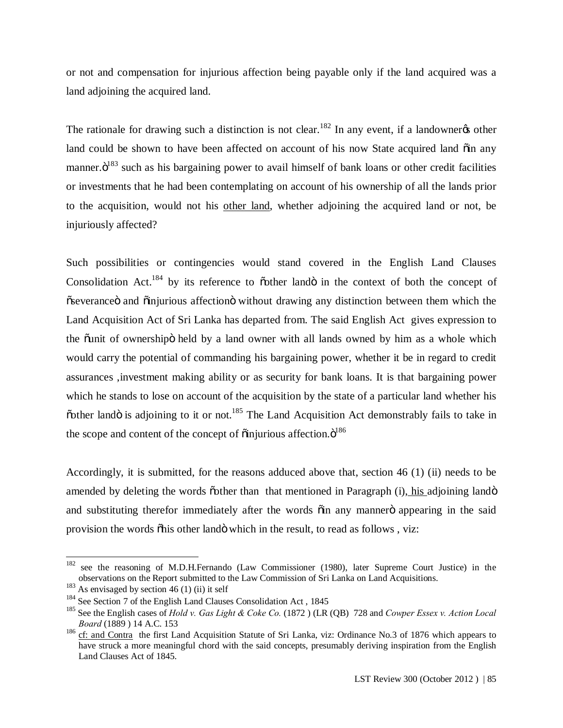or not and compensation for injurious affection being payable only if the land acquired was a land adjoining the acquired land.

The rationale for drawing such a distinction is not clear.[182] In any event, if a landowner's other land could be shown to have been affected on account of his now State acquired land "in any manner."[183] such as his bargaining power to avail himself of bank loans or other credit facilities or investments that he had been contemplating on account of his ownership of all the lands prior to the acquisition, would not his <u>other land</u>, whether adjoining the acquired land or not, be injuriously affected?

Such possibilities or contingencies would stand covered in the English Land Clauses Consolidation Act.[184] by its reference to "other land" in the context of both the concept of "severance" and "injurious affection" without drawing any distinction between them which the Land Acquisition Act of Sri Lanka has departed from. The said English Act gives expression to the "unit of ownership" held by a land owner with all lands owned by him as a whole which would carry the potential of commanding his bargaining power, whether it be in regard to credit assurances ,investment making ability or as security for bank loans. It is that bargaining power which he stands to lose on account of the acquisition by the state of a particular land whether his "other land" is adjoining to it or not.[185] The Land Acquisition Act demonstrably fails to take in the scope and content of the concept of "injurious affection."[186]

Accordingly, it is submitted, for the reasons adduced above that, section 46 (1) (ii) needs to be amended by deleting the words "other than that mentioned in Paragraph (i), <u>his</u> adjoining land" and substituting therefor immediately after the words "in any manner" appearing in the said provision the words "his other land" which in the result, to read as follows , viz:

---

[182] see the reasoning of M.D.H.Fernando (Law Commissioner (1980), later Supreme Court Justice) in the observations on the Report submitted to the Law Commission of Sri Lanka on Land Acquisitions.

[183] As envisaged by section 46 (1) (ii) it self

[184] See Section 7 of the English Land Clauses Consolidation Act , 1845

[185] See the English cases of *Hold v. Gas Light & Coke Co.* (1872 ) (LR (QB) 728 and *Cowper Essex v. Action Local Board* (1889 ) 14 A.C. 153

[186] <u>cf: and Contra</u> the first Land Acquisition Statute of Sri Lanka, viz: Ordinance No.3 of 1876 which appears to have struck a more meaningful chord with the said concepts, presumably deriving inspiration from the English Land Clauses Act of 1845.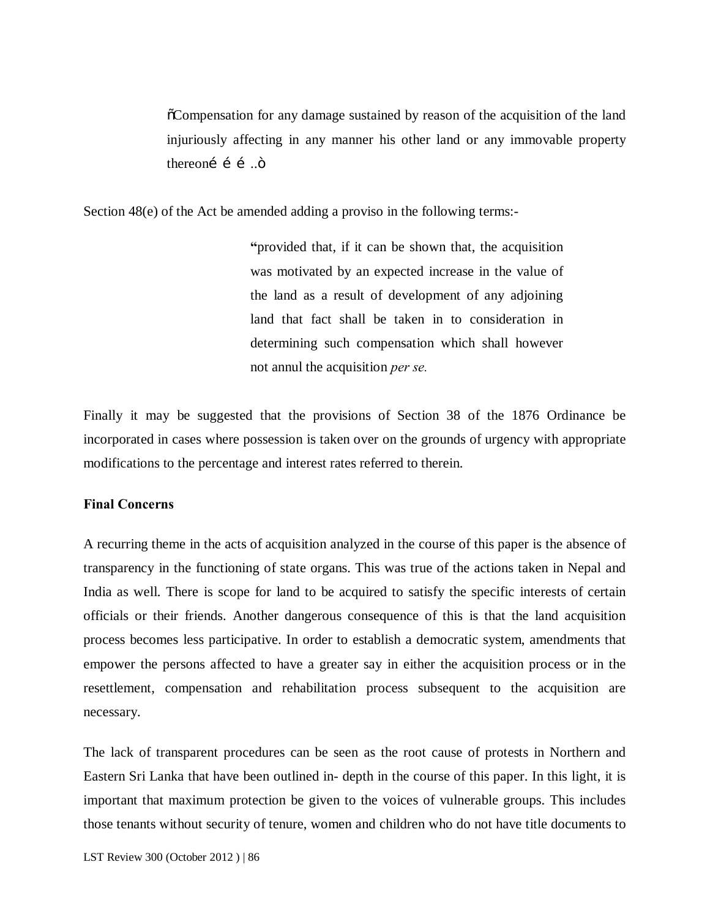> õCompensation for any damage sustained by reason of the acquisition of the land injuriously affecting in any manner his other land or any immovable property thereoné é é ..ö

Section 48(e) of the Act be amended adding a proviso in the following terms:-

> "provided that, if it can be shown that, the acquisition was motivated by an expected increase in the value of the land as a result of development of any adjoining land that fact shall be taken in to consideration in determining such compensation which shall however not annul the acquisition *per se.*

Finally it may be suggested that the provisions of Section 38 of the 1876 Ordinance be incorporated in cases where possession is taken over on the grounds of urgency with appropriate modifications to the percentage and interest rates referred to therein.

**Final Concerns**

A recurring theme in the acts of acquisition analyzed in the course of this paper is the absence of transparency in the functioning of state organs. This was true of the actions taken in Nepal and India as well. There is scope for land to be acquired to satisfy the specific interests of certain officials or their friends. Another dangerous consequence of this is that the land acquisition process becomes less participative. In order to establish a democratic system, amendments that empower the persons affected to have a greater say in either the acquisition process or in the resettlement, compensation and rehabilitation process subsequent to the acquisition are necessary.

The lack of transparent procedures can be seen as the root cause of protests in Northern and Eastern Sri Lanka that have been outlined in- depth in the course of this paper. In this light, it is important that maximum protection be given to the voices of vulnerable groups. This includes those tenants without security of tenure, women and children who do not have title documents to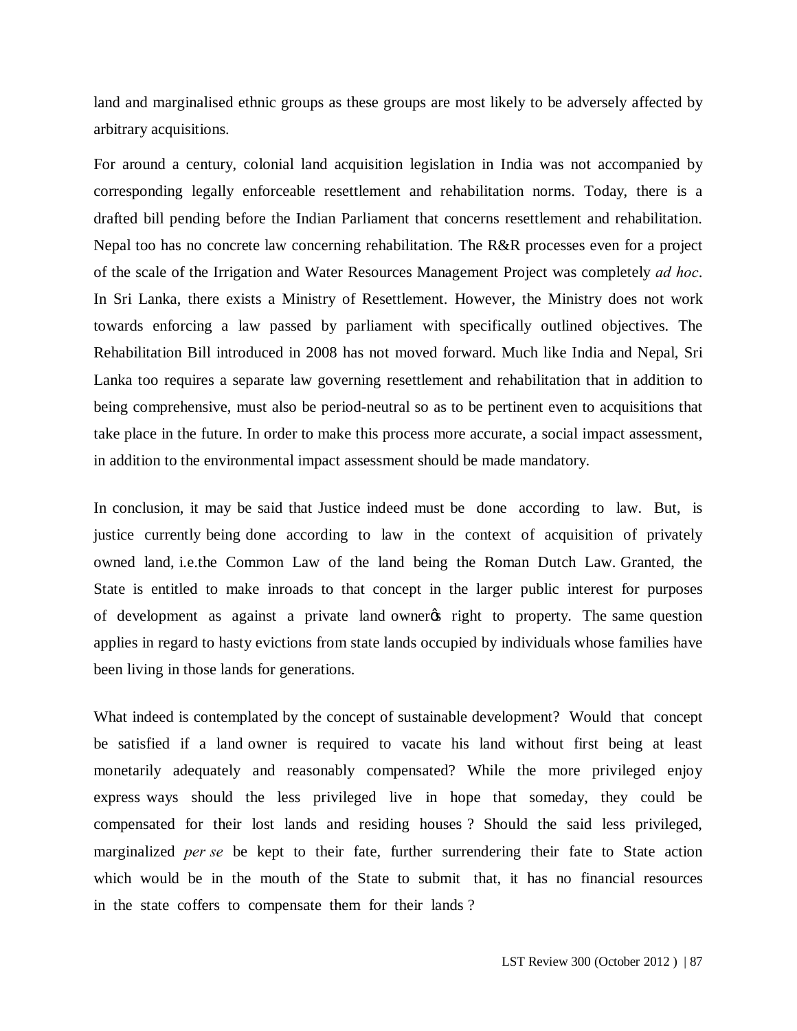land and marginalised ethnic groups as these groups are most likely to be adversely affected by arbitrary acquisitions.

For around a century, colonial land acquisition legislation in India was not accompanied by corresponding legally enforceable resettlement and rehabilitation norms. Today, there is a drafted bill pending before the Indian Parliament that concerns resettlement and rehabilitation. Nepal too has no concrete law concerning rehabilitation. The R&R processes even for a project of the scale of the Irrigation and Water Resources Management Project was completely *ad hoc*. In Sri Lanka, there exists a Ministry of Resettlement. However, the Ministry does not work towards enforcing a law passed by parliament with specifically outlined objectives. The Rehabilitation Bill introduced in 2008 has not moved forward. Much like India and Nepal, Sri Lanka too requires a separate law governing resettlement and rehabilitation that in addition to being comprehensive, must also be period-neutral so as to be pertinent even to acquisitions that take place in the future. In order to make this process more accurate, a social impact assessment, in addition to the environmental impact assessment should be made mandatory.

In conclusion, it may be said that Justice indeed must be done according to law. But, is justice currently being done according to law in the context of acquisition of privately owned land, i.e.the Common Law of the land being the Roman Dutch Law. Granted, the State is entitled to make inroads to that concept in the larger public interest for purposes of development as against a private land owner's right to property. The same question applies in regard to hasty evictions from state lands occupied by individuals whose families have been living in those lands for generations.

What indeed is contemplated by the concept of sustainable development? Would that concept be satisfied if a land owner is required to vacate his land without first being at least monetarily adequately and reasonably compensated? While the more privileged enjoy express ways should the less privileged live in hope that someday, they could be compensated for their lost lands and residing houses ? Should the said less privileged, marginalized *per se* be kept to their fate, further surrendering their fate to State action which would be in the mouth of the State to submit that, it has no financial resources in the state coffers to compensate them for their lands ?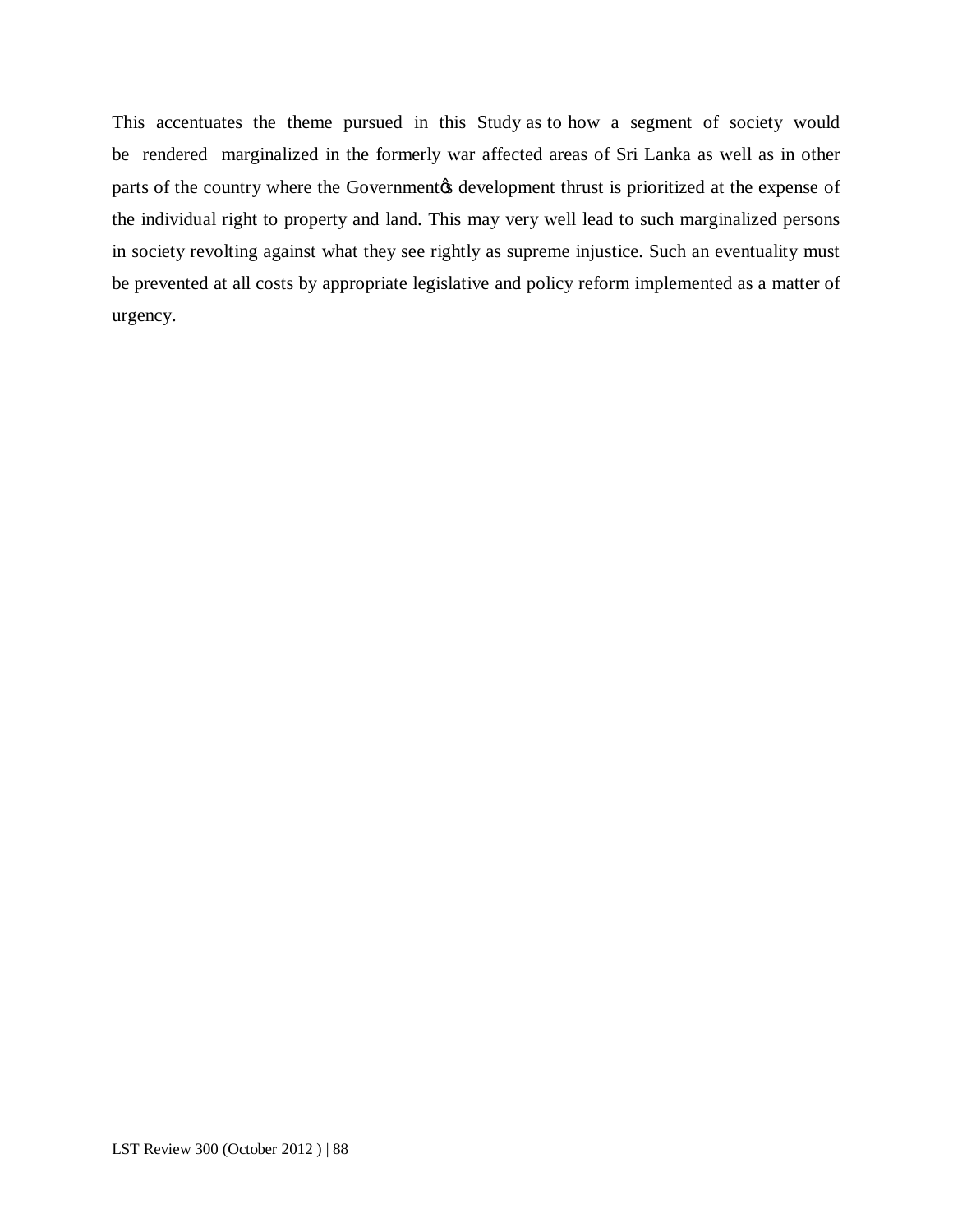This accentuates the theme pursued in this Study as to how a segment of society would be rendered marginalized in the formerly war affected areas of Sri Lanka as well as in other parts of the country where the Government's development thrust is prioritized at the expense of the individual right to property and land. This may very well lead to such marginalized persons in society revolting against what they see rightly as supreme injustice. Such an eventuality must be prevented at all costs by appropriate legislative and policy reform implemented as a matter of urgency.